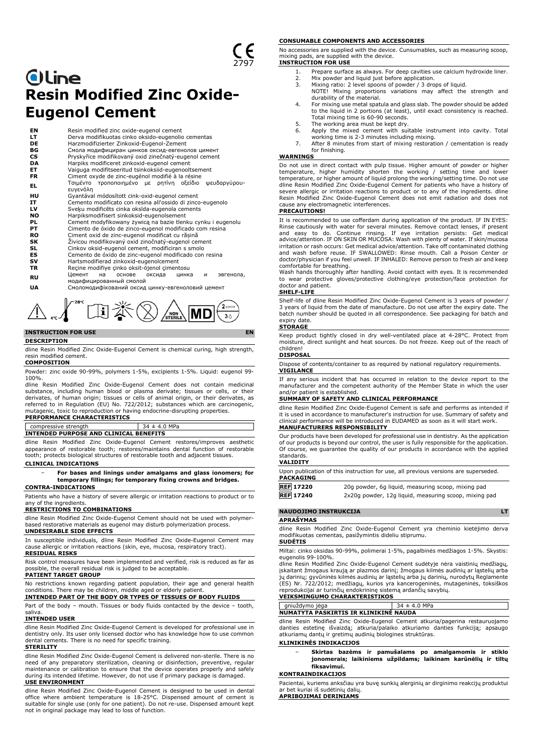CE 2797

dline

# Resin Modified Zinc Oxide-Eugenol Cement

| | |
|---|---|
| **EN** | Resin modified zinc oxide-eugenol cement |
| **LT** | Derva modifikuotas cinko oksido-eugenolio cementas |
| **DE** | Harzmodifizierter Zinkoxid-Eugenol-Zement |
| **BG** | Смола модифициран цинков оксид-евгенолов цимент |
| **CS** | Pryskyřice modifikovaný oxid zinečnatý-eugenol cement |
| **DA** | Harpiks modificeret zinkoxid-eugenol cement |
| **ET** | Vaiguga modifitseeritud tsinkoksiid-eugenooltsement |
| **FR** | Ciment oxyde de zinc-eugénol modifié à la résine |
| **EL** | Τσιμέντο τροποποιημένο με ρητίνη οξείδιο ψευδαργύρου-ευγενόλη |
| **HU** | Gyantával módosított cink-oxid-eugenol cement |
| **IT** | Cemento modificato con resina all'ossido di zinco-eugenolo |
| **LV** | Sveķu modificēts cinka oksīda-eugenola cements |
| **NO** | Harpiksmodifisert sinkoksid-eugenolsement |
| **PL** | Cement modyfikowany żywicą na bazie tlenku cynku i eugenolu |
| **PT** | Cimento de óxido de zinco-eugenol modificado com resina |
| **RO** | Ciment oxid de zinc-eugenol modificat cu rășină |
| **SK** | Živicou modifikovaný oxid zinočnatý-eugenol cement |
| **SL** | Cinkov oksid-eugenol cement, modificiran s smolo |
| **ES** | Cemento de óxido de zinc-eugenol modificado con resina |
| **SV** | Hartsmodifierad zinkoxid-eugenolcement |
| **TR** | Reçine modifiye çinko oksit-öjenol çimentosu |
| **RU** | Цемент на основе оксида цинка и эвгенола, модифицированный смолой |
| **UA** | Смоломодифікований оксид цинку-евгеноловий цемент |

4°C – 28°C NON STERILE MD 2 / 3

## INSTRUCTION FOR USE — EN

### DESCRIPTION

dline Resin Modified Zinc Oxide-Eugenol Cement is chemical curing, high strength, resin modified cement.

### COMPOSITION

Powder: zinc oxide 90-99%, polymers 1-5%, excipients 1-5%. Liquid: eugenol 99-100%.

dline Resin Modified Zinc Oxide-Eugenol Cement does not contain medicinal substance, including human blood or plasma derivate; tissues or cells, or their derivates, of human origin; tissues or cells of animal origin, or their derivates, as referred to in Regulation (EU) No. 722/2012; substances which are carcinogenic, mutagenic, toxic to reproduction or having endocrine-disrupting properties.

### PERFORMANCE CHARACTERISTICS

| compressive strength | 34 ± 4.0 MPa |
|---|---|

### INTENDED PURPOSE AND CLINICAL BENEFITS

dline Resin Modified Zinc Oxide-Eugenol Cement restores/improves aesthetic appearance of restorable tooth; restores/maintains dental function of restorable tooth; protects biological structures of restorable tooth and adjacent tissues.

### CLINICAL INDICATIONS

- **For bases and linings under amalgams and glass ionomers; for temporary fillings; for temporary fixing crowns and bridges.**

### CONTRA-INDICATIONS

Patients who have a history of severe allergic or irritation reactions to product or to any of the ingredients.

### RESTRICTIONS TO COMBINATIONS

dline Resin Modified Zinc Oxide-Eugenol Cement should not be used with polymer-based restorative materials as eugenol may disturb polymerization process.

### UNDESIRABLE SIDE EFFECTS

In susceptible individuals, dline Resin Modified Zinc Oxide-Eugenol Cement may cause allergic or irritation reactions (skin, eye, mucosa, respiratory tract).

### RESIDUAL RISKS

Risk control measures have been implemented and verified, risk is reduced as far as possible, the overall residual risk is judged to be acceptable.

### PATIENT TARGET GROUP

No restrictions known regarding patient population, their age and general health conditions. There may be children, middle aged or elderly patient.

### INTENDED PART OF THE BODY OR TYPES OF TISSUES OF BODY FLUIDS

Part of the body – mouth. Tissues or body fluids contacted by the device – tooth, saliva.

### INTENDED USER

dline Resin Modified Zinc Oxide-Eugenol Cement is developed for professional use in dentistry only. Its user only licensed doctor who has knowledge how to use common dental cements. There is no need for specific training.

### STERILITY

dline Resin Modified Zinc Oxide-Eugenol Cement is delivered non-sterile. There is no need of any preparatory sterilization, cleaning or disinfection, preventive, regular maintenance or calibration to ensure that the device operates properly and safely during its intended lifetime. However, do not use if primary package is damaged.

### USE ENVIRONMENT

dline Resin Modified Zinc Oxide-Eugenol Cement is designed to be used in dental office where ambient temperature is 18-25°C. Dispensed amount of cement is suitable for single use (only for one patient). Do not re-use. Dispensed amount kept not in original package may lead to loss of function.

### CONSUMABLE COMPONENTS AND ACCESSORIES

No accessories are supplied with the device. Cunsumables, such as measuring scoop, mixing pads, are supplied with the device.

### INSTRUCTION FOR USE

1. Prepare surface as always. For deep cavities use calcium hydroxide liner.
2. Mix powder and liquid just before application.
3. Mixing ratio: 2 level spoons of powder / 3 drops of liquid.
   NOTE! Mixing proportions variations may affect the strength and durability of the material.
4. For mixing use metal spatula and glass slab. The powder should be added to the liquid in 2 portions (at least), until exact consistency is reached. Total mixing time is 60-90 seconds.
5. The working area must be kept dry.
6. Apply the mixed cement with suitable instrument into cavity. Total working time is 2-3 minutes including mixing.
7. After 8 minutes from start of mixing restoration / cementation is ready for finishing.

### WARNINGS

Do not use in direct contact with pulp tissue. Higher amount of powder or higher temperature, higher humidity shorten the working / setting time and lower temperature, or higher amount of liquid prolong the working/setting time. Do not use dline Resin Modified Zinc Oxide-Eugenol Cement for patients who have a history of severe allergic or irritation reactions to product or to any of the ingredients. dline Resin Modified Zinc Oxide-Eugenol Cement does not emit radiation and does not cause any electromagnetic interferences.

### PRECAUTIONS!

It is recommended to use cofferdam during application of the product. IF IN EYES: Rinse cautiously with water for several minutes. Remove contact lenses, if present and easy to do. Continue rinsing. If eye irritation persists: Get medical advice/attention. IF ON SKIN OR MUCOSA: Wash with plenty of water. If skin/mucosa irritation or rash occurs: Get medical advice/attention. Take off contaminated clothing and wash before reuse. IF SWALLOWED: Rinse mouth. Call a Poison Center or doctor/physician if you feel unwell. IF INHALED: Remove person to fresh air and keep comfortable for breathing.

Wash hands thoroughly after handling. Avoid contact with eyes. It is recommended to wear protective gloves/protective clothing/eye protection/face protection for doctor and patient.

### SHELF-LIFE

Shelf-life of dline Resin Modified Zinc Oxide-Eugenol Cement is 3 years of powder / 3 years of liquid from the date of manufacture. Do not use after the expiry date. The batch number should be quoted in all correspondence. See packaging for batch and expiry date.

### STORAGE

Keep product tightly closed in dry well-ventilated place at 4-28°C. Protect from moisture, direct sunlight and heat sources. Do not freeze. Keep out of the reach of children!

### DISPOSAL

Dispose of contents/container to as required by national regulatory requirements.

### VIGILANCE

If any serious incident that has occurred in relation to the device report to the manufacturer and the competent authority of the Member State in which the user and/or patient is established.

### SUMMARY OF SAFETY AND CLINICAL PERFORMANCE

dline Resin Modified Zinc Oxide-Eugenol Cement is safe and performs as intended if it is used in accordance to manufacturer's instruction for use. Summary of safety and clinical performance will be introduced in EUDAMED as soon as it will start work.

### MANUFACTURERS RESPONSIBILITY

Our products have been developed for professional use in dentistry. As the application of our products is beyond our control, the user is fully responsible for the application. Of course, we guarantee the quality of our products in accordance with the applied standards.

### VALIDITY

Upon publication of this instruction for use, all previous versions are superseded.

### PACKAGING

| | |
|---|---|
| REF 17220 | 20g powder, 6g liquid, measuring scoop, mixing pad |
| REF 17240 | 2x20g powder, 12g liquid, measuring scoop, mixing pad |

## NAUDOJIMO INSTRUKCIJA — LT

### APRAŠYMAS

dline Resin Modified Zinc Oxide-Eugenol Cement yra cheminio kietėjimo derva modifikuotas cementas, pasižymintis dideliu stiprumu.

### SUDĖTIS

Miltai: cinko oksidas 90-99%, polimerai 1-5%, pagalbinės medžiagos 1-5%. Skystis: eugenolis 99-100%.

dline Resin Modified Zinc Oxide-Eugenol Cement sudėtyje nėra vaistinių medžiagų, įskaitant žmogaus kraują ar plazmos darinį; žmogaus kilmės audinių ar ląstelių arba jų darinių; gyvūninės kilmės audinių ar ląstelių arba jų darinių, nurodytų Reglamente (ES) Nr. 722/2012; medžiagų, kurios yra kancerogeninės, mutageninės, toksiškos reprodukcijai ar turinčių endokrininę sistemą ardančių savybių.

### VEIKSMINGUMO CHARAKTERISTIKOS

| gniuždymo jėga | 34 ± 4.0 MPa |
|---|---|

### NUMATYTA PASKIRTIS IR KLINIKINĖ NAUDA

dline Resin Modified Zinc Oxide-Eugenol Cement atkuria/pagerina restauruojamo danties estetinę išvaizdą; atkuria/palaiko atkuriamo danties funkciją; apsaugo atkuriamų dantų ir gretimų audinių biologines struktūras.

### KLINIKINĖS INDIKACIJOS

- **Skirtas bazėms ir pamušalams po amalgamomis ir stiklo jonomerais; laikiniems užpildams; laikinam karūnėlių ir tiltų fiksavimui.**

### KONTRAINDIKACIJOS

Pacientai, kuriems anksčiau yra buvę sunkių alerginių ar dirginimo reakcijų produktui ar bet kuriai iš sudėtinių dalių.

### APRIBOJIMAI DERINIAMS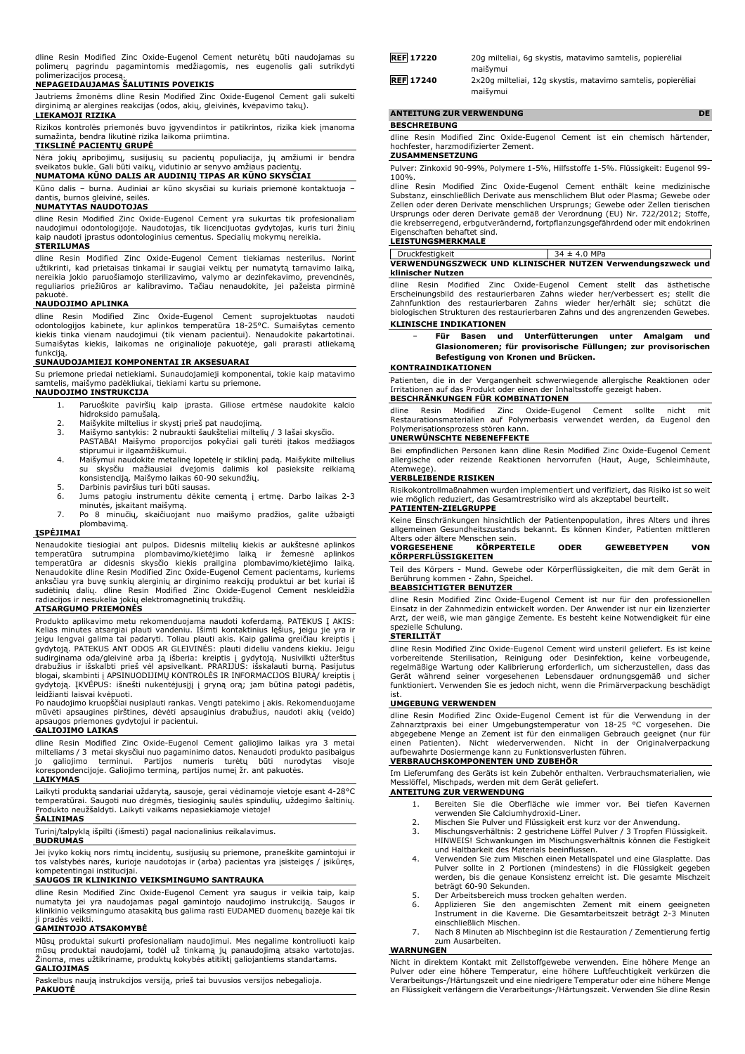dline Resin Modified Zinc Oxide-Eugenol Cement neturėtų būti naudojamas su polimerų pagrindu pagamintomis medžiagomis, nes eugenolis gali sutrikdyti polimerizacijos procesą.

**NEPAGEIDAUJAMAS ŠALUTINIS POVEIKIS**

Jautriems žmonėms dline Resin Modified Zinc Oxide-Eugenol Cement gali sukelti dirginimą ar alergines reakcijas (odos, akių, gleivinės, kvėpavimo takų).

**LIEKAMOJI RIZIKA**

Rizikos kontrolės priemonės buvo įgyvendintos ir patikrintos, rizika kiek įmanoma sumažinta, bendra likutinė rizika laikoma priimtina.

**TIKSLINĖ PACIENTŲ GRUPĖ**

Nėra jokių apribojimų, susijusių su pacientų populiacija, jų amžiumi ir bendra sveikatos būkle. Gali būti vaikų, vidutinio ar senyvo amžiaus pacientų.

**NUMATOMA KŪNO DALIS AR AUDINIŲ TIPAS AR KŪNO SKYSČIAI**

Kūno dalis – burna. Audiniai ar kūno skysčiai su kuriais priemonė kontaktuoja – dantis, burnos gleivinė, seilės.

**NUMATYTAS NAUDOTOJAS**

dline Resin Modified Zinc Oxide-Eugenol Cement yra sukurtas tik profesionaliam naudojimui odontologijoje. Naudotojas, tik licencijuotas gydytojas, kuris turi žinių kaip naudoti įprastus odontologinius cementus. Specialių mokymų nereikia.

**STERILUMAS**

dline Resin Modified Zinc Oxide-Eugenol Cement tiekiamas nesterilus. Norint užtikrinti, kad prietaisas tinkamai ir saugiai veiktų per numatytą tarnavimo laiką, nereikia jokio paruošiamojo sterilizavimo, valymo ar dezinfekavimo, prevencinės, reguliarios priežiūros ar kalibravimo. Tačiau nenaudokite, jei pažeista pirminė pakuotė.

**NAUDOJIMO APLINKA**

dline Resin Modified Zinc Oxide-Eugenol Cement suprojektuotas naudoti odontologijos kabinete, kur aplinkos temperatūra 18-25°C. Sumaišytas cemento kiekis tinka vienam naudojimui (tik vienam pacientui). Nenaudokite pakartotinai. Sumaišytas kiekis, laikomas ne originalioje pakuotėje, gali prarasti atliekamą funkciją.

**SUNAUDOJAMIEJI KOMPONENTAI IR AKSESUARAI**

Su priemone priedai netiekiami. Sunaudojamieji komponentai, tokie kaip matavimo samtelis, maišymo padėkliukai, tiekiami kartu su priemone.

**NAUDOJIMO INSTRUKCIJA**

1. Paruoškite paviršių kaip įprasta. Giliose ertmėse naudokite kalcio hidroksido pamušalą.
2. Maišykite miltelius ir skystį prieš pat naudojimą.
3. Maišymo santykis: 2 nubraukti šaukšteliai miltelių / 3 lašai skysčio. PASTABA! Maišymo proporcijos pokyčiai gali turėti įtakos medžiagos stiprumui ir ilgaamžiškumui.
4. Maišymui naudokite metalinę lopetėlę ir stiklinį padą. Maišykite miltelius su skysčiu mažiausiai dvejomis dalimis kol pasieksite reikiamą konsistenciją. Maišymo laikas 60-90 sekundžių.
5. Darbinis paviršius turi būti sausas.
6. Jums patogiu instrumentu dėkite cementą į ertmę. Darbo laikas 2-3 minutės, įskaitant maišymą.
7. Po 8 minučių, skaičiuojant nuo maišymo pradžios, galite užbaigti plombavimą.

**ĮSPĖJIMAI**

Nenaudokite tiesiogiai ant pulpos. Didesnis miltelių kiekis ar aukštesnė aplinkos temperatūra sutrumpina plombavimo/kietėjimo laiką ir žemesnė aplinkos temperatūra ar didesnis skysčio kiekis prailgina plombavimo/kietėjimo laiką. Nenaudokite dline Resin Modified Zinc Oxide-Eugenol Cement pacientams, kuriems anksčiau yra buvę sunkių alerginių ar dirginimo reakcijų produktui ar bet kuriai iš sudėtinių dalių. dline Resin Modified Zinc Oxide-Eugenol Cement neskleidžia radiacijos ir nesukelia jokių elektromagnetinių trukdžių.

**ATSARGUMO PRIEMONĖS**

Produkto aplikavimo metu rekomenduojama naudoti koferdamą. PATEKUS Į AKIS: Kelias minutes atsargiai plauti vandeniu. Išimti kontaktinius lęšius, jeigu jie yra ir jeigu lengvai galima tai padaryti. Toliau plauti akis. Kaip galima greičiau kreiptis į gydytoją. PATEKUS ANT ODOS AR GLEIVINĖS: plauti dideliu vandens kiekiu. Jeigu sudirginama oda/gleivinė arba ją išberia: kreiptis į gydytoją. Nusivilkti užterštus drabužius ir išskalbti prieš vėl apsivelkant. PRARIJUS: išskalauti burną. Pasijutus blogai, skambinti į APSINUODIJIMŲ KONTROLĖS IR INFORMACIJOS BIURĄ/ kreiptis į gydytoją. ĮKVĖPUS: išnešti nukentėjusįjį į gryną orą; jam būtina patogi padėtis, leidžianti laisvai kvėpuoti.

Po naudojimo kruopščiai nusiplauti rankas. Vengti patekimo į akis. Rekomenduojame mūvėti apsaugines pirštines, dėvėti apsauginius drabužius, naudoti akių (veido) apsaugos priemones gydytojui ir pacientui.

**GALIOJIMO LAIKAS**

dline Resin Modified Zinc Oxide-Eugenol Cement galiojimo laikas yra 3 metai milteliams / 3 metai skysčiui nuo pagaminimo datos. Nenaudoti produkto pasibaigus jo galiojimo terminui. Partijos numeris turėtų būti nurodytas visoje korespondencijoje. Galiojimo terminą, partijos numerį žr. ant pakuotės.

**LAIKYMAS**

Laikyti produktą sandariai uždarytą, sausoje, gerai vėdinamoje vietoje esant 4-28°C temperatūrai. Saugoti nuo drėgmės, tiesioginių saulės spindulių, uždegimo šaltinių. Produkto neužšaldyti. Laikyti vaikams nepasiekiamoje vietoje!

**ŠALINIMAS**

Turinį/talpyklą išpilti (išmesti) pagal nacionalinius reikalavimus.

**BUDRUMAS**

Jei įvyko kokių nors rimtų incidentų, susijusių su priemone, praneškite gamintojui ir tos valstybės narės, kurioje naudotojas ir (arba) pacientas yra įsisteigęs / įsikūręs, kompetentingai institucijai.

**SAUGOS IR KLINIKINIO VEIKSMINGUMO SANTRAUKA**

dline Resin Modified Zinc Oxide-Eugenol Cement yra saugus ir veikia taip, kaip numatyta jei yra naudojamas pagal gamintojo naudojimo instrukciją. Saugos ir klinikinio veiksmingumo atasakitą bus galima rasti EUDAMED duomenų bazėje kai tik ji pradės veikti.

**GAMINTOJO ATSAKOMYBĖ**

Mūsų produktai sukurti profesionaliam naudojimui. Mes negalime kontroliuoti kaip mūsų produktai naudojami, todėl už tinkamą jų panaudojimą atsako vartotojas. Žinoma, mes užtikriname, produktų kokybės atitiktį galiojantiems standartams.

**GALIOJIMAS**

Paskelbus naują instrukcijos versiją, prieš tai buvusios versijos nebegalioja.

**PAKUOTĖ**

| | |
|---|---|
| **REF 17220** | 20g milteliai, 6g skystis, matavimo samtelis, popieriėliai maišymui |
| **REF 17240** | 2x20g milteliai, 12g skystis, matavimo samtelis, popieriėliai maišymui |

## ANTEITUNG ZUR VERWENDUNG — DE

**BESCHREIBUNG**

dline Resin Modified Zinc Oxide-Eugenol Cement ist ein chemisch härtender, hochfester, harzmodifizierter Zement.

**ZUSAMMENSETZUNG**

Pulver: Zinkoxid 90-99%, Polymere 1-5%, Hilfsstoffe 1-5%. Flüssigkeit: Eugenol 99-100%.

dline Resin Modified Zinc Oxide-Eugenol Cement enthält keine medizinische Substanz, einschließlich Derivate aus menschlichem Blut oder Plasma; Gewebe oder Zellen oder deren Derivate menschlichen Ursprungs; Gewebe oder Zellen tierischen Ursprungs oder deren Derivate gemäß der Verordnung (EU) Nr. 722/2012; Stoffe, die krebserregend, erbgutverändernd, fortpflanzungsgefährdend oder mit endokrinen Eigenschaften behaftet sind.

**LEISTUNGSMERKMALE**

| Druckfestigkeit | 34 ± 4.0 MPa |
|---|---|

**VERWENDUNGSZWECK UND KLINISCHER NUTZEN Verwendungszweck und klinischer Nutzen**

dline Resin Modified Zinc Oxide-Eugenol Cement stellt das ästhetische Erscheinungsbild des restaurierbaren Zahns wieder her/verbessert es; stellt die Zahnfunktion des restaurierbaren Zahns wieder her/erhält sie; schützt die biologischen Strukturen des restaurierbaren Zahns und des angrenzenden Gewebes.

**KLINISCHE INDIKATIONEN**

- **Für Basen und Unterfütterungen unter Amalgam und Glasionomeren; für provisorische Füllungen; zur provisorischen Befestigung von Kronen und Brücken.**

**KONTRAINDIKATIONEN**

Patienten, die in der Vergangenheit schwerwiegende allergische Reaktionen oder Irritationen auf das Produkt oder einen der Inhaltsstoffe gezeigt haben.

**BESCHRÄNKUNGEN FÜR KOMBINATIONEN**

dline Resin Modified Zinc Oxide-Eugenol Cement sollte nicht mit Restaurationsmaterialien auf Polymerbasis verwendet werden, da Eugenol den Polymerisationsprozess stören kann.

**UNERWÜNSCHTE NEBENEFFEKTE**

Bei empfindlichen Personen kann dline Resin Modified Zinc Oxide-Eugenol Cement allergische oder reizende Reaktionen hervorrufen (Haut, Auge, Schleimhäute, Atemwege).

**VERBLEIBENDE RISIKEN**

Risikokontrollmaßnahmen wurden implementiert und verifiziert, das Risiko ist so weit wie möglich reduziert, das Gesamtrestrisiko wird als akzeptabel beurteilt.

**PATIENTEN-ZIELGRUPPE**

Keine Einschränkungen hinsichtlich der Patientenpopulation, ihres Alters und ihres allgemeinen Gesundheitszustands bekannt. Es können Kinder, Patienten mittleren Alters oder ältere Menschen sein.

**VORGESEHENE KÖRPERTEILE ODER GEWEBETYPEN VON KÖRPERFLÜSSIGKEITEN**

Teil des Körpers - Mund. Gewebe oder Körperflüssigkeiten, die mit dem Gerät in Berührung kommen - Zahn, Speichel.

**BEABSICHTIGTER BENUTZER**

dline Resin Modified Zinc Oxide-Eugenol Cement ist nur für den professionellen Einsatz in der Zahnmedizin entwickelt worden. Der Anwender ist nur ein lizenzierter Arzt, der weiß, wie man gängige Zemente. Es besteht keine Notwendigkeit für eine spezielle Schulung.

**STERILITÄT**

dline Resin Modified Zinc Oxide-Eugenol Cement wird unsteril geliefert. Es ist keine vorbereitende Sterilisation, Reinigung oder Desinfektion, keine vorbeugende, regelmäßige Wartung oder Kalibrierung erforderlich, um sicherzustellen, dass das Gerät während seiner vorgesehenen Lebensdauer ordnungsgemäß und sicher funktioniert. Verwenden Sie es jedoch nicht, wenn die Primärverpackung beschädigt ist.

**UMGEBUNG VERWENDEN**

dline Resin Modified Zinc Oxide-Eugenol Cement ist für die Verwendung in der Zahnarztpraxis bei einer Umgebungstemperatur von 18-25 °C vorgesehen. Die abgegebene Menge an Zement ist für den einmaligen Gebrauch geeignet (nur für einen Patienten). Nicht wiederverwenden. Nicht in der Originalverpackung aufbewahrte Dosiermenge kann zu Funktionsverlusten führen.

**VERBRAUCHSKOMPONENTEN UND ZUBEHÖR**

Im Lieferumfang des Geräts ist kein Zubehör enthalten. Verbrauchsmaterialien, wie Messlöffel, Mischpads, werden mit dem Gerät geliefert.

**ANTEITUNG ZUR VERWENDUNG**

1. Bereiten Sie die Oberfläche wie immer vor. Bei tiefen Kavernen verwenden Sie Calciumhydroxid-Liner.
2. Mischen Sie Pulver und Flüssigkeit erst kurz vor der Anwendung.
3. Mischungsverhältnis: 2 gestrichene Löffel Pulver / 3 Tropfen Flüssigkeit. HINWEIS! Schwankungen im Mischungsverhältnis können die Festigkeit und Haltbarkeit des Materials beeinflussen.
4. Verwenden Sie zum Mischen einen Metallspatel und eine Glasplatte. Das Pulver sollte in 2 Portionen (mindestens) in die Flüssigkeit gegeben werden, bis die genaue Konsistenz erreicht ist. Die gesamte Mischzeit beträgt 60-90 Sekunden.
5. Der Arbeitsbereich muss trocken gehalten werden.
6. Applizieren Sie den angemischten Zement mit einem geeigneten Instrument in die Kaverne. Die Gesamtarbeitszeit beträgt 2-3 Minuten einschließlich Mischen.
7. Nach 8 Minuten ab Mischbeginn ist die Restauration / Zementierung fertig zum Ausarbeiten.

**WARNUNGEN**

Nicht in direktem Kontakt mit Zellstoffgewebe verwenden. Eine höhere Menge an Pulver oder eine höhere Temperatur, eine höhere Luftfeuchtigkeit verkürzen die Verarbeitungs-/Härtungszeit und eine niedrigere Temperatur oder eine höhere Menge an Flüssigkeit verlängern die Verarbeitungs-/Härtungszeit. Verwenden Sie dline Resin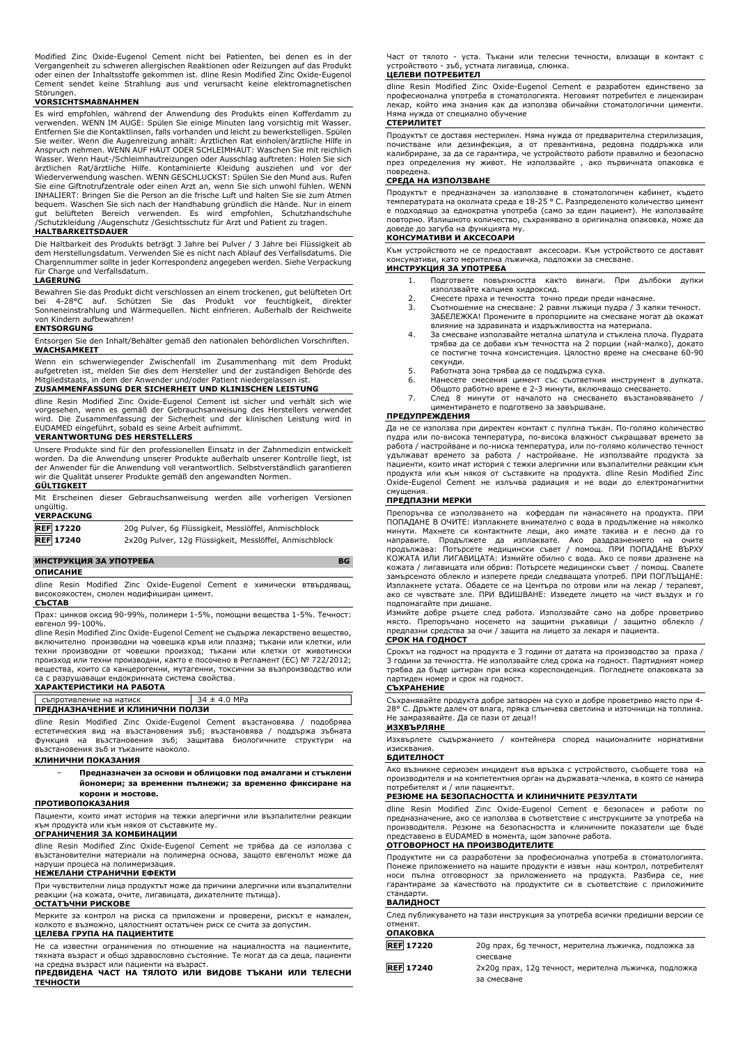Modified Zinc Oxide-Eugenol Cement nicht bei Patienten, bei denen es in der Vergangenheit zu schweren allergischen Reaktionen oder Reizungen auf das Produkt oder einen der Inhaltsstoffe gekommen ist. dline Resin Modified Zinc Oxide-Eugenol Cement sendet keine Strahlung aus und verursacht keine elektromagnetischen Störungen.

**VORSICHTSMAßNAHMEN**

Es wird empfohlen, während der Anwendung des Produkts einen Kofferdamm zu verwenden. WENN IM AUGE: Spülen Sie einige Minuten lang vorsichtig mit Wasser. Entfernen Sie die Kontaktlinsen, falls vorhanden und leicht zu bewerkstelligen. Spülen Sie weiter. Wenn die Augenreizung anhält: Ärztlichen Rat einholen/ärztliche Hilfe in Anspruch nehmen. WENN AUF HAUT ODER SCHLEIMHAUT: Waschen Sie mit reichlich Wasser. Wenn Haut-/Schleimhautreizungen oder Ausschlag auftreten: Holen Sie sich ärztlichen Rat/ärztliche Hilfe. Kontaminierte Kleidung ausziehen und vor der Wiederverwendung waschen. WENN GESCHLUCKT: Spülen Sie den Mund aus. Rufen Sie eine Giftnotrufzentrale oder einen Arzt an, wenn Sie sich unwohl fühlen. WENN INHALIERT: Bringen Sie die Person an die frische Luft und halten Sie sie zum Atmen bequem. Waschen Sie sich nach der Handhabung gründlich die Hände. Nur in einem gut belüfteten Bereich verwenden. Es wird empfohlen, Schutzhandschuhe /Schutzkleidung /Augenschutz /Gesichtsschutz für Arzt und Patient zu tragen.

**HALTBARKEITSDAUER**

Die Haltbarkeit des Produkts beträgt 3 Jahre bei Pulver / 3 Jahre bei Flüssigkeit ab dem Herstellungsdatum. Verwenden Sie es nicht nach Ablauf des Verfallsdatums. Die Chargennummer sollte in jeder Korrespondenz angegeben werden. Siehe Verpackung für Charge und Verfallsdatum.

**LAGERUNG**

Bewahren Sie das Produkt dicht verschlossen an einem trockenen, gut belüfteten Ort bei 4-28°C auf. Schützen Sie das Produkt vor Feuchtigkeit, direkter Sonneneinstrahlung und Wärmequellen. Nicht einfrieren. Außerhalb der Reichweite von Kindern aufbewahren!

**ENTSORGUNG**

Entsorgen Sie den Inhalt/Behälter gemäß den nationalen behördlichen Vorschriften.

**WACHSAMKEIT**

Wenn ein schwerwiegender Zwischenfall im Zusammenhang mit dem Produkt aufgetreten ist, melden Sie dies dem Hersteller und der zuständigen Behörde des Mitgliedstaats, in dem der Anwender und/oder Patient niedergelassen ist.

**ZUSAMMENFASSUNG DER SICHERHEIT UND KLINISCHEN LEISTUNG**

dline Resin Modified Zinc Oxide-Eugenol Cement ist sicher und verhält sich wie vorgesehen, wenn es gemäß der Gebrauchsanweisung des Herstellers verwendet wird. Die Zusammenfassung der Sicherheit und der klinischen Leistung wird in EUDAMED eingeführt, sobald es seine Arbeit aufnimmt.

**VERANTWORTUNG DES HERSTELLERS**

Unsere Produkte sind für den professionellen Einsatz in der Zahnmedizin entwickelt worden. Da die Anwendung unserer Produkte außerhalb unserer Kontrolle liegt, ist der Anwender für die Anwendung voll verantwortlich. Selbstverständlich garantieren wir die Qualität unserer Produkte gemäß den angewandten Normen.

**GÜLTIGKEIT**

Mit Erscheinen dieser Gebrauchsanweisung werden alle vorherigen Versionen ungültig.

**VERPACKUNG**

| | |
|---|---|
| REF 17220 | 20g Pulver, 6g Flüssigkeit, Messlöffel, Anmischblock |
| REF 17240 | 2x20g Pulver, 12g Flüssigkeit, Messlöffel, Anmischblock |

## ИНСТРУКЦИЯ ЗА УПОТРЕБА BG

**ОПИСАНИЕ**

dline Resin Modified Zinc Oxide-Eugenol Cement е химически втвърдяващ, високоякостен, смолен модифициран цимент.

**СЪСТАВ**

Прах: цинков оксид 90-99%, полимери 1-5%, помощни вещества 1-5%. Течност: евгенол 90-100%.

dline Resin Modified Zinc Oxide-Eugenol Cement не съдържа лекарствено вещество, включително производни на човешка кръв или плазма; тъкани или клетки, или техни производни от човешки произход; тъкани или клетки от животински произход или техни производни, както е посочено в Регламент (ЕС) № 722/2012; вещества, които са канцерогенни, мутагенни, токсични за възпроизводство или са с разрушаващи ендокринната система свойства.

**ХАРАКТЕРИСТИКИ НА РАБОТА**

| | |
|---|---|
| съпротивление на натиск | 34 ± 4.0 MPa |

**ПРЕДНАЗНАЧЕНИЕ И КЛИНИЧНИ ПОЛЗИ**

dline Resin Modified Zinc Oxide-Eugenol Cement възстановява / подобрява естетическия вид на възстановения зъб; възстановява / поддържа зъбната функция на възстановения зъб; защитава биологичните структури на възстановения зъб и тъканите наоколо.

**КЛИНИЧНИ ПОКАЗАНИЯ**

- **Предназначен за основи и облицовки под амалгами и стъклени йономери; за временни пълнежи; за временно фиксиране на корони и мостове.**

**ПРОТИВОПОКАЗАНИЯ**

Пациенти, които имат история на тежки алергични или възпалителни реакции към продукта или към някоя от съставките му.

**ОГРАНИЧЕНИЯ ЗА КОМБИНАЦИИ**

dline Resin Modified Zinc Oxide-Eugenol Cement не трябва да се използва с възстановителни материали на полимерна основа, защото евгенолът може да наруши процеса на полимеризация.

**НЕЖЕЛАНИ СТРАНИЧНИ ЕФЕКТИ**

При чувствителни лица продуктът може да причини алергични или възпалителни реакции (на кожата, очите, лигавицата, дихателните пътища).

**ОСТАТЪЧНИ РИСКОВЕ**

Мерките за контрол на риска са приложени и проверени, рискът е намален, колкото е възможно, цялостният остатъчен риск се счита за допустим.

**ЦЕЛЕВА ГРУПА НА ПАЦИЕНТИТЕ**

Не са известни ограничения по отношение на нацоналността на пациентите, тяхната възраст и общо здравословно състояние. Те могат да са деца, пациенти на средна възраст или пациенти на възраст.

**ПРЕДВИДЕНА ЧАСТ НА ТЯЛОТО ИЛИ ВИДОВЕ ТЪКАНИ ИЛИ ТЕЛЕСНИ ТЕЧНОСТИ**

Част от тялото - уста. Тъкани или телесни течности, влизащи в контакт с устройството - зъб, устната лигавица, слюнка.

**ЦЕЛЕВИ ПОТРЕБИТЕЛ**

dline Resin Modified Zinc Oxide-Eugenol Cement е разработен единствено за професионална употреба в стоматологията. Неговият потребител е лицензиран лекар, който има знания как да използва обичайни стоматологични цименти. Няма нужда от специално обучение

**СТЕРИЛИТЕТ**

Продуктът се доставя нестерилен. Няма нужда от предварителна стерилизация, почистване или дезинфекция, а от превантивна, редовна поддръжка или калибриране, за да се гарантира, че устройството работи правилно и безопасно през определения му живот. Не използвайте , ако първичната опаковка е повредена.

**СРЕДА НА ИЗПОЛЗВАНЕ**

Продуктът е предназначен за използване в стоматологичен кабинет, където температурата на околната среда е 18-25 ° C. Разпределеното количество цимент е подходящо за еднократна употреба (само за един пациент). Не използвайте повторно. Излишното количество, съхранявано в оригинална опаковка, може да доведе до загуба на функцията му.

**КОНСУМАТИВИ И АКСЕСОАРИ**

Към устройството не се предоставят аксесоари. Към устройството се доставят консумативи, като мерителна лъжичка, подложки за смесване.

**ИНСТРУКЦИЯ ЗА УПОТРЕБА**

1. Подгответе повърхността както винаги. При дълбоки дупки използвайте калциев хидроксид.
2. Смесете праха и течността точно преди нанасяне.
3. Съотношение на смесване: 2 равни лъжици пудра / 3 капки течност. ЗАБЕЛЕЖКА! Промените в пропорциите на смесване могат да окажат влияние на здравината и издръжливостта на материала.
4. За смесване използвайте метална шпатула и стъклена плоча. Пудрата трябва да се добави към течността на 2 порции (най-малко), докато се постигне точна консистенция. Цялостно време на смесване 60-90 секунди.
5. Работната зона трябва да се поддържа суха.
6. Нанесете смесения цимент със съответния инструмент в дупката. Общото работно време е 2-3 минути, включващо смесването.
7. След 8 минути от началото на смесването възстановяването / циментирането е подготвено за завършване.

**ПРЕДУПРЕЖДЕНИЯ**

Да не се използва при директен контакт с пулпна тъкан. По-голямо количество пудра или по-висока температура, по-висока влажност скъсяват времето за работа / настройване и по-ниска температура, или по-голямо количество течност удължават времето за работа / настройване. Не използвайте продукта за пациенти, които имат история с тежки алергични или възпалителни реакции към продукта или към някоя от съставките на продукта. dline Resin Modified Zinc Oxide-Eugenol Cement не излъчва радиация и не води до електромагнитни смущения.

**ПРЕДПАЗНИ МЕРКИ**

Препоръчва се използването на кофердам пи нанасянето на продукта. ПРИ ПОПАДАНЕ В ОЧИТЕ: Изплакнете внимателно с вода в продължение на няколко минути. Махнете си контактните лещи, ако имате такива и е лесно да го направите. Продължете да изплаквате. Ако раздразнението на очите продължава: Потърсете медицински съвет / помощ. ПРИ ПОПАДАНЕ ВЪРХУ КОЖАТА ИЛИ ЛИГАВИЦАТА: Измийте обилно с вода. Ако се появи дразнене на кожата / лигавицата или обрив: Потърсете медицински съвет / помощ. Свалете замърсеното облекло и изперете преди следващата употреб. ПРИ ПОГЛЪЩАНЕ: Изплакнете устата. Обадете се на Центъра по отрови или на лекар / терапевт, ако се чувствате зле. ПРИ ВДИШВАНЕ: Изведете лицето на чист въздух и го подпомагайте при дишане.

Измийте добре ръцете след работа. Използвайте само на добре проветриво място. Препоръчано носенето на защитни ръкавици / защитно облекло / предпазни средства за очи / защита на лицето за лекаря и пациента.

**СРОК НА ГОДНОСТ**

Срокът на годност на продукта е 3 години от датата на производство за праха / 3 години за течността. Не използвайте след срока на годност. Партидният номер трябва да бъде цитиран при всяка кореспонденция. Погледнете опаковката за партиден номер и срок на годност.

**СЪХРАНЕНИЕ**

Съхранявайте продукта добре затворен на сухо и добре проветриво място при 4-28° C. Дръжте далеч от влага, пряка слънчева светлина и източници на топлина. Не замразявайте. Да се пази от деца!!

**ИЗХВЪРЛЯНЕ**

Изхвърлете съдържанието / контейнера според националните нормативни изисквания.

**БДИТЕЛНОСТ**

Ако възникне сериозен инцидент във връзка с устройството, съобщете това на производителя и на компетентния орган на държавата-членка, в която се намира потребителят и / или пациентът.

**РЕЗЮМЕ НА БЕЗОПАСНОСТТА И КЛИНИЧНИТЕ РЕЗУЛТАТИ**

dline Resin Modified Zinc Oxide-Eugenol Cement е безопасен и работи по предназначение, ако се използва в съответствие с инструкциите за употреба на производителя. Резюме на безопасността и клиничните показатели ще бъде представено в EUDAMED в момента, щом започне работа.

**ОТГОВОРНОСТ НА ПРОИЗВОДИТЕЛИТЕ**

Продуктите ни са разработени за професионална употреба в стоматологията. Понеже приложението на нашите продукти е извън наш контрол, потребителят носи пълна отговорност за приложението на продукта. Разбира се, ние гарантираме за качеството на продуктите си в съответствие с приложимите стандарти.

**ВАЛИДНОСТ**

След публикуването на тази инструкция за употреба всички предишни версии се отменят.

**ОПАКОВКА**

| | |
|---|---|
| REF 17220 | 20g прах, 6g течност, мерителна лъжичка, подложка за смесване |
| REF 17240 | 2x20g прах, 12g течност, мерителна лъжичка, подложка за смесване |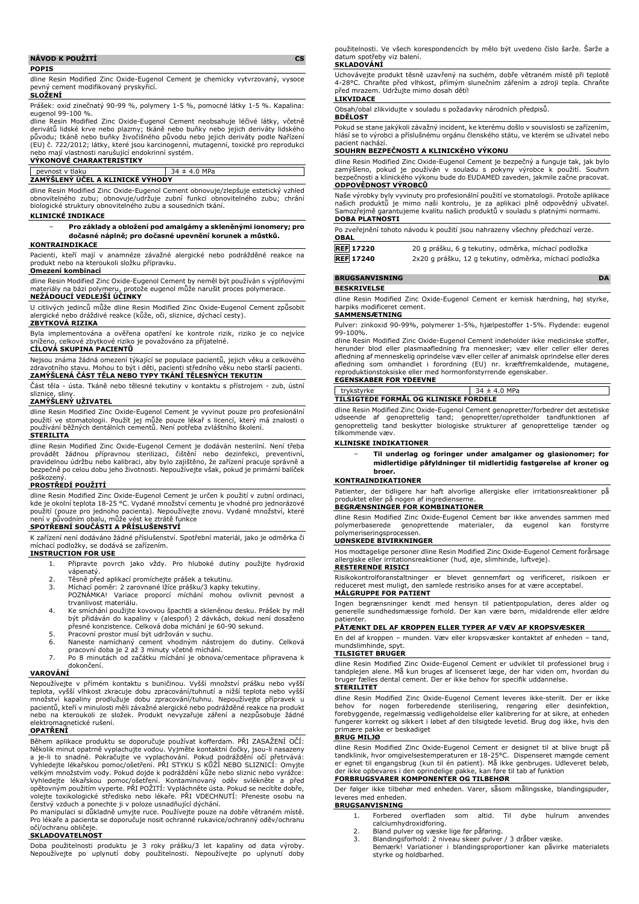## NÁVOD K POUŽITÍ CS

### POPIS

dline Resin Modified Zinc Oxide-Eugenol Cement je chemicky vytvrzovaný, vysoce pevný cement modifikovaný pryskyřicí.

### SLOŽENÍ

Prášek: oxid zinečnatý 90-99 %, polymery 1-5 %, pomocné látky 1-5 %. Kapalina: eugenol 99-100 %.

dline Resin Modified Zinc Oxide-Eugenol Cement neobsahuje léčivé látky, včetně derivátů lidské krve nebo plazmy; tkáně nebo buňky nebo jejich deriváty lidského původu; tkáně nebo buňky živočišného původu nebo jejich deriváty podle Nařízení (EU) č. 722/2012; látky, které jsou karcinogenní, mutagenní, toxické pro reprodukci nebo mají vlastnosti narušující endokrinní systém.

### VÝKONOVÉ CHARAKTERISTIKY

| pevnost v tlaku | 34 ± 4.0 MPa |
| --- | --- |

### ZAMÝŠLENÝ ÚČEL A KLINICKÉ VÝHODY

dline Resin Modified Zinc Oxide-Eugenol Cement obnovuje/zlepšuje estetický vzhled obnovitelného zubu; obnovuje/udržuje zubní funkci obnovitelného zubu; chrání biologické struktury obnovitelného zubu a sousedních tkání.

### KLINICKÉ INDIKACE

- **Pro základy a obložení pod amalgámy a skleněnými ionomery; pro dočasné náplně; pro dočasné upevnění korunek a můstků.**

### KONTRAINDIKACE

Pacienti, kteří mají v anamnéze závažné alergické nebo podrážděné reakce na produkt nebo na kteroukoli složku přípravku.

### Omezení kombinací

dline Resin Modified Zinc Oxide-Eugenol Cement by neměl být používán s výplňovými materiály na bázi polymeru, protože eugenol může narušit proces polymerace.

### NEŽÁDOUCÍ VEDLEJŠÍ ÚČINKY

U citlivých jedinců může dline Resin Modified Zinc Oxide-Eugenol Cement způsobit alergické nebo dráždivé reakce (kůže, oči, sliznice, dýchací cesty).

### ZBYTKOVÁ RIZIKA

Byla implementována a ověřena opatření ke kontrole rizik, riziko je co nejvíce sníženo, celkové zbytkové riziko je považováno za přijatelné.

### CÍLOVÁ SKUPINA PACIENTŮ

Nejsou známa žádná omezení týkající se populace pacientů, jejich věku a celkového zdravotního stavu. Mohou to být i děti, pacienti středního věku nebo starší pacienti.

### ZAMÝŠLENÁ ČÁST TĚLA NEBO TYPY TKÁNÍ TĚLESNÝCH TEKUTIN

Část těla - ústa. Tkáně nebo tělesné tekutiny v kontaktu s přístrojem - zub, ústní sliznice, sliny.

### ZAMÝŠLENÝ UŽIVATEL

dline Resin Modified Zinc Oxide-Eugenol Cement je vyvinut pouze pro profesionální použití ve stomatologii. Použít jej může pouze lékař s licencí, který má znalosti o používání běžných dentálních cementů. Není potřeba zvláštního školení.

### STERILITA

dline Resin Modified Zinc Oxide-Eugenol Cement je dodáván nesterilní. Není třeba provádět žádnou přípravnou sterilizaci, čištění nebo dezinfekci, preventivní, pravidelnou údržbu nebo kalibraci, aby bylo zajištěno, že zařízení pracuje správně a bezpečně po celou dobu jeho životnosti. Nepoužívejte však, pokud je primární balíček poškozený.

### PROSTŘEDÍ POUŽITÍ

dline Resin Modified Zinc Oxide-Eugenol Cement je určen k použití v zubní ordinaci, kde je okolní teplota 18-25 °C. Vydané množství cementu je vhodné pro jednorázové použití (pouze pro jednoho pacienta). Nepoužívejte znovu. Vydané množství, které není v původním obalu, může vést ke ztrátě funkce

### SPOTŘEBNÍ SOUČÁSTI A PŘÍSLUŠENSTVÍ

K zařízení není dodáváno žádné příslušenství. Spotřební materiál, jako je odměrka či míchací podložky, se dodává se zařízením.

### INSTRUCTION FOR USE

1. Připravte povrch jako vždy. Pro hluboké dutiny použijte hydroxid vápenatý.
2. Těsně před aplikací promíchejte prášek a tekutinu.
3. Míchací poměr: 2 zarovnané lžíce prášku/3 kapky tekutiny. POZNÁMKA! Variace proporcí míchání mohou ovlivnit pevnost a trvanlivost materiálu.
4. Ke smíchání použijte kovovou špachtli a skleněnou desku. Prášek by měl být přidáván do kapaliny v (alespoň) 2 dávkách, dokud není dosaženo přesné konzistence. Celková doba míchání je 60-90 sekund.
5. Pracovní prostor musí být udržován v suchu.
6. Naneste namíchaný cement vhodným nástrojem do dutiny. Celková pracovní doba je 2 až 3 minuty včetně míchání.
7. Po 8 minutách od začátku míchání je obnova/cementace připravena k dokončení.

### VAROVÁNÍ

Nepoužívejte v přímém kontaktu s buničinou. Vyšší množství prášku nebo vyšší teplota, vyšší vlhkost zkracuje dobu zpracování/tuhnutí a nižší teplota nebo vyšší množství kapaliny prodlužuje dobu zpracování/tuhnutí. Nepoužívejte přípravek u pacientů, kteří v minulosti měli závažné alergické nebo podrážděné reakce na produkt nebo na kteroukoli ze složek. Produkt nevyzařuje záření a nezpůsobuje žádné elektromagnetické rušení.

### OPATŘENÍ

Během aplikace produktu se doporučuje používat kofferdam. PŘI ZASAŽENÍ OČÍ: Několik minut opatrně vyplachujte vodou. Vyjměte kontaktní čočky, jsou-li nasazeny a je-li to snadné. Pokračujte ve vyplachování. Pokud podráždění očí přetrvává: Vyhledejte lékařskou pomoc/ošetření. PŘI STYKU S KŮŽÍ NEBO SLIZNICÍ: Omyjte velkým množstvím vody. Pokud dojde k podráždění kůže nebo sliznic nebo vyrážce: Vyhledejte lékařskou pomoc/ošetření. Kontaminovaný oděv svlékněte a před opětovným použitím vyperte. PŘI POŽITÍ: Vypláchněte ústa. Pokud se necítíte dobře, volejte toxikologické středisko nebo lékaře. PŘI VDECHNUTÍ: Přeneste osobu na čerstvý vzduch a ponechte ji v poloze usnadňující dýchání.

Po manipulaci si důkladně umyjte ruce. Používejte pouze na dobře větraném místě. Pro lékaře a pacienta se doporučuje nosit ochranné rukavice/ochranný oděv/ochranu očí/ochranu obličeje.

### SKLADOVATELNOST

Doba použitelnosti produktu je 3 roky prášku/3 let kapaliny od data výroby. Nepoužívejte po uplynutí doby použitelnosti. Nepoužívejte po uplynutí doby použitelnosti. Ve všech korespondencích by mělo být uvedeno číslo šarže. Šarže a datum spotřeby viz balení.

### SKLADOVÁNÍ

Uchovávejte produkt těsně uzavřený na suchém, dobře větraném místě při teplotě 4-28°C. Chraňte před vlhkostí, přímým slunečním zářením a zdroji tepla. Chraňte před mrazem. Udržujte mimo dosah dětí!

### LIKVIDACE

Obsah/obal zlikvidujte v souladu s požadavky národních předpisů.

### BDĚLOST

Pokud se stane jakýkoli závažný incident, ke kterému došlo v souvislosti se zařízením, hlásí se to výrobci a příslušnému orgánu členského státu, ve kterém se uživatel nebo pacient nachází.

### SOUHRN BEZPEČNOSTI A KLINICKÉHO VÝKONU

dline Resin Modified Zinc Oxide-Eugenol Cement je bezpečný a funguje tak, jak bylo zamýšleno, pokud je používán v souladu s pokyny výrobce k použití. Souhrn bezpečnosti a klinického výkonu bude do EUDAMED zaveden, jakmile začne pracovat.

### ODPOVĚDNOST VÝROBCŮ

Naše výrobky byly vyvinuty pro profesionální použití ve stomatologii. Protože aplikace našich produktů je mimo naši kontrolu, je za aplikaci plně odpovědný uživatel. Samozřejmě garantujeme kvalitu našich produktů v souladu s platnými normami.

### DOBA PLATNOSTI

Po zveřejnění tohoto návodu k použití jsou nahrazeny všechny předchozí verze.

### OBAL

| REF 17220 | 20 g prášku, 6 g tekutiny, odměrka, míchací podložka |
| --- | --- |
| REF 17240 | 2x20 g prášku, 12 g tekutiny, odměrka, míchací podložka |

## BRUGSANVISNING DA

### BESKRIVELSE

dline Resin Modified Zinc Oxide-Eugenol Cement er kemisk hærdning, høj styrke, harpiks modificeret cement.

### SAMMENSÆTNING

Pulver: zinkoxid 90-99%, polymerer 1-5%, hjælpestoffer 1-5%. Flydende: eugenol 99-100%.

dline Resin Modified Zinc Oxide-Eugenol Cement indeholder ikke medicinske stoffer, herunder blod eller plasmaafledning fra mennesker; væv eller celler eller deres afledning af menneskelig oprindelse væv eller celler af animalsk oprindelse eller deres afledning som omhandlet i forordning (EU) nr. kræftfremkaldende, mutagene, reproduktionstoksiske eller med hormonforstyrrende egenskaber.

### EGENSKABER FOR YDEEVNE

| trykstyrke | 34 ± 4.0 MPa |
| --- | --- |

### TILSIGTEDE FORMÅL OG KLINISKE FORDELE

dline Resin Modified Zinc Oxide-Eugenol Cement genopretter/forbedrer det æstetiske udseende af genoprettelig tand; genopretter/opretholder tandfunktionen af genoprettelig tand beskytter biologiske strukturer af genoprettelige tænder og tilkommende væv.

### KLINISKE INDIKATIONER

- **Til underlag og foringer under amalgamer og glasionomer; for midlertidige påfyldninger til midlertidig fastgørelse af kroner og broer.**

### KONTRAINDIKATIONER

Patienter, der tidligere har haft alvorlige allergiske eller irritationsreaktioner på produktet eller på nogen af ingredienserne.

### BEGRÆNSNINGER FOR KOMBINATIONER

dline Resin Modified Zinc Oxide-Eugenol Cement bør ikke anvendes sammen med polymerbaserede genoprettende materialer, da eugenol kan forstyrre polymeriseringsprocessen.

### UØNSKEDE BIVIRKNINGER

Hos modtagelige personer dline Resin Modified Zinc Oxide-Eugenol Cement forårsage allergiske eller irritationsreaktioner (hud, øje, slimhinde, luftveje).

### RESTERENDE RISICI

Risikokontrolforanstaltninger er blevet gennemført og verificeret, risikoen er reduceret mest muligt, den samlede restrisiko anses for at være acceptabel.

### MÅLGRUPPE FOR PATIENT

Ingen begrænsninger kendt med hensyn til patientpopulation, deres alder og generelle sundhedsmæssige forhold. Der kan være børn, midaldrende eller ældre patienter.

### PÅTÆNKT DEL AF KROPPEN ELLER TYPER AF VÆV AF KROPSVÆSKER

En del af kroppen – munden. Væv eller kropsvæsker kontaktet af enheden – tand, mundslimhinde, spyt.

### TILSIGTET BRUGER

dline Resin Modified Zinc Oxide-Eugenol Cement er udviklet til professionel brug i tandplejen alene. Må kun bruges af licenseret læge, der har viden om, hvordan du bruger fælles dental cement. Der er ikke behov for specifik uddannelse.

### STERILITET

dline Resin Modified Zinc Oxide-Eugenol Cement leveres ikke-sterilt. Der er ikke behov for nogen forberedende sterilisering, rengøring eller desinfektion, forebyggende, regelmæssig vedligeholdelse eller kalibrering for at sikre, at enheden fungerer korrekt og sikkert i løbet af den tilsigtede levetid. Brug dog ikke, hvis den primære pakke er beskadiget

### BRUG MILJØ

dline Resin Modified Zinc Oxide-Eugenol Cement er designet til at blive brugt på tandklinik, hvor omgivelsestemperaturen er 18-25°C. Dispenseret mængde cement er egnet til engangsbrug (kun til én patient). Må ikke genbruges. Udleveret beløb, der ikke opbevares i den oprindelige pakke, kan føre til tab af funktion

### FORBRUGSVARER KOMPONENTER OG TILBEHØR

Der følger ikke tilbehør med enheden. Varer, såsom målingsske, blandingspuder, leveres med enheden.

### BRUGSANVISNING

1. Forbered overfladen som altid. Til dybe hulrum anvendes calciumhydroxidforing.
2. Bland pulver og væske lige før påføring.
3. Blandingsforhold: 2 niveau skeer pulver / 3 dråber væske. Bemærk! Variationer i blandingsproportioner kan påvirke materialets styrke og holdbarhed.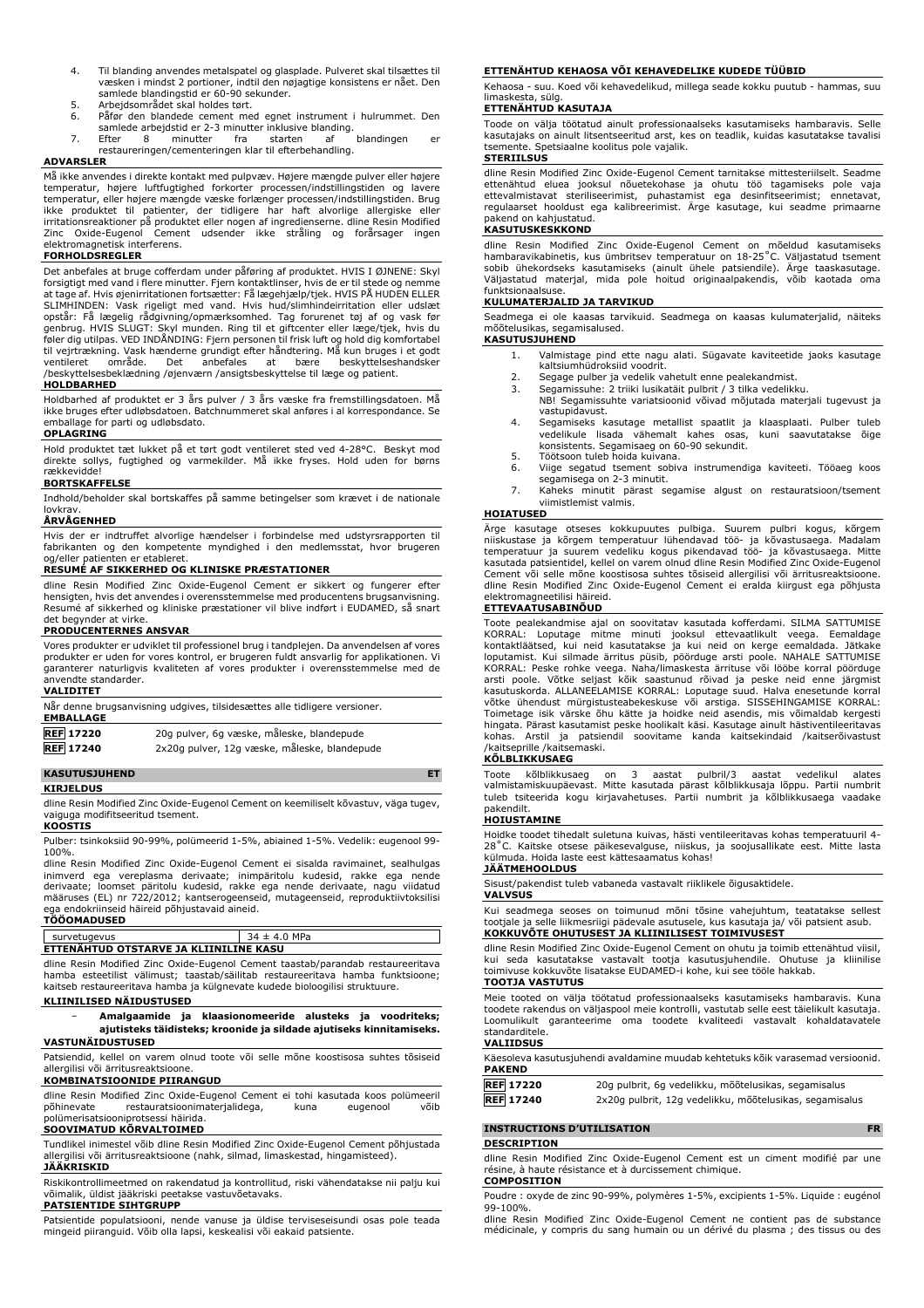4. Til blanding anvendes metalspatel og glasplade. Pulveret skal tilsættes til væsken i mindst 2 portioner, indtil den nøjagtige konsistens er nået. Den samlede blandingstid er 60-90 sekunder.
5. Arbejdsområdet skal holdes tørt.
6. Påfør den blandede cement med egnet instrument i hulrummet. Den samlede arbejdstid er 2-3 minutter inklusive blanding.
7. Efter 8 minutter fra starten af blandingen er restaureringen/cementeringen klar til efterbehandling.

**ADVARSLER**

Må ikke anvendes i direkte kontakt med pulpvæv. Højere mængde pulver eller højere temperatur, højere luftfugtighed forkorter processen/indstillingstiden og lavere temperatur, eller højere mængde væske forlænger processen/indstillingstiden. Brug ikke produktet til patienter, der tidligere har haft alvorlige allergiske eller irritationsreaktioner på produktet eller nogen af ingredienserne. dline Resin Modified Zinc Oxide-Eugenol Cement udsender ikke stråling og forårsager ingen elektromagnetisk interferens.

**FORHOLDSREGLER**

Det anbefales at bruge cofferdam under påføring af produktet. HVIS I ØJNENE: Skyl forsigtigt med vand i flere minutter. Fjern kontaktlinser, hvis de er til stede og nemme at tage af. Hvis øjenirritationen fortsætter: Få lægehjælp/tjek. HVIS PÅ HUDEN ELLER SLIMHINDEN: Vask rigeligt med vand. Hvis hud/slimhindeirritation eller udslæt opstår: Få lægelig rådgivning/opmærksomhed. Tag forurenet tøj af og vask før genbrug. HVIS SLUGT: Skyl munden. Ring til et giftcenter eller læge/tjek, hvis du føler dig utilpas. VED INDÅNDING: Fjern personen til frisk luft og hold dig komfortabel til vejrtrækning. Vask hænderne grundigt efter håndtering. Må kun bruges i et godt ventileret område. Det anbefales at bære beskyttelseshandsker /beskyttelsesbeklædning /øjenværn /ansigtsbeskyttelse til læge og patient.

**HOLDBARHED**

Holdbarhed af produktet er 3 års pulver / 3 års væske fra fremstillingsdatoen. Må ikke bruges efter udløbsdatoen. Batchnummeret skal anføres i al korrespondance. Se emballage for parti og udløbsdato.

**OPLAGRING**

Hold produktet tæt lukket på et tørt godt ventileret sted ved 4-28°C. Beskyt mod direkte sollys, fugtighed og varmekilder. Må ikke fryses. Hold uden for børns rækkevidde!

**BORTSKAFFELSE**

Indhold/beholder skal bortskaffes på samme betingelser som krævet i de nationale lovkrav.

**ÅRVÅGENHED**

Hvis der er indtruffet alvorlige hændelser i forbindelse med udstyrsrapporten til fabrikanten og den kompetente myndighed i den medlemsstat, hvor brugeren og/eller patienten er etableret.

**RESUMÉ AF SIKKERHED OG KLINISKE PRÆSTATIONER**

dline Resin Modified Zinc Oxide-Eugenol Cement er sikkert og fungerer efter hensigten, hvis det anvendes i overensstemmelse med producentens brugsanvisning. Resumé af sikkerhed og kliniske præstationer vil blive indført i EUDAMED, så snart det begynder at virke.

**PRODUCENTERNES ANSVAR**

Vores produkter er udviklet til professionel brug i tandplejen. Da anvendelsen af vores produkter er uden for vores kontrol, er brugeren fuldt ansvarlig for applikationen. Vi garanterer naturligvis kvaliteten af vores produkter i overensstemmelse med de anvendte standarder.

**VALIDITET**

Når denne brugsanvisning udgives, tilsidesættes alle tidligere versioner.

**EMBALLAGE**

| | |
|---|---|
| REF 17220 | 20g pulver, 6g væske, måleske, blandepude |
| REF 17240 | 2x20g pulver, 12g væske, måleske, blandepude |

## KASUTUSJUHEND ET

**KIRJELDUS**

dline Resin Modified Zinc Oxide-Eugenol Cement on keemiliselt kõvastuv, väga tugev, vaiguga modifitseeritud tsement.

**KOOSTIS**

Pulber: tsinkoksiid 90-99%, polümeerid 1-5%, abiained 1-5%. Vedelik: eugenool 99-100%.

dline Resin Modified Zinc Oxide-Eugenol Cement ei sisalda ravimainet, sealhulgas inimverd ega vereplasma derivaate; inimpäritolu kudesid, rakke ega nende derivaate; loomset päritolu kudesid, rakke ega nende derivaate, nagu viidatud määruses (EL) nr 722/2012; kantserogeenseid, mutageenseid, reproduktiivtoksilisi ega endokriinseid häireid põhjustavaid aineid.

**TÖÖOMADUSED**

| | |
|---|---|
| survetugevus | 34 ± 4.0 MPa |

**ETTENÄHTUD OTSTARVE JA KLIINILINE KASU**

dline Resin Modified Zinc Oxide-Eugenol Cement taastab/parandab restaureeritava hamba esteetilist välimust; taastab/säilitab restaureeritava hamba funktsioone; kaitseb restaureeritava hamba ja külgnevate kudede bioloogilist struktuure.

**KLIINILISED NÄIDUSTUSED**

- **Amalgaamide ja klaasionomeeride aluseks ja voodriteks; ajutisteks täidisteks; kroonide ja sildade ajutiseks kinnitamiseks.**

**VASTUNÄIDUSTUSED**

Patsiendid, kellel on varem olnud toote või selle mõne koostisosa suhtes tõsiseid allergilisi või ärritusreaktsioone.

**KOMBINATSIOONIDE PIIRANGUD**

dline Resin Modified Zinc Oxide-Eugenol Cement ei tohi kasutada koos polümeeril põhinevate restauratsioonimaterjalidega, kuna eugenool võib polümerisatsiooniprotsessi häirida.

**SOOVIMATUD KÕRVALTOIMED**

Tundlikel inimestel võib dline Resin Modified Zinc Oxide-Eugenol Cement põhjustada allergilisi või ärritusreaktsioone (nahk, silmad, limaskestad, hingamisteed).

**JÄÄKRISKID**

Riskikontrollimeetmed on rakendatud ja kontrollitud, riski vähendatakse nii palju kui võimalik, üldist jääkriski peetakse vastuvõetavaks.

**PATSIENTIDE SIHTGRUPP**

Patsientide populatsiooni, nende vanuse ja üldise terviseseisundi osas pole teada mingeid piiranguid. Võib olla lapsi, keskealisi või eakaid patsiente.

**ETTENÄHTUD KEHAOSA VÕI KEHAVEDELIKE KUDEDE TÜÜBID**

Kehaosa - suu. Koed või kehavedelikud, millega seade kokku puutub - hammas, suu limaskesta, sülg.

**ETTENÄHTUD KASUTAJA**

Toode on välja töötatud ainult professionaalseks kasutamiseks hambaravis. Selle kasutajaks on ainult litsentseeritud arst, kes on teadlik, kuidas kasutatakse tavalisi tsemente. Spetsiaalne koolitus pole vajalik.

**STERIILSUS**

dline Resin Modified Zinc Oxide-Eugenol Cement tarnitakse mittesteriilselt. Seadme ettenähtud elueа jooksul nõuetekohase ja ohutu töö tagamiseks pole vaja ettevalmistavat steriliseerimist, puhastamist ega desinfitseerimist; ennetavat, regulaarset hooldust ega kalibreerimist. Ärge kasutage, kui seadme primaarne pakend on kahjustatud.

**KASUTUSKESKKOND**

dline Resin Modified Zinc Oxide-Eugenol Cement on mõeldud kasutamiseks hambaravikabinetis, kus ümbritsev temperatuur on 18-25˚C. Väljastatud tsement sobib ühekordseks kasutamiseks (ainult ühele patsiendile). Ärge taaskasutage. Väljastatud materjal, mida pole hoitud originaalpakendis, võib kaotada oma funktsionaalsuse.

**KULUMATERJALID JA TARVIKUD**

Seadmega ei ole kaasas tarvikuid. Seadmega on kaasas kulumaterjalid, näiteks mõõtelusikas, segamisalused.

**KASUTUSJUHEND**

1. Valmistage pind ette nagu alati. Sügavate kaviteetide jaoks kasutage kaltsiumhüdroksiid voodrit.
2. Segage pulber ja vedelik vahetult enne pealekandmist.
3. Segamissuhe: 2 triiki lusikatäit pulbrit / 3 tilka vedelikku.
   NB! Segamissuhte variatsioonid võivad mõjutada materjali tugevust ja vastupidavust.
4. Segamiseks kasutage metallist spaatlit ja klaasplaati. Pulber tuleb vedelikule lisada vähemalt kahes osas, kuni saavutatakse õige konsistents. Segamisaeg on 60-90 sekundit.
5. Töötsoon tuleb hoida kuivana.
6. Viige segatud tsement sobiva instrumendiga kaviteeti. Tööaeg koos segamisega on 2-3 minutit.
7. Kaheks minutit pärast segamise algust on restauratsioon/tsement viimistlemist valmis.

**HOIATUSED**

Ärge kasutage otseses kokkupuutes pulbiga. Suurem pulbri kogus, kõrgem niiskustase ja kõrgem temperatuur lühendavad töö- ja kõvastusaega. Madalam temperatuur ja suurem vedeliku kogus pikendavad töö- ja kõvastusaega. Mitte kasutada patsientidel, kellel on varem olnud dline Resin Modified Zinc Oxide-Eugenol Cement või selle mõne koostisosa suhtes tõsiseid allergilisi või ärritusreaktsioone. dline Resin Modified Zinc Oxide-Eugenol Cement ei eralda kiirgust ega põhjusta elektromagneetilisi häireid.

**ETTEVAATUSABINÕUD**

Toote pealekandmise ajal on soovitatav kasutada kofferdami. SILMA SATTUMISE KORRAL: Loputage mitme minuti jooksul ettevaatlikult veega. Eemaldage kontaktläätsed, kui neid kasutatakse ja kui neid on kerge eemaldada. Jätkake loputamist. Kui silmade ärritus püsib, pöörduge arsti poole. NAHALE SATTUMISE KORRAL: Peske rohke veega. Naha/limaskesta ärrituse või lööbe korral pöörduge arsti poole. Võtke seljast kõik saastunud rõivad ja peske neid enne järgmist kasutuskorda. ALLANEELAMISE KORRAL: Loputage suud. Halva enesetunde korral võtke ühendust mürgistusteabekeskuse või arstiga. SISSEHINGAMISE KORRAL: Toimetage isik värske õhu kätte ja hoidke neid asendis, mis võimaldab kergesti hingata. Pärast kasutamist peske hoolikalt käsi. Kasutage ainult hästiventileeritavas kohas. Arstil ja patsiendil soovitame kanda kaitsekindaid /kaitserõivastust /kaitseprille /kaitsemaski.

**KÕLBLIKKUSAEG**

Toote kõlblikkusaeg on 3 aastat pulbril/3 aastat vedelikul alates valmistamiskuupäevast. Mitte kasutada pärast kõlblikkusaja lõppu. Partii numbrit tuleb tsiteerida kogu kirjavahetuses. Partii numbrit ja kõlblikkusaega vaadake pakendilt.

**HOIUSTAMINE**

Hoidke toodet tihedalt suletuna kuivas, hästi ventileeritavas kohas temperatuuril 4-28˚C. Kaitske otsese päikesevalguse, niiskus, ja soojusallikate eest. Mitte lasta külmuda. Hoida laste eest kättesaamatus kohas!

**JÄÄTMEHOOLDUS**

Sisust/pakendist tuleb vabaneda vastavalt riiklikele õigusaktidele.

**VALVSUS**

Kui seadmega seoses on toimunud mõni tõsine vahejuhtum, teatatakse sellest tootjale ja selle liikmesriigi pädevale asutusele, kus kasutaja ja/ või patsient asub.

**KOKKUVÕTE OHUTUSEST JA KLIINILISEST TOIMIVUSEST**

dline Resin Modified Zinc Oxide-Eugenol Cement on ohutu ja toimib ettenähtud viisil, kui seda kasutatakse vastavalt tootja kasutusjuhendile. Ohutuse ja kliinilise toimivuse kokkuvõte lisatakse EUDAMED-i kohe, kui see tööle hakkab.

**TOOTJA VASTUTUS**

Meie tooted on välja töötatud professionaalseks kasutamiseks hambaravis. Kuna toodete rakendus on väljaspool meie kontrolli, vastutab selle eest täielikult kasutaja. Loomulikult garanteerime oma toodete kvaliteedi vastavalt kohaldatavatele standarditele.

**VALIIDSUS**

Käesoleva kasutusjuhendi avaldamine muudab kehtetuks kõik varasemad versioonid.

**PAKEND**

| | |
|---|---|
| REF 17220 | 20g pulbrit, 6g vedelikku, mõõtelusikas, segamisalus |
| REF 17240 | 2x20g pulbrit, 12g vedelikku, mõõtelusikas, segamisalus |

## INSTRUCTIONS D'UTILISATION FR

**DESCRIPTION**

dline Resin Modified Zinc Oxide-Eugenol Cement est un ciment modifié par une résine, à haute résistance et à durcissement chimique.

**COMPOSITION**

Poudre : oxyde de zinc 90-99%, polymères 1-5%, excipients 1-5%. Liquide : eugénol 99-100%.

dline Resin Modified Zinc Oxide-Eugenol Cement ne contient pas de substance médicinale, y compris du sang humain ou un dérivé du plasma ; des tissus ou des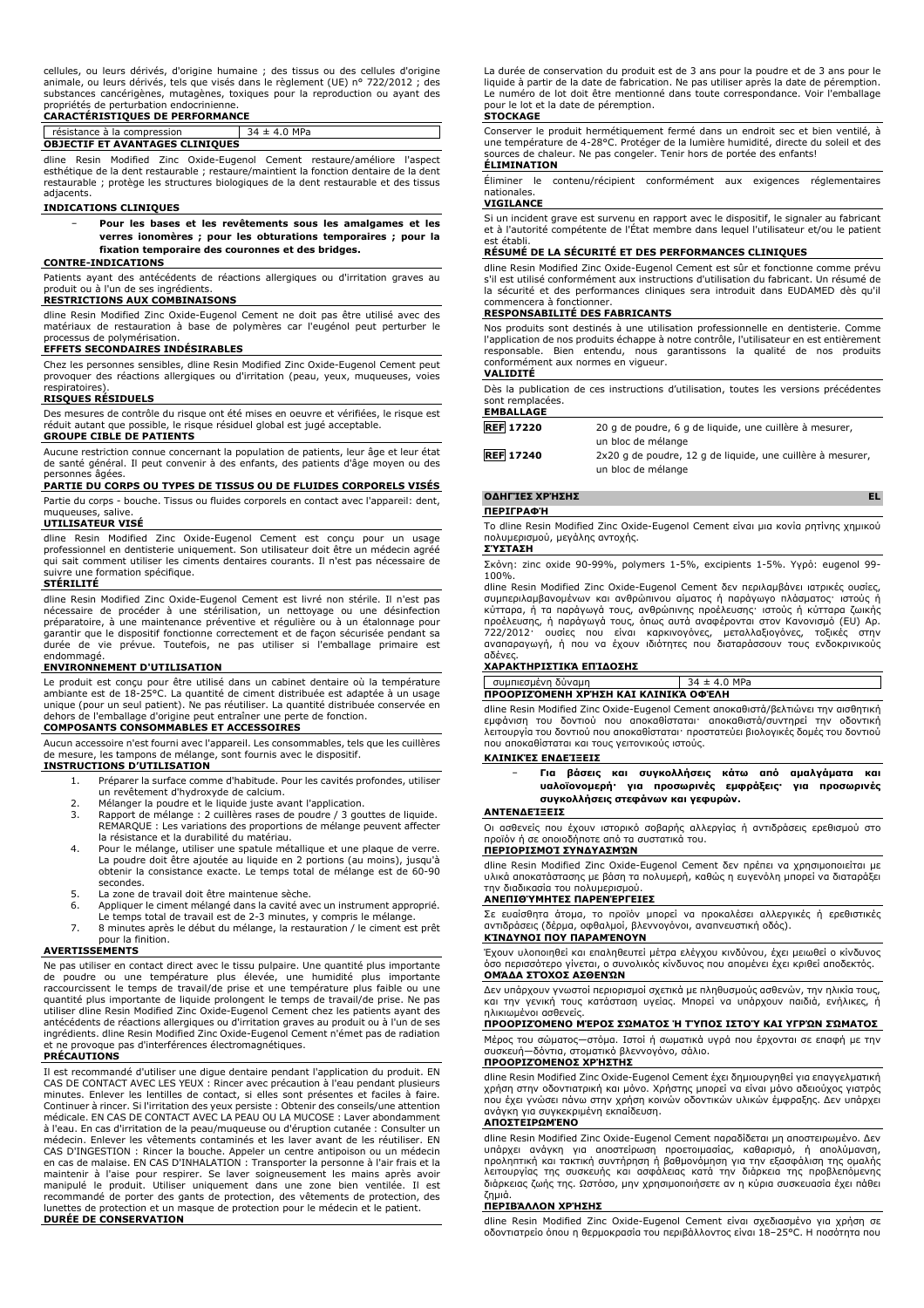cellules, ou leurs dérivés, d'origine humaine ; des tissus ou des cellules d'origine animale, ou leurs dérivés, tels que visés dans le règlement (UE) n° 722/2012 ; des substances cancérigènes, mutagènes, toxiques pour la reproduction ou ayant des propriétés de perturbation endocrinienne.

**CARACTÉRISTIQUES DE PERFORMANCE**

| résistance à la compression | 34 ± 4.0 MPa |
|---|---|

**OBJECTIF ET AVANTAGES CLINIQUES**

dline Resin Modified Zinc Oxide-Eugenol Cement restaure/améliore l'aspect esthétique de la dent restaurable ; restaure/maintient la fonction dentaire de la dent restaurable ; protège les structures biologiques de la dent restaurable et des tissus adjacents.

**INDICATIONS CLINIQUES**

- **Pour les bases et les revêtements sous les amalgames et les verres ionomères ; pour les obturations temporaires ; pour la fixation temporaire des couronnes et des bridges.**

**CONTRE-INDICATIONS**

Patients ayant des antécédents de réactions allergiques ou d'irritation graves au produit ou à l'un de ses ingrédients.

**RESTRICTIONS AUX COMBINAISONS**

dline Resin Modified Zinc Oxide-Eugenol Cement ne doit pas être utilisé avec des matériaux de restauration à base de polymères car l'eugénol peut perturber le processus de polymérisation.

**EFFETS SECONDAIRES INDÉSIRABLES**

Chez les personnes sensibles, dline Resin Modified Zinc Oxide-Eugenol Cement peut provoquer des réactions allergiques ou d'irritation (peau, yeux, muqueuses, voies respiratoires).

**RISQUES RÉSIDUELS**

Des mesures de contrôle du risque ont été mises en oeuvre et vérifiées, le risque est réduit autant que possible, le risque résiduel global est jugé acceptable.

**GROUPE CIBLE DE PATIENTS**

Aucune restriction connue concernant la population de patients, leur âge et leur état de santé général. Il peut convenir à des enfants, des patients d'âge moyen ou des personnes âgées.

**PARTIE DU CORPS OU TYPES DE TISSUS OU DE FLUIDES CORPORELS VISÉS**

Partie du corps - bouche. Tissus ou fluides corporels en contact avec l'appareil: dent, muqueuses, salive.

**UTILISATEUR VISÉ**

dline Resin Modified Zinc Oxide-Eugenol Cement est conçu pour un usage professionnel en dentisterie uniquement. Son utilisateur doit être un médecin agréé qui sait comment utiliser les ciments dentaires courants. Il n'est pas nécessaire de suivre une formation spécifique.

**STÉRILITÉ**

dline Resin Modified Zinc Oxide-Eugenol Cement est livré non stérile. Il n'est pas nécessaire de procéder à une stérilisation, un nettoyage ou une désinfection préparatoire, à une maintenance préventive et régulière ou à un étalonnage pour garantir que le dispositif fonctionne correctement et de façon sécurisée pendant sa durée de vie prévue. Toutefois, ne pas utiliser si l'emballage primaire est endommagé.

**ENVIRONNEMENT D'UTILISATION**

Le produit est conçu pour être utilisé dans un cabinet dentaire où la température ambiante est de 18-25°C. La quantité de ciment distribuée est adaptée à un usage unique (pour un seul patient). Ne pas réutiliser. La quantité distribuée conservée en dehors de l'emballage d'origine peut entraîner une perte de fonction.

**COMPOSANTS CONSOMMABLES ET ACCESSOIRES**

Aucun accessoire n'est fourni avec l'appareil. Les consommables, tels que les cuillères de mesure, les tampons de mélange, sont fournis avec le dispositif.

**INSTRUCTIONS D'UTILISATION**

1. Préparer la surface comme d'habitude. Pour les cavités profondes, utiliser un revêtement d'hydroxyde de calcium.
2. Mélanger la poudre et le liquide juste avant l'application.
3. Rapport de mélange : 2 cuillères rases de poudre / 3 gouttes de liquide. REMARQUE : Les variations des proportions de mélange peuvent affecter la résistance et la durabilité du matériau.
4. Pour le mélange, utiliser une spatule métallique et une plaque de verre. La poudre doit être ajoutée au liquide en 2 portions (au moins), jusqu'à obtenir la consistance exacte. Le temps total de mélange est de 60-90 secondes.
5. La zone de travail doit être maintenue sèche.
6. Appliquer le ciment mélangé dans la cavité avec un instrument approprié. Le temps total de travail est de 2-3 minutes, y compris le mélange.
7. 8 minutes après le début du mélange, la restauration / le ciment est prêt pour la finition.

**AVERTISSEMENTS**

Ne pas utiliser en contact direct avec le tissu pulpaire. Une quantité plus importante de poudre ou une température plus élevée, une humidité plus importante raccourcissent le temps de travail/de prise et une température plus faible ou une quantité plus importante de liquide prolongent le temps de travail/de prise. Ne pas utiliser dline Resin Modified Zinc Oxide-Eugenol Cement chez les patients ayant des antécédents de réactions allergiques ou d'irritation graves au produit ou à l'un de ses ingrédients. dline Resin Modified Zinc Oxide-Eugenol Cement n'émet pas de radiation et ne provoque pas d'interférences électromagnétiques.

**PRÉCAUTIONS**

Il est recommandé d'utiliser une digue dentaire pendant l'application du produit. EN CAS DE CONTACT AVEC LES YEUX : Rincer avec précaution à l'eau pendant plusieurs minutes. Enlever les lentilles de contact, si elles sont présentes et faciles à faire. Continuer à rincer. Si l'irritation des yeux persiste : Obtenir des conseils/une attention médicale. EN CAS DE CONTACT AVEC LA PEAU OU LA MUCOSE : Laver abondamment à l'eau. En cas d'irritation de la peau/muqueuse ou d'éruption cutanée : Consulter un médecin. Enlever les vêtements contaminés et les laver avant de les réutiliser. EN CAS D'INGESTION : Rincer la bouche. Appeler un centre antipoison ou un médecin en cas de malaise. EN CAS D'INHALATION : Transporter la personne à l'air frais et la maintenir à l'aise pour respirer. Se laver soigneusement les mains après avoir manipulé le produit. Utiliser uniquement dans une zone bien ventilée. Il est recommandé de porter des gants de protection, des vêtements de protection, des lunettes de protection et un masque de protection pour le médecin et le patient.

**DURÉE DE CONSERVATION**

La durée de conservation du produit est de 3 ans pour la poudre et de 3 ans pour le liquide à partir de la date de fabrication. Ne pas utiliser après la date de péremption. Le numéro de lot doit être mentionné dans toute correspondance. Voir l'emballage pour le lot et la date de péremption.

**STOCKAGE**

Conserver le produit hermétiquement fermé dans un endroit sec et bien ventilé, à une température de 4-28°C. Protéger de la lumière humidité, directe du soleil et des sources de chaleur. Ne pas congeler. Tenir hors de portée des enfants!

**ÉLIMINATION**

Éliminer le contenu/récipient conformément aux exigences réglementaires nationales.

**VIGILANCE**

Si un incident grave est survenu en rapport avec le dispositif, le signaler au fabricant et à l'autorité compétente de l'État membre dans lequel l'utilisateur et/ou le patient est établi.

**RÉSUMÉ DE LA SÉCURITÉ ET DES PERFORMANCES CLINIQUES**

dline Resin Modified Zinc Oxide-Eugenol Cement est sûr et fonctionne comme prévu s'il est utilisé conformément aux instructions d'utilisation du fabricant. Un résumé de la sécurité et des performances cliniques sera introduit dans EUDAMED dès qu'il commencera à fonctionner.

**RESPONSABILITÉ DES FABRICANTS**

Nos produits sont destinés à une utilisation professionnelle en dentisterie. Comme l'application de nos produits échappe à notre contrôle, l'utilisateur en est entièrement responsable. Bien entendu, nous garantissons la qualité de nos produits conformément aux normes en vigueur.

**VALIDITÉ**

Dès la publication de ces instructions d'utilisation, toutes les versions précédentes sont remplacées.

**EMBALLAGE**

| | |
|---|---|
| REF 17220 | 20 g de poudre, 6 g de liquide, une cuillère à mesurer, un bloc de mélange |
| REF 17240 | 2x20 g de poudre, 12 g de liquide, une cuillère à mesurer, un bloc de mélange |

## ΟΔΗΓΊΕΣ ΧΡΉΣΗΣ — EL

**ΠΕΡΙΓΡΑΦΉ**

Το dline Resin Modified Zinc Oxide-Eugenol Cement είναι μια κονία ρητίνης χημικού πολυμερισμού, μεγάλης αντοχής.

**ΣΎΣΤΑΣΗ**

Σκόνη: zinc oxide 90-99%, polymers 1-5%, excipients 1-5%. Υγρό: eugenol 99-100%.

dline Resin Modified Zinc Oxide-Eugenol Cement δεν περιλαμβάνει ιατρικές ουσίες, συμπεριλαμβανομένων και ανθρώπινου αίματος ή παράγωγο πλάσματος· ιστούς ή κύτταρα, ή τα παράγωγά τους, ανθρώπινης προέλευσης· ιστούς ή κύτταρα ζωικής προέλευσης, ή παράγωγά τους, όπως αυτά αναφέρονται στον Κανονισμό (ΕU) Αρ. 722/2012· ουσίες που είναι καρκινογόνες, μεταλλαξιογόνες, τοξικές στην αναπαραγωγή, ή που να έχουν ιδιότητες που διαταράσσουν τους ενδοκρινικούς αδένες.

**ΧΑΡΑΚΤΗΡΙΣΤΙΚΆ ΕΠΊΔΟΣΗΣ**

| συμπιεσμένη δύναμη | 34 ± 4.0 MPa |
|---|---|

**ΠΡΟΟΡΙΖΌΜΕΝΗ ΧΡΉΣΗ ΚΑΙ ΚΛΙΝΙΚΆ ΟΦΈΛΗ**

dline Resin Modified Zinc Oxide-Eugenol Cement αποκαθιστά/βελτιώνει την αισθητική εμφάνιση του δοντιού που αποκαθίσταται· αποκαθιστά/συντηρεί την οδοντική λειτουργία του δοντιού που αποκαθίσταται· προστατεύει βιολογικές δομές του δοντιού που αποκαθίσταται και τους γειτονικούς ιστούς.

**ΚΛΙΝΙΚΈΣ ΕΝΔΕΊΞΕΙΣ**

- **Για βάσεις και συγκολλήσεις κάτω από αμαλγάματα και υαλοϊονομερή· για προσωρινές εμφράξεις· για προσωρινές συγκολλήσεις στεφάνων και γεφυρών.**

**ΑΝΤΕΝΔΕΊΞΕΙΣ**

Οι ασθενείς που έχουν ιστορικό σοβαρής αλλεργίας ή αντιδράσεις ερεθισμού στο προϊόν ή σε οποιοδήποτε από τα συστατικά του.

**ΠΕΡΙΟΡΙΣΜΟΊ ΣΥΝΔΥΑΣΜΏΝ**

dline Resin Modified Zinc Oxide-Eugenol Cement δεν πρέπει να χρησιμοποιείται με υλικά αποκατάστασης με βάση τα πολυμερή, καθώς η ευγενόλη μπορεί να διαταράξει την διαδικασία του πολυμερισμού.

**ΑΝΕΠΙΘΎΜΗΤΕΣ ΠΑΡΕΝΈΡΓΕΙΕΣ**

Σε ευαίσθητα άτομα, το προϊόν μπορεί να προκαλέσει αλλεργικές ή ερεθιστικές αντιδράσεις (δέρμα, οφθαλμοί, βλεννογόνοι, αναπνευστική οδός).

**ΚΊΝΔΥΝΟΙ ΠΟΥ ΠΑΡΑΜΈΝΟΥΝ**

Έχουν υλοποιηθεί και επαληθευτεί μέτρα ελέγχου κινδύνου, έχει μειωθεί ο κίνδυνος όσο περισσότερο γίνεται, ο συνολικός κίνδυνος που απομένει έχει κριθεί αποδεκτός.

**ΟΜΆΔΑ ΣΤΌΧΟΣ ΑΣΘΕΝΏΝ**

Δεν υπάρχουν γνωστοί περιορισμοί σχετικά με πληθυσμούς ασθενών, την ηλικία τους, και την γενική τους κατάσταση υγείας. Μπορεί να υπάρχουν παιδιά, ενήλικες, ή ηλικιωμένοι ασθενείς.

**ΠΡΟΟΡΙΖΌΜΕΝΟ ΜΈΡΟΣ ΣΏΜΑΤΟΣ Ή ΤΎΠΟΣ ΙΣΤΟΎ ΚΑΙ ΥΓΡΏΝ ΣΏΜΑΤΟΣ**

Μέρος του σώματος—στόμα. Ιστοί ή σωματικά υγρά που έρχονται σε επαφή με την συσκευή—δόντια, στοματικό βλεννογόνο, σάλιο.

**ΠΡΟΟΡΙΖΌΜΕΝΟΣ ΧΡΉΣΤΗΣ**

dline Resin Modified Zinc Oxide-Eugenol Cement έχει δημιουργηθεί για επαγγελματική χρήση στην οδοντιατρική και μόνο. Χρήστης μπορεί να είναι μόνο αδειούχος γιατρός που έχει γνώσεις πάνω στην χρήση κοινών οδοντικών υλικών έμφραξης. Δεν υπάρχει ανάγκη για συγκεκριμένη εκπαίδευση.

**ΑΠΟΣΤΕΙΡΩΜΈΝΟ**

dline Resin Modified Zinc Oxide-Eugenol Cement παραδίδεται μη αποστειρωμένο. Δεν υπάρχει ανάγκη για αποστείρωση προετοιμασίας, καθαρισμό, ή απολύμανση, προληπτική και τακτική συντήρηση ή βαθμονόμηση για την εξασφάλιση της ομαλής λειτουργίας της συσκευής και ασφάλειας κατά την διάρκεια της προβλεπόμενης διάρκειας ζωής της. Ωστόσο, μην χρησιμοποιήσετε αν η κύρια συσκευασία έχει πάθει ζημιά.

**ΠΕΡΙΒΆΛΛΟΝ ΧΡΉΣΗΣ**

dline Resin Modified Zinc Oxide-Eugenol Cement είναι σχεδιασμένο για χρήση σε οδοντιατρείο όπου η θερμοκρασία του περιβάλλοντος είναι 18–25°C. Η ποσότητα που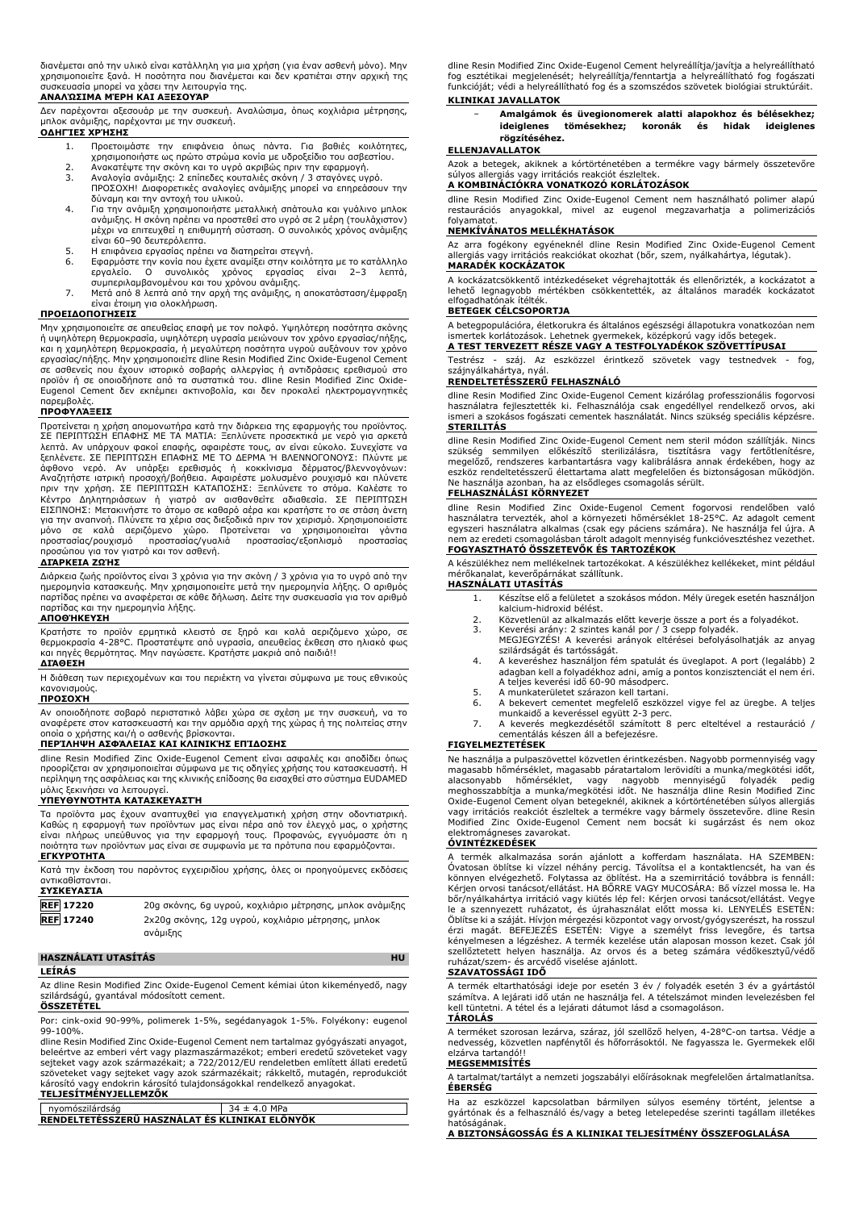διανέμεται από την υλικό είναι κατάλληλη για μια χρήση (για έναν ασθενή μόνο). Μην χρησιμοποιείτε ξανά. Η ποσότητα που διανέμεται και δεν κρατιέται στην αρχική της συσκευασία μπορεί να χάσει την λειτουργία της.

**ΑΝΑΛΏΣΙΜΑ ΜΈΡΗ ΚΑΙ ΑΞΕΣΟΥΆΡ**

Δεν παρέχονται αξεσουάρ με την συσκευή. Αναλώσιμα, όπως κοχλιάρια μέτρησης, μπλοκ ανάμιξης, παρέχονται με την συσκευή.

**ΟΔΗΓΊΕΣ ΧΡΉΣΗΣ**

1. Προετοιμάστε την επιφάνεια όπως πάντα. Για βαθιές κοιλότητες, χρησιμοποιήστε ως πρώτο στρώμα κονία με υδροξείδιο του ασβεστίου.
2. Ανακατέψτε την σκόνη και το υγρό ακριβώς πριν την εφαρμογή.
3. Αναλογία ανάμιξης: 2 επίπεδες κουταλιές σκόνη / 3 σταγόνες υγρό. ΠΡΟΣΟΧΗ! Διαφορετικές αναλογίες ανάμιξης μπορεί να επηρεάσουν την δύναμη και την αντοχή του υλικού.
4. Για την ανάμιξη χρησιμοποιήστε μεταλλική σπάτουλα και γυάλινο μπλοκ ανάμιξης. Η σκόνη πρέπει να προστεθεί στο υγρό σε 2 μέρη (τουλάχιστον) μέχρι να επιτευχθεί η επιθυμητή σύσταση. Ο συνολικός χρόνος ανάμιξης είναι 60–90 δευτερόλεπτα.
5. Η επιφάνεια εργασίας πρέπει να διατηρείται στεγνή.
6. Εφαρμόστε την κονία που έχετε αναμίξει στην κοιλότητα με το κατάλληλο εργαλείο. Ο συνολικός χρόνος εργασίας είναι 2–3 λεπτά, συμπεριλαμβανομένου και του χρόνου ανάμιξης.
7. Μετά από 8 λεπτά από την αρχή της ανάμιξης, η αποκατάσταση/έμφραξη είναι έτοιμη για ολοκλήρωση.

**ΠΡΟΕΙΔΟΠΟΙΉΣΕΙΣ**

Μην χρησιμοποιείτε σε απευθείας επαφή με τον πολφό. Υψηλότερη ποσότητα σκόνης ή υψηλότερη θερμοκρασία, υψηλότερη υγρασία μειώνουν τον χρόνο εργασίας/πήξης, και η χαμηλότερη θερμοκρασία, η μεγαλύτερη ποσότητα υγρού αυξάνουν τον χρόνο εργασίας/πήξης. Μην χρησιμοποιείτε dline Resin Modified Zinc Oxide-Eugenol Cement σε ασθενείς που έχουν ιστορικό σοβαρής αλλεργίας ή αντιδράσεις ερεθισμού στο προϊόν ή σε οποιοδήποτε από τα συστατικά του. dline Resin Modified Zinc Oxide-Eugenol Cement δεν εκπέμπει ακτινοβολία, και δεν προκαλεί ηλεκτρομαγνητικές παρεμβολές.

**ΠΡΟΦΥΛΆΞΕΙΣ**

Προτείνεται η χρήση απομονωτήρα κατά την διάρκεια της εφαρμογής του προϊόντος. ΣΕ ΠΕΡΙΠΤΩΣΗ ΕΠΑΦΗΣ ΜΕ ΤΑ ΜΑΤΙΑ: Ξεπλύνετε προσεκτικά με νερό για αρκετά λεπτά. Αν υπάρχουν φακοί επαφής, αφαιρέστε τους, αν είναι εύκολο. Συνεχίστε να ξεπλένετε. ΣΕ ΠΕΡΙΠΤΩΣΗ ΕΠΑΦΗΣ ΜΕ ΤΟ ΔΕΡΜΑ Ή ΒΛΕΝΝΟΓΟΝΟΥΣ: Πλύντε με άφθονο νερό. Αν υπάρξει ερεθισμός ή κοκκίνισμα δέρματος/βλεννογόνων: Αναζητήστε ιατρική προσοχή/βοήθεια. Αφαιρέστε μολυσμένο ρουχισμό και πλύνετε πριν την χρήση. ΣΕ ΠΕΡΙΠΤΩΣΗ ΚΑΤΑΠΟΣΗΣ: Ξεπλύνετε το στόμα. Καλέστε το Κέντρο Δηλητηριάσεων ή γιατρό αν αισθανθείτε αδιαθεσία. ΣΕ ΠΕΡΙΠΤΩΣΗ ΕΙΣΠΝΟΗΣ: Μετακινήστε το άτομο σε καθαρό αέρα και κρατήστε το σε στάση άνετη για την αναπνοή. Πλύνετε τα χέρια σας διεξοδικά πριν τον χειρισμό. Χρησιμοποιείστε μόνο σε καλά αεριζόμενο χώρο. Προτείνεται να χρησιμοποιείται γάντια προστασίας/ρουχισμό προστασίας/γυαλιά προστασίας/εξοπλισμό προστασίας προσώπου για τον γιατρό και τον ασθενή.

**ΔΙΆΡΚΕΙΑ ΖΩΉΣ**

Διάρκεια ζωής προϊόντος είναι 3 χρόνια για την σκόνη / 3 χρόνια για το υγρό από την ημερομηνία κατασκευής. Μην χρησιμοποιείτε μετά την ημερομηνία λήξης. Ο αριθμός παρτίδας πρέπει να αναφέρεται σε κάθε δήλωση. Δείτε την συσκευασία για τον αριθμό παρτίδας και την ημερομηνία λήξης.

**ΑΠΟΘΉΚΕΥΣΗ**

Κρατήστε το προϊόν ερμητικά κλειστό σε ξηρό και καλά αεριζόμενο χώρο, σε θερμοκρασία 4-28°C. Προστατέψτε από υγρασία, απευθείας έκθεση στο ηλιακό φως και πηγές θερμότητας. Μην παγώσετε. Κρατήστε μακριά από παιδιά!!

**ΔΙΆΘΕΣΗ**

Η διάθεση των περιεχομένων και του περιέκτη να γίνεται σύμφωνα με τους εθνικούς κανονισμούς.

**ΠΡΟΣΟΧΉ**

Αν οποιοδήποτε σοβαρό περιστατικό λάβει χώρα σε σχέση με την συσκευή, να το αναφέρετε στον κατασκευαστή και την αρμόδια αρχή της χώρας ή της πολιτείας στην οποία ο χρήστης και/ή ο ασθενής βρίσκονται.

**ΠΕΡΊΛΗΨΗ ΑΣΦΆΛΕΙΑΣ ΚΑΙ ΚΛΙΝΙΚΉΣ ΕΠΊΔΟΣΗΣ**

dline Resin Modified Zinc Oxide-Eugenol Cement είναι ασφαλές και αποδίδει όπως προορίζεται αν χρησιμοποιείται σύμφωνα με τις οδηγίες χρήσης του κατασκευαστή. Η περίληψη της ασφάλειας και της κλινικής επίδοσης θα εισαχθεί στο σύστημα EUDAMED μόλις ξεκινήσει να λειτουργεί.

**ΥΠΕΥΘΥΝΌΤΗΤΑ ΚΑΤΑΣΚΕΥΑΣΤΉ**

Τα προϊόντα μας έχουν αναπτυχθεί για επαγγελματική χρήση στην οδοντιατρική. Καθώς η εφαρμογή των προϊόντων μας είναι πέρα από τον έλεγχό μας, ο χρήστης είναι πλήρως υπεύθυνος για την εφαρμογή τους. Προφανώς, εγγυόμαστε ότι η ποιότητα των προϊόντων μας είναι σε συμφωνία με τα πρότυπα που εφαρμόζονται.

**ΕΓΚΥΡΌΤΗΤΑ**

Κατά την έκδοση του παρόντος εγχειριδίου χρήσης, όλες οι προηγούμενες εκδόσεις αντικαθίστανται.

**ΣΥΣΚΕΥΑΣΊΑ**

| | |
|---|---|
| REF 17220 | 20g σκόνης, 6g υγρού, κοχλιάριο μέτρησης, μπλοκ ανάμιξης |
| REF 17240 | 2x20g σκόνης, 12g υγρού, κοχλιάριο μέτρησης, μπλοκ ανάμιξης |

## HASZNÁLATI UTASÍTÁS HU

**LEÍRÁS**

Az dline Resin Modified Zinc Oxide-Eugenol Cement kémiai úton kikeményedő, nagy szilárdságú, gyantával módosított cement.

**ÖSSZETÉTEL**

Por: cink-oxid 90-99%, polimerek 1-5%, segédanyagok 1-5%. Folyékony: eugenol 99-100%.

dline Resin Modified Zinc Oxide-Eugenol Cement nem tartalmaz gyógyászati anyagot, beleértve az emberi vért vagy plazmaszármazékot; emberi eredetű szöveteket vagy sejteket vagy azok származékait; a 722/2012/EU rendeletben említett állati eredetű szöveteket vagy sejteket vagy azok származékait; rákkeltő, mutagén, reprodukciót károsító vagy endokrin károsító tulajdonságokkal rendelkező anyagokat.

**TELJESÍTMÉNYJELLEMZŐK**

| | |
|---|---|
| nyomószilárdság | 34 ± 4.0 MPa |

**RENDELTETÉSSZERŰ HASZNÁLAT ÉS KLINIKAI ELŐNYÖK**

dline Resin Modified Zinc Oxide-Eugenol Cement helyreállítja/javítja a helyreállítható fog esztétikai megjelenését; helyreállítja/fenntartja a helyreállítható fog fogászati funkcióját; védi a helyreállítható fog és a szomszédos szövetek biológiai struktúráit.

**KLINIKAI JAVALLATOK**

– **Amalgámok és üvegionomerek alatti alapokhoz és bélésekhez; ideiglenes tömésekhez; koronák és hidak ideiglenes rögzítéséhez.**

**ELLENJAVALLATOK**

Azok a betegek, akiknek a kórtörténetében a termékre vagy bármely összetevőre súlyos allergiás vagy irritációs reakciót észleltek.

**A KOMBINÁCIÓKRA VONATKOZÓ KORLÁTOZÁSOK**

dline Resin Modified Zinc Oxide-Eugenol Cement nem használható polimer alapú restaurációs anyagokkal, mivel az eugenol megzavarhatja a polimerizációs folyamatot.

**NEMKÍVÁNATOS MELLÉKHATÁSOK**

Az arra fogékony egyéneknél dline Resin Modified Zinc Oxide-Eugenol Cement allergiás vagy irritációs reakciókat okozhat (bőr, szem, nyálkahártya, légutak).

**MARADÉK KOCKÁZATOK**

A kockázatcsökkentő intézkedéseket végrehajtották és ellenőrizték, a kockázatot a lehető legnagyobb mértékben csökkentették, az általános maradék kockázatot elfogadhatónak ítélték.

**BETEGEK CÉLCSOPORTJA**

A betegpopulációra, életkorukra és általános egészségi állapotukra vonatkozóan nem ismertek korlátozások. Lehetnek gyermekek, középkorú vagy idős betegek.

**A TEST TERVEZETT RÉSZE VAGY A TESTFOLYADÉKOK SZÖVETTÍPUSAI**

Testrész - száj. Az eszközzel érintkező szövetek vagy testnedvek - fog, szájnyálkahártya, nyál.

**RENDELTETÉSSZERŰ FELHASZNÁLÓ**

dline Resin Modified Zinc Oxide-Eugenol Cement kizárólag professzionális fogorvosi használatra fejlesztették ki. Felhasználója csak engedéllyel rendelkező orvos, aki ismeri a szokásos fogászati cementek használatát. Nincs szükség speciális képzésre.

**STERILITÁS**

dline Resin Modified Zinc Oxide-Eugenol Cement nem steril módon szállítják. Nincs szükség semmilyen előkészítő sterilizálásra, tisztításra vagy fertőtlenítésre, megelőző, rendszeres karbantartásra vagy kalibrálásra annak érdekében, hogy az eszköz rendeltetésszerű élettartama alatt megfelelően és biztonságosan működjön. Ne használja azonban, ha az elsődleges csomagolás sérült.

**FELHASZNÁLÁSI KÖRNYEZET**

dline Resin Modified Zinc Oxide-Eugenol Cement fogorvosi rendelőben való használatra tervezték, ahol a környezeti hőmérséklet 18-25°C. Az adagolt cement egyszeri használatra alkalmas (csak egy páciens számára). Ne használja fel újra. A nem az eredeti csomagolásban tárolt adagolt mennyiség funkcióvesztéshez vezethet.

**FOGYASZTHATÓ ÖSSZETEVŐK ÉS TARTOZÉKOK**

A készülékhez nem mellékelnek tartozékokat. A készülékhez kellékeket, mint például mérőkanalat, keverőpárnákat szállítunk.

**HASZNÁLATI UTASÍTÁS**

1. Készítse elő a felületet a szokásos módon. Mély üregek esetén használjon kalcium-hidroxid bélést.
2. Közvetlenül az alkalmazás előtt keverje össze a port és a folyadékot.
3. Keverési arány: 2 szintes kanál por / 3 csepp folyadék. MEGJEGYZÉS! A keverési arányok eltérései befolyásolhatják az anyag szilárdságát és tartósságát.
4. A keveréshez használjon fém spatulát és üveglapot. A port (legalább) 2 adagban kell a folyadékhoz adni, amíg a pontos konzisztenciát el nem éri. A teljes keverési idő 60-90 másodperc.
5. A munkaterületet szárazon kell tartani.
6. A bekevert cementet megfelelő eszközzel vigye fel az üregbe. A teljes munkaidő a keveréssel együtt 2-3 perc.
7. A keverés megkezdésétől számított 8 perc elteltével a restauráció / cementálás készen áll a befejezésre.

**FIGYELMEZTETÉSEK**

Ne használja a pulpaszövettel közvetlen érintkezésben. Nagyobb pormennyiség vagy magasabb hőmérséklet, magasabb páratartalom lerövidíti a munka/megkötési időt, alacsonyabb hőmérséklet, vagy nagyobb mennyiségű folyadék pedig meghosszabbítja a munka/megkötési időt. Ne használja dline Resin Modified Zinc Oxide-Eugenol Cement olyan betegeknél, akiknek a kórtörténetében súlyos allergiás vagy irritációs reakciót észleltek a termékre vagy bármely összetevőre. dline Resin Modified Zinc Oxide-Eugenol Cement nem bocsát ki sugárzást és nem okoz elektromágneses zavarokat.

**ÓVINTÉZKEDÉSEK**

A termék alkalmazása során ajánlott a kofferdam használata. HA SZEMBEN: Óvatosan öblítse ki vízzel néhány percig. Távolítsa el a kontaktlencsét, ha van és könnyen elvégezhető. Folytassa az öblítést. Ha a szemirritáció továbbra is fennáll: Kérjen orvosi tanácsot/ellátást. HA BŐRRE VAGY MUCOSÁRA: Bő vízzel mossa le. Ha bőr/nyálkahártya irritáció vagy kiütés lép fel: Kérjen orvosi tanácsot/ellátást. Vegye le a szennyezett ruházatot, és újrahasználat előtt mossa ki. LENYELÉS ESETÉN: Öblítse ki a száját. Hívjon mérgezési központot vagy orvost/gyógyszerészt, ha rosszul érzi magát. BEFEJEZÉS ESETÉN: Vigye a személyt friss levegőre, és tartsa kényelmesen a légzéshez. A termék kezelése után alaposan mosson kezet. Csak jól szellőztetett helyen használja. Az orvos és a beteg számára védőkesztyű/védő ruházat/szem- és arcvédő viselése ajánlott.

**SZAVATOSSÁGI IDŐ**

A termék eltarthatósági ideje por esetén 3 év / folyadék esetén 3 év a gyártástól számítva. A lejárati idő után ne használja fel. A tételszámot minden levelezésben fel kell tüntetni. A tétel és a lejárati dátumot lásd a csomagoláson.

**TÁROLÁS**

A terméket szorosan lezárva, száraz, jól szellőző helyen, 4-28°C-on tartsa. Védje a nedvesség, közvetlen napfénytől és hőforrásoktól. Ne fagyassza le. Gyermekek elől elzárva tartandó!!

**MEGSEMMISÍTÉS**

A tartalmat/tartályt a nemzeti jogszabályi előírásoknak megfelelően ártalmatlanítsa.

**ÉBERSÉG**

Ha az eszközzel kapcsolatban bármilyen súlyos esemény történt, jelentse a gyártónak és a felhasználó és/vagy a beteg letelepedése szerinti tagállam illetékes hatóságának.

**A BIZTONSÁGOSSÁG ÉS A KLINIKAI TELJESÍTMÉNY ÖSSZEFOGLALÁSA**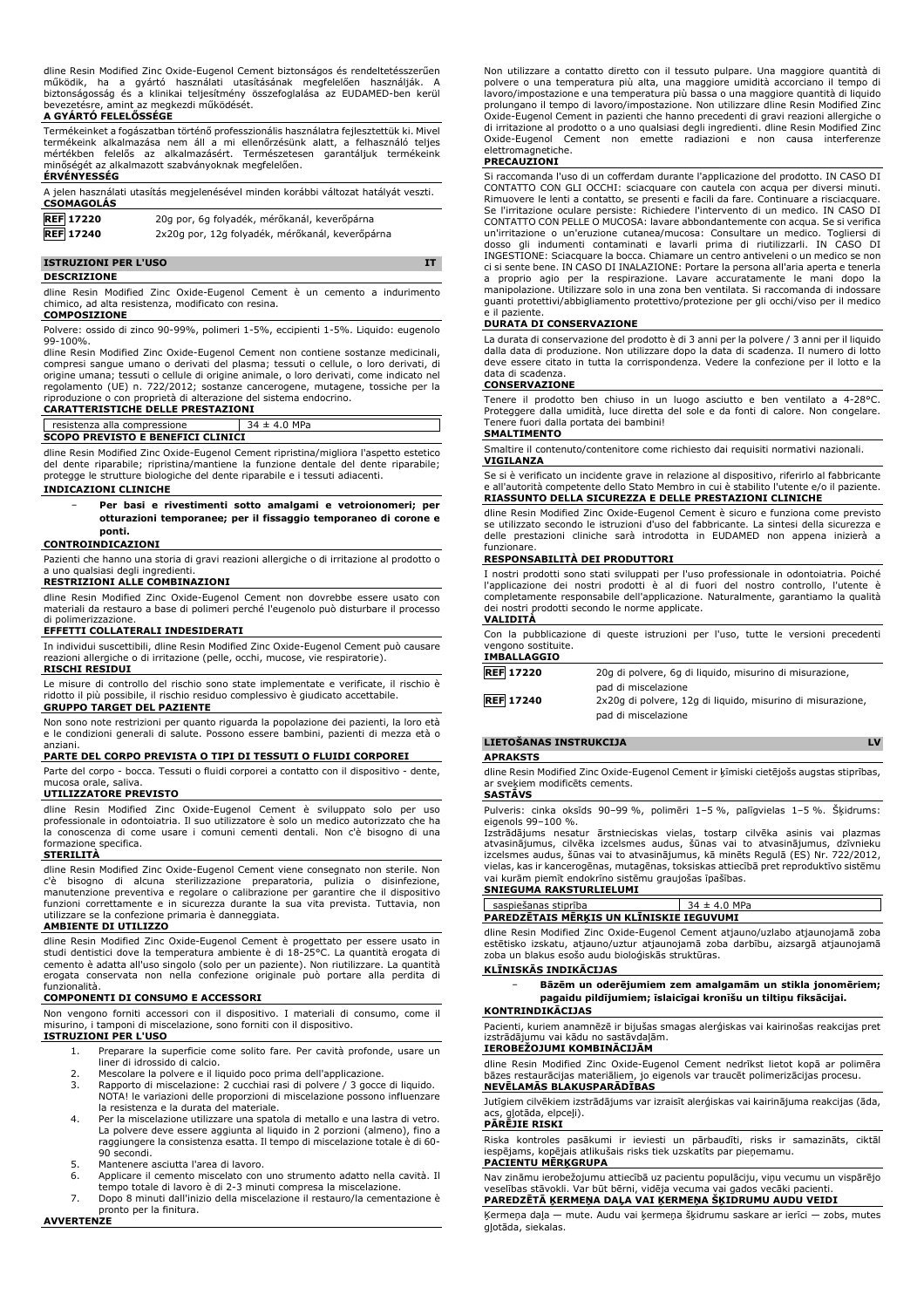dline Resin Modified Zinc Oxide-Eugenol Cement biztonságos és rendeltetésszerűen működik, ha a gyártó használati utasításának megfelelően használják. A biztonságosság és a klinikai teljesítmény összefoglalása az EUDAMED-ben kerül bevezetésre, amint az megkezdi működését.

**A GYÁRTÓ FELELŐSSÉGE**

Termékeinket a fogászatban történő professzionális használatra fejlesztettük ki. Mivel termékeink alkalmazása nem áll a mi ellenőrzésünk alatt, a felhasználó teljes mértékben felelős az alkalmazásért. Természetesen garantáljuk termékeink minőségét az alkalmazott szabványoknak megfelelően.

**ÉRVÉNYESSÉG**

A jelen használati utasítás megjelenésével minden korábbi változat hatályát veszti.

**CSOMAGOLÁS**

| | |
|---|---|
| **REF 17220** | 20g por, 6g folyadék, mérőkanál, keverőpárna |
| **REF 17240** | 2x20g por, 12g folyadék, mérőkanál, keverőpárna |

## ISTRUZIONI PER L'USO — IT

**DESCRIZIONE**

dline Resin Modified Zinc Oxide-Eugenol Cement è un cemento a indurimento chimico, ad alta resistenza, modificato con resina.

**COMPOSIZIONE**

Polvere: ossido di zinco 90-99%, polimeri 1-5%, eccipienti 1-5%. Liquido: eugenolo 99-100%.

dline Resin Modified Zinc Oxide-Eugenol Cement non contiene sostanze medicinali, compresi sangue umano o derivati del plasma; tessuti o cellule, o loro derivati, di origine umana; tessuti o cellule di origine animale, o loro derivati, come indicato nel regolamento (UE) n. 722/2012; sostanze cancerogene, mutagene, tossiche per la riproduzione o con proprietà di alterazione del sistema endocrino.

**CARATTERISTICHE DELLE PRESTAZIONI**

| | |
|---|---|
| resistenza alla compressione | 34 ± 4.0 MPa |

**SCOPO PREVISTO E BENEFICI CLINICI**

dline Resin Modified Zinc Oxide-Eugenol Cement ripristina/migliora l'aspetto estetico del dente riparabile; ripristina/mantiene la funzione dentale del dente riparabile; protegge le strutture biologiche del dente riparabile e i tessuti adiacenti.

**INDICAZIONI CLINICHE**

- **Per basi e rivestimenti sotto amalgami e vetroionomeri; per otturazioni temporanee; per il fissaggio temporaneo di corone e ponti.**

**CONTROINDICAZIONI**

Pazienti che hanno una storia di gravi reazioni allergiche o di irritazione al prodotto o a uno qualsiasi degli ingredienti.

**RESTRIZIONI ALLE COMBINAZIONI**

dline Resin Modified Zinc Oxide-Eugenol Cement non dovrebbe essere usato con materiali da restauro a base di polimeri perché l'eugenolo può disturbare il processo di polimerizzazione.

**EFFETTI COLLATERALI INDESIDERATI**

In individui suscettibili, dline Resin Modified Zinc Oxide-Eugenol Cement può causare reazioni allergiche o di irritazione (pelle, occhi, mucose, vie respiratorie).

**RISCHI RESIDUI**

Le misure di controllo del rischio sono state implementate e verificate, il rischio è ridotto il più possibile, il rischio residuo complessivo è giudicato accettabile.

**GRUPPO TARGET DEL PAZIENTE**

Non sono note restrizioni per quanto riguarda la popolazione dei pazienti, la loro età e le condizioni generali di salute. Possono essere bambini, pazienti di mezza età o anziani.

**PARTE DEL CORPO PREVISTA O TIPI DI TESSUTI O FLUIDI CORPOREI**

Parte del corpo - bocca. Tessuti o fluidi corporei a contatto con il dispositivo - dente, mucosa orale, saliva.

**UTILIZZATORE PREVISTO**

dline Resin Modified Zinc Oxide-Eugenol Cement è sviluppato solo per uso professionale in odontoiatria. Il suo utilizzatore è solo un medico autorizzato che ha la conoscenza di come usare i comuni cementi dentali. Non c'è bisogno di una formazione specifica.

**STERILITÀ**

dline Resin Modified Zinc Oxide-Eugenol Cement viene consegnato non sterile. Non c'è bisogno di alcuna sterilizzazione preparatoria, pulizia o disinfezione, manutenzione preventiva e regolare o calibrazione per garantire che il dispositivo funzioni correttamente e in sicurezza durante la sua vita prevista. Tuttavia, non utilizzare se la confezione primaria è danneggiata.

**AMBIENTE DI UTILIZZO**

dline Resin Modified Zinc Oxide-Eugenol Cement è progettato per essere usato in studi dentistici dove la temperatura ambiente è di 18-25°C. La quantità erogata di cemento è adatta all'uso singolo (solo per un paziente). Non riutilizzare. La quantità erogata conservata non nella confezione originale può portare alla perdita di funzionalità.

**COMPONENTI DI CONSUMO E ACCESSORI**

Non vengono forniti accessori con il dispositivo. I materiali di consumo, come il misurino, i tamponi di miscelazione, sono forniti con il dispositivo.

**ISTRUZIONI PER L'USO**

1. Preparare la superficie come solito fare. Per cavità profonde, usare un liner di idrossido di calcio.
2. Mescolare la polvere e il liquido poco prima dell'applicazione.
3. Rapporto di miscelazione: 2 cucchiai rasi di polvere / 3 gocce di liquido. NOTA! le variazioni delle proporzioni di miscelazione possono influenzare la resistenza e la durata del materiale.
4. Per la miscelazione utilizzare una spatola di metallo e una lastra di vetro. La polvere deve essere aggiunta al liquido in 2 porzioni (almeno), fino a raggiungere la consistenza esatta. Il tempo di miscelazione totale è di 60-90 secondi.
5. Mantenere asciutta l'area di lavoro.
6. Applicare il cemento miscelato con uno strumento adatto nella cavità. Il tempo totale di lavoro è di 2-3 minuti compresa la miscelazione.
7. Dopo 8 minuti dall'inizio della miscelazione il restauro/la cementazione è pronto per la finitura.

**AVVERTENZE**

Non utilizzare a contatto diretto con il tessuto pulpare. Una maggiore quantità di polvere o una temperatura più alta, una maggiore umidità accorciano il tempo di lavoro/impostazione e una temperatura più bassa o una maggiore quantità di liquido prolungano il tempo di lavoro/impostazione. Non utilizzare dline Resin Modified Zinc Oxide-Eugenol Cement in pazienti che hanno precedenti di gravi reazioni allergiche o di irritazione al prodotto o a uno qualsiasi degli ingredienti. dline Resin Modified Zinc Oxide-Eugenol Cement non emette radiazioni e non causa interferenze elettromagnetiche.

**PRECAUZIONI**

Si raccomanda l'uso di un cofferdam durante l'applicazione del prodotto. IN CASO DI CONTATTO CON GLI OCCHI: sciacquare con cautela con acqua per diversi minuti. Rimuovere le lenti a contatto, se presenti e facili da fare. Continuare a risciacquare. Se l'irritazione oculare persiste: Richiedere l'intervento di un medico. IN CASO DI CONTATTO CON PELLE O MUCOSA: lavare abbondantemente con acqua. Se si verifica un'irritazione o un'eruzione cutanea/mucosa: Consultare un medico. Togliersi di dosso gli indumenti contaminati e lavarli prima di riutilizzarli. IN CASO DI INGESTIONE: Sciacquare la bocca. Chiamare un centro antiveleni o un medico se non ci si sente bene. IN CASO DI INALAZIONE: Portare la persona all'aria aperta e tenerla a proprio agio per la respirazione. Lavare accuratamente le mani dopo la manipolazione. Utilizzare solo in una zona ben ventilata. Si raccomanda di indossare guanti protettivi/abbigliamento protettivo/protezione per gli occhi/viso per il medico e il paziente.

**DURATA DI CONSERVAZIONE**

La durata di conservazione del prodotto è di 3 anni per la polvere / 3 anni per il liquido dalla data di produzione. Non utilizzare dopo la data di scadenza. Il numero di lotto deve essere citato in tutta la corrispondenza. Vedere la confezione per il lotto e la data di scadenza.

**CONSERVAZIONE**

Tenere il prodotto ben chiuso in un luogo asciutto e ben ventilato a 4-28°C. Proteggere dalla umidità, luce diretta del sole e da fonti di calore. Non congelare. Tenere fuori dalla portata dei bambini!

**SMALTIMENTO**

Smaltire il contenuto/contenitore come richiesto dai requisiti normativi nazionali.

**VIGILANZA**

Se si è verificato un incidente grave in relazione al dispositivo, riferirlo al fabbricante e all'autorità competente dello Stato Membro in cui è stabilito l'utente e/o il paziente.

**RIASSUNTO DELLA SICUREZZA E DELLE PRESTAZIONI CLINICHE**

dline Resin Modified Zinc Oxide-Eugenol Cement è sicuro e funziona come previsto se utilizzato secondo le istruzioni d'uso del fabbricante. La sintesi della sicurezza e delle prestazioni cliniche sarà introdotta in EUDAMED non appena inizierà a funzionare.

**RESPONSABILITÀ DEI PRODUTTORI**

I nostri prodotti sono stati sviluppati per l'uso professionale in odontoiatria. Poiché l'applicazione dei nostri prodotti è al di fuori del nostro controllo, l'utente è completamente responsabile dell'applicazione. Naturalmente, garantiamo la qualità dei nostri prodotti secondo le norme applicate.

**VALIDITÀ**

Con la pubblicazione di queste istruzioni per l'uso, tutte le versioni precedenti vengono sostituite.

**IMBALLAGGIO**

| | |
|---|---|
| **REF 17220** | 20g di polvere, 6g di liquido, misurino di misurazione, pad di miscelazione |
| **REF 17240** | 2x20g di polvere, 12g di liquido, misurino di misurazione, pad di miscelazione |

## LIETOŠANAS INSTRUKCIJA — LV

**APRAKSTS**

dline Resin Modified Zinc Oxide-Eugenol Cement ir ķīmiski cietējošs augstas stiprības, ar sveķiem modificēts cements.

**SASTĀVS**

Pulveris: cinka oksīds 90–99 %, polimēri 1–5 %, palīgvielas 1–5 %. Šķidrums: eigenols 99–100 %.

Izstrādājums nesatur ārstnieciskas vielas, tostarp cilvēka asinis vai plazmas atvasinājumus, cilvēka izcelsmes audus, šūnas vai to atvasinājumus, dzīvnieku izcelsmes audus, šūnas vai to atvasinājumus, kā minēts Regulā (ES) Nr. 722/2012, vielas, kas ir kancerogēnas, mutagēnas, toksiskas attiecībā pret reproduktīvo sistēmu vai kurām piemīt endokrīno sistēmu graujošas īpašības.

**SNIEGUMA RAKSTURLIELUMI**

| | |
|---|---|
| saspiešanas stiprība | 34 ± 4.0 MPa |

**PAREDZĒTAIS MĒRĶIS UN KLĪNISKIE IEGUVUMI**

dline Resin Modified Zinc Oxide-Eugenol Cement atjauno/uzlabo atjaunojamā zoba estētisko izskatu, atjauno/uztur atjaunojamā zoba darbību, aizsargā atjaunojamā zoba un blakus esošo audu bioloģiskās struktūras.

**KLĪNISKĀS INDIKĀCIJAS**

- **Bāzēm un oderējumiem zem amalgamām un stikla jonomēriem; pagaidu pildījumiem; īslaicīgai kronīšu un tiltiņu fiksācijai.**

**KONTRINDIKĀCIJAS**

Pacienti, kuriem anamnēzē ir bijušas smagas alerģiskas vai kairinošas reakcijas pret izstrādājumu vai kādu no sastāvdaļām.

**IEROBEŽOJUMI KOMBINĀCIJĀM**

dline Resin Modified Zinc Oxide-Eugenol Cement nedrīkst lietot kopā ar polimēra bāzes restaurācijas materiāliem, jo eigenols var traucēt polimerizācijas procesu.

**NEVĒLAMĀS BLAKUSPARĀDĪBAS**

Jutīgiem cilvēkiem izstrādājums var izraisīt alerģiskas vai kairinājuma reakcijas (āda, acs, gļotāda, elpceļi).

**PĀRĒJIE RISKI**

Riska kontroles pasākumi ir ieviesti un pārbaudīti, risks ir samazināts, ciktāl iespējams, kopējais atlikušais risks tiek uzskatīts par pieņemamu.

**PACIENTU MĒRĶGRUPA**

Nav zināmu ierobežojumu attiecībā uz pacientu populāciju, viņu vecumu un vispārējo veselības stāvokli. Var būt bērni, vidēja vecuma vai gados vecāki pacienti.

**PAREDZĒTĀ ĶERMEŅA DAĻA VAI ĶERMEŅA ŠĶIDRUMU AUDU VEIDI**

Ķermeņa daļa — mute. Audu vai ķermeņa šķidrumu saskare ar ierīci — zobs, mutes gļotāda, siekalas.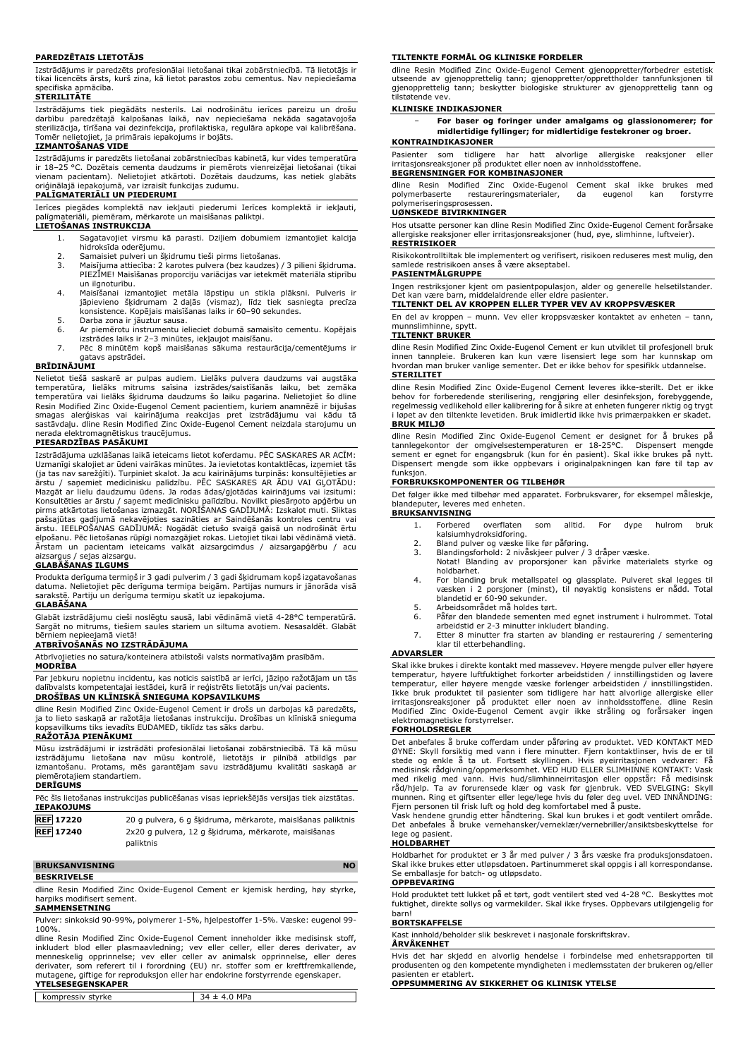**PAREDZĒTAIS LIETOTĀJS**

Izstrādājums ir paredzēts profesionālai lietošanai tikai zobārstniecībā. Tā lietotājs ir tikai licencēts ārsts, kurš zina, kā lietot parastos zobu cementus. Nav nepieciešama specifiska apmācība.

**STERILITĀTE**

Izstrādājums tiek piegādāts nesterils. Lai nodrošinātu ierīces pareizu un drošu darbību paredzētajā kalpošanas laikā, nav nepieciešama nekāda sagatavojoša sterilizācija, tīrīšana vai dezinfekcija, profilaktiska, regulāra apkope vai kalibrēšana. Tomēr nelietojiet, ja primārais iepakojums ir bojāts.

**IZMANTOŠANAS VIDE**

Izstrādājums ir paredzēts lietošanai zobārstniecības kabinetā, kur vides temperatūra ir 18–25 °C. Dozētais cementa daudzums ir piemērots vienreizējai lietošanai (tikai vienam pacientam). Nelietojiet atkārtoti. Dozētais daudzums, kas netiek glabāts oriģinālajā iepakojumā, var izraisīt funkcijas zudumu.

**PALĪGMATERIĀLI UN PIEDERUMI**

Ierīces piegādes komplektā nav iekļauti piederumi Ierīces komplektā ir iekļauti, palīgmateriāli, piemēram, mērkarote un maisīšanas paliktņi.

**LIETOŠANAS INSTRUKCIJA**

1. Sagatavojiet virsmu kā parasti. Dziļiem dobumiem izmantojiet kalcija hidroksīda oderējumu.
2. Samaisiet pulveri un šķidrumu tieši pirms lietošanas.
3. Maisījuma attiecība: 2 karotes pulvera (bez kaudzes) / 3 pilieni šķidruma. PIEZĪME! Maisīšanas proporciju variācijas var ietekmēt materiāla stiprību un ilgnoturību.
4. Maisīšanai izmantojiet metāla lāpstiņu un stikla plāksni. Pulveris ir jāpievieno šķidrumam 2 daļās (vismaz), līdz tiek sasniegta precīza konsistence. Kopējais maisīšanas laiks ir 60–90 sekundes.
5. Darba zona ir jāuztur sausa.
6. Ar piemērotu instrumentu ielieciet dobumā samaisīto cementu. Kopējais izstrādes laiks ir 2–3 minūtes, ieskaitot maisīšanu.
7. Pēc 8 minūtēm kopš maisīšanas sākuma restaurācija/cementējums ir gatavs apstrādei.

**BRĪDINĀJUMI**

Nelietot tiešā saskarē ar pulpas audiem. Lielāks pulvera daudzums vai augstāka temperatūra, lielāks mitrums saīsina izstrādes/saistīšanās laiku, bet zemāka temperatūra vai lielāks šķidruma daudzums šo laiku pagarina. Nelietojiet šo dline Resin Modified Zinc Oxide-Eugenol Cement pacientiem, kuriem anamnēzē ir bijušas smagas alerģiskas vai kairinājuma reakcijas pret izstrādājumu vai kādu tā sastāvdaļu. dline Resin Modified Zinc Oxide-Eugenol Cement neizdala starojumu un nerada elektromagnētiskus traucējumus.

**PIESARDZĪBAS PASĀKUMI**

Izstrādājuma uzklāšanas laikā ieteicams lietot koferdamu. PĒC SASKARES AR ACĪM: Uzmanīgi skalojiet ar ūdeni vairākas minūtes. Ja ievietotas kontaktlēcas, izņemiet tās (ja tas nav sarežģīti). Turpiniet skalot. Ja acu kairinājums turpinās: konsultējieties ar ārstu / saņemiet medicīnisku palīdzību. PĒC SASKARES AR ĀDU VAI GĻOTĀDU: Mazgāt ar lielu daudzumu ūdens. Ja rodas ādas/gļotādas kairinājums vai izsitumi: Konsultēties ar ārstu / saņemt medicīnisku palīdzību. Novilkt piesārņoto apģērbu un pirms atkārtotas lietošanas izmazgāt. NORĪŠANAS GADĪJUMĀ: Izskalot muti. Sliktas pašsajūtas gadījumā nekavējoties sazināties ar Saindēšanās kontroles centru vai ārstu. IEELPOŠANAS GADĪJUMĀ: Nogādāt cietušo svaigā gaisā un nodrošināt ērtu elpošanu. Pēc lietošanas rūpīgi nomazgājiet rokas. Lietojiet tikai labi vēdināmā vietā. Ārstam un pacientam ieteicams valkāt aizsargcimdus / aizsargapģērbu / acu aizsargus / sejas aizsargu.

**GLABĀŠANAS ILGUMS**

Produkta derīguma termiņš ir 3 gadi pulverim / 3 gadi šķidrumam kopš izgatavošanas datuma. Nelietojiet pēc derīguma termiņa beigām. Partijas numurs ir jānorāda visā sarakstē. Partiju un derīguma termiņu skatīt uz iepakojuma.

**GLABĀŠANA**

Glabāt izstrādājumu cieši noslēgtu sausā, labi vēdināmā vietā 4-28°C temperatūrā. Sargāt no mitruma, tiešiem saules stariem un siltuma avotiem. Nesasaldēt. Glabāt bērniem nepieejamā vietā!

**ATBRĪVOŠANĀS NO IZSTRĀDĀJUMA**

Atbrīvojieties no satura/konteinera atbilstoši valsts normatīvajām prasībām.

**MODRĪBA**

Par jebkuru nopietnu incidentu, kas noticis saistībā ar ierīci, jāziņo ražotājam un tās dalībvalsts kompetentajai iestādei, kurā ir reģistrēts lietotājs un/vai pacients.

**DROŠĪBAS UN KLĪNISKĀ SNIEGUMA KOPSAVILKUMS**

dline Resin Modified Zinc Oxide-Eugenol Cement ir drošs un darbojas kā paredzēts, ja to lieto saskaņā ar ražotāja lietošanas instrukciju. Drošības un klīniskā snieguma kopsavilkums tiks ievadīts EUDAMED, tiklīdz tas sāks darbu.

**RAŽOTĀJA PIENĀKUMI**

Mūsu izstrādājumi ir izstrādāti profesionālai lietošanai zobārstniecībā. Tā kā mūsu izstrādājumu lietošana nav mūsu kontrolē, lietotājs ir pilnībā atbildīgs par izmantošanu. Protams, mēs garantējam savu izstrādājumu kvalitāti saskaņā ar piemērotajiem standartiem.

**DERĪGUMS**

Pēc šīs lietošanas instrukcijas publicēšanas visas iepriekšējās versijas tiek aizstātas.

**IEPAKOJUMS**

| | |
|---|---|
| **REF 17220** | 20 g pulvera, 6 g šķidruma, mērkarote, maisīšanas paliktnis |
| **REF 17240** | 2x20 g pulvera, 12 g šķidruma, mērkarote, maisīšanas paliktnis |

**BRUKSANVISNING** **NO**

**BESKRIVELSE**

dline Resin Modified Zinc Oxide-Eugenol Cement er kjemisk herding, høy styrke, harpiks modifisert sement.

**SAMMENSETNING**

Pulver: sinkoksid 90-99%, polymerer 1-5%, hjelpestoffer 1-5%. Væske: eugenol 99-100%.

dline Resin Modified Zinc Oxide-Eugenol Cement inneholder ikke medisinsk stoff, inkludert blod eller plasmaavledning; vev eller celler, eller deres derivater, av menneskelig opprinnelse; vev eller celler av animalsk opprinnelse, eller deres derivater, som referert til i forordning (EU) nr. stoffer som er kreftfremkallende, mutagene, giftige for reproduksjon eller har endokrine forstyrrende egenskaper.

**YTELSESEGENSKAPER**

| | |
|---|---|
| kompressiv styrke | 34 ± 4.0 MPa |

**TILTENKTE FORMÅL OG KLINISKE FORDELER**

dline Resin Modified Zinc Oxide-Eugenol Cement gjenoppretter/forbedrer estetisk utseende av gjenopprettelig tann; gjenoppretter/opprettholder tannfunksjonen til gjenopprettelig tann; beskytter biologiske strukturer av gjenopprettelig tann og tilstøtende vev.

**KLINISKE INDIKASJONER**

– **For baser og foringer under amalgams og glassionomerer; for midlertidige fyllinger; for midlertidige festekroner og broer.**

**KONTRAINDIKASJONER**

Pasienter som tidligere har hatt alvorlige allergiske reaksjoner eller irritasjonsreaksjoner på produktet eller noen av innholdsstoffene.

**BEGRENSNINGER FOR KOMBINASJONER**

dline Resin Modified Zinc Oxide-Eugenol Cement skal ikke brukes med polymerbaserte restaureringsmaterialer, da eugenol kan forstyrre polymeriseringsprosessen.

**UØNSKEDE BIVIRKNINGER**

Hos utsatte personer kan dline Resin Modified Zinc Oxide-Eugenol Cement forårsake allergiske reaksjoner eller irritasjonsreaksjoner (hud, øye, slimhinne, luftveier).

**RESTRISIKOER**

Risikokontrolltiltak ble implementert og verifisert, risikoen reduseres mest mulig, den samlede restrisikoen anses å være akseptabel.

**PASIENTMÅLGRUPPE**

Ingen restriksjoner kjent om pasientpopulasjon, alder og generelle helsetilstander. Det kan være barn, middelaldrende eller eldre pasienter.

**TILTENKT DEL AV KROPPEN ELLER TYPER VEV AV KROPPSVÆSKER**

En del av kroppen – munn. Vev eller kroppsvæsker kontakt av enheten – tann, munnslimhinne, spytt.

**TILTENKT BRUKER**

dline Resin Modified Zinc Oxide-Eugenol Cement er kun utviklet til profesjonell bruk innen tannpleie. Brukeren kan kun være lisensiert lege som har kunnskap om hvordan man bruker vanlige sementer. Det er ikke behov for spesifikk utdannelse.

**STERILITET**

dline Resin Modified Zinc Oxide-Eugenol Cement leveres ikke-sterilt. Det er ikke behov for forberedende sterilisering, rengjøring eller desinfeksjon, forebyggende, regelmessig vedlikehold eller kalibrering for å sikre at enheten fungerer riktig og trygt i løpet av den tiltenkte levetiden. Bruk imidlertid ikke hvis primærpakken er skadet.

**BRUK MILJØ**

dline Resin Modified Zinc Oxide-Eugenol Cement er designet for å brukes på tannlegekontor der omgivelsestemperaturen er 18-25°C. Dispensert mengde sement er egnet for engangsbruk (kun for én pasient). Skal ikke brukes på nytt. Dispensert mengde som ikke oppbevars i originalpakningen kan føre til tap av funksjon.

**FORBRUKSKOMPONENTER OG TILBEHØR**

Det følger ikke med tilbehør med apparatet. Forbruksvarer, for eksempel måleskje, blandeputer, leveres med enheten.

**BRUKSANVISNING**

1. Forbered overflaten som alltid. For dype hulrom bruk kalsiumhydroksidforing.
2. Bland pulver og væske like før påføring.
3. Blandingsforhold: 2 nivåskjeer pulver / 3 dråper væske. Notat! Blanding av proporsjoner kan påvirke materialets styrke og holdbarhet.
4. For blanding bruk metallspatel og glassplate. Pulveret skal legges til væsken i 2 porsjoner (minst), til nøyaktig konsistens er nådd. Total blandetid er 60-90 sekunder.
5. Arbeidsområdet må holdes tørt.
6. Påfør den blandede sementen med egnet instrument i hulrommet. Total arbeidstid er 2-3 minutter inkludert blanding.
7. Etter 8 minutter fra starten av blanding er restaurering / sementering klar til etterbehandling.

**ADVARSLER**

Skal ikke brukes i direkte kontakt med massevev. Høyere mengde pulver eller høyere temperatur, høyere luftfuktighet forkorter arbeidstiden / innstillingstiden og lavere temperatur, eller høyere mengde væske forlenger arbeidstiden / innstillingstiden. Ikke bruk produktet til pasienter som tidligere har hatt alvorlige allergiske eller irritasjonsreaksjoner på produktet eller noen av innholdsstoffene. dline Resin Modified Zinc Oxide-Eugenol Cement avgir ikke stråling og forårsaker ingen elektromagnetiske forstyrrelser.

**FORHOLDSREGLER**

Det anbefales å bruke cofferdam under påføring av produktet. VED KONTAKT MED ØYNE: Skyll forsiktig med vann i flere minutter. Fjern kontaktlinser, hvis de er til stede og enkle å ta ut. Fortsett skyllingen. Hvis øyeirritasjonen vedvarer: Få medisinsk rådgivning/oppmerksomhet. VED HUD ELLER SLIMHINNE KONTAKT: Vask med rikelig med vann. Hvis hud/slimhinneirritasjon eller utslett oppstår: Få medisinsk råd/hjelp. Ta av forurensede klær og vask før gjenbruk. VED SVELGING: Skyll munnen. Ring et giftsenter eller lege/lege hvis du føler deg uvel. VED INNÅNDING: Fjern personen til frisk luft og hold deg komfortabel med å puste.

Vask hendene grundig etter håndtering. Skal kun brukes i et godt ventilert område. Det anbefales å bruke vernehansker/verneklær/vernebriller/ansiktsbeskyttelse for lege og pasient.

**HOLDBARHET**

Holdbarhet for produktet er 3 år med pulver / 3 års væske fra produksjonsdatoen. Skal ikke brukes etter utløpsdatoen. Partinummeret skal oppgis i all korrespondanse. Se emballasje for batch- og utløpsdato.

**OPPBEVARING**

Hold produktet tett lukket på et tørt, godt ventilert sted ved 4-28 °C. Beskyttes mot fuktighet, direkte sollys og varmekilder. Skal ikke fryses. Oppbevars utilgjengelig for barn!

**BORTSKAFFELSE**

Kast innhold/beholder slik beskrevet i nasjonale forskriftskrav.

**ÅRVÅKENHET**

Hvis det har skjedd en alvorlig hendelse i forbindelse med enhetsrapporten til produsenten og den kompetente myndigheten i medlemsstaten der brukeren og/eller pasienten er etablert.

**OPPSUMMERING AV SIKKERHET OG KLINISK YTELSE**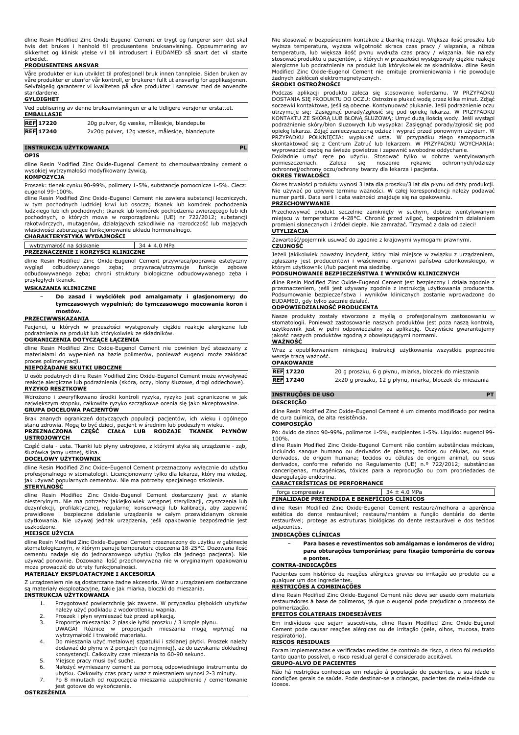dline Resin Modified Zinc Oxide-Eugenol Cement er trygt og fungerer som det skal hvis det brukes i henhold til produsentens bruksanvisning. Oppsummering av sikkerhet og klinisk ytelse vil bli introdusert i EUDAMED så snart det vil starte arbeidet.

**PRODUSENTENS ANSVAR**

Våre produkter er kun utviklet til profesjonell bruk innen tannpleie. Siden bruken av våre produkter er utenfor vår kontroll, er brukeren fullt ut ansvarlig for applikasjonen. Selvfølgelig garanterer vi kvaliteten på våre produkter i samsvar med de anvendte standardene.

**GYLDIGHET**

Ved publisering av denne bruksanvisningen er alle tidligere versjoner erstattet.

**EMBALLASJE**

| | |
|---|---|
| REF 17220 | 20g pulver, 6g væske, måleskje, blandepute |
| REF 17240 | 2x20g pulver, 12g væske, måleskje, blandepute |

## INSTRUKCJA UŻYTKOWANIA PL

**OPIS**

dline Resin Modified Zinc Oxide-Eugenol Cement to chemoutwardzalny cement o wysokiej wytrzymałości modyfikowany żywicą.

**KOMPOZYCJA**

Proszek: tlenek cynku 90-99%, polimery 1-5%, substancje pomocnicze 1-5%. Ciecz: eugenol 99-100%.

dline Resin Modified Zinc Oxide-Eugenol Cement nie zawiera substancji leczniczych, w tym pochodnych ludzkiej krwi lub osocza; tkanek lub komórek pochodzenia ludzkiego lub ich pochodnych; tkanek lub komórek pochodzenia zwierzęcego lub ich pochodnych, o których mowa w rozporządzeniu (UE) nr 722/2012; substancji rakotwórczych, mutagenów, działających szkodliwie na rozrodczość lub mających właściwości zaburzające funkcjonowanie układu hormonalnego.

**CHARAKTERYSTYKA WYDAJNOŚCI**

| | |
|---|---|
| wytrzymałość na ściskanie | 34 ± 4.0 MPa |

**PRZEZNACZENIE I KORZYŚCI KLINICZNE**

dline Resin Modified Zinc Oxide-Eugenol Cement przywraca/poprawia estetyczny wygląd odbudowywanego zęba; przywraca/utrzymuje funkcje zębowe odbudowywanego zęba; chroni struktury biologiczne odbudowywanego zęba i przyległych tkanek.

**WSKAZANIA KLINICZNE**

- **Do zasad i wyściółek pod amalgamaty i glasjonomery; do tymczasowych wypełnień; do tymczasowego mocowania koron i mostów.**

**PRZECIWWSKAZANIA**

Pacjenci, u których w przeszłości występowały ciężkie reakcje alergiczne lub podrażnienia na produkt lub którykolwiek ze składników.

**OGRANICZENIA DOTYCZĄCE ŁĄCZENIA**

dline Resin Modified Zinc Oxide-Eugenol Cement nie powinien być stosowany z materiałami do wypełnień na bazie polimerów, ponieważ eugenol może zakłócać proces polimeryzacji.

**NIEPOŻĄDANE SKUTKI UBOCZNE**

U osób podatnych dline Resin Modified Zinc Oxide-Eugenol Cement może wywoływać reakcje alergiczne lub podrażnienia (skóra, oczy, błony śluzowe, drogi oddechowe).

**RYZYKO RESZTKOWE**

Wdrożono i zweryfikowano środki kontroli ryzyka, ryzyko jest ograniczone w jak największym stopniu, całkowite ryzyko szczątkowe ocenia się jako akceptowalne.

**GRUPA DOCELOWA PACJENTÓW**

Brak znanych ograniczeń dotyczących populacji pacjentów, ich wieku i ogólnego stanu zdrowia. Mogą to być dzieci, pacjent w średnim lub podeszłym wieku.

**PRZEZNACZONA CZĘŚĆ CIAŁA LUB RODZAJE TKANEK PŁYNÓW USTROJOWYCH**

Część ciała - usta. Tkanki lub płyny ustrojowe, z którymi styka się urządzenie - ząb, śluzówka jamy ustnej, ślina.

**DOCELOWY UŻYTKOWNIK**

dline Resin Modified Zinc Oxide-Eugenol Cement przeznaczony wyłącznie do użytku profesjonalnego w stomatologii. Licencjonowany tylko dla lekarza, który ma wiedzę, jak używać popularnych cementów. Nie ma potrzeby specjalnego szkolenia.

**STERYLNOŚĆ**

dline Resin Modified Zinc Oxide-Eugenol Cement dostarczany jest w stanie niesterylnym. Nie ma potrzeby jakiejkolwiek wstępnej sterylizacji, czyszczenia lub dezynfekcji, profilaktycznej, regularnej konserwacji lub kalibracji, aby zapewnić prawidłowe i bezpieczne działanie urządzenia w całym przewidzianym okresie użytkowania. Nie używaj jednak urządzenia, jeśli opakowanie bezpośrednie jest uszkodzone.

**MIEJSCE UŻYCIA**

dline Resin Modified Zinc Oxide-Eugenol Cement przeznaczony do użytku w gabinecie stomatologicznym, w którym panuje temperatura otoczenia 18-25°C. Dozowana ilość cementu nadaje się do jednorazowego użytku (tylko dla jednego pacjenta). Nie używać ponownie. Dozowana ilość przechowywana nie w oryginalnym opakowaniu może prowadzić do utraty funkcjonalności.

**MATERIAŁY EKSPLOATACYJNE I AKCESORIA**

Z urządzeniem nie są dostarczane żadne akcesoria. Wraz z urządzeniem dostarczane są materiały eksploatacyjne, takie jak miarka, bloczki do mieszania.

**INSTRUKCJA UŻYTKOWANIA**

1. Przygotować powierzchnię jak zawsze. W przypadku głębokich ubytków należy użyć podkładu z wodorotlenku wapnia.
2. Proszek i płyn wymieszać tuż przed aplikacją.
3. Proporcje mieszania: 2 płaskie łyżki proszku / 3 krople płynu.
   UWAGA! Różnice w proporcjach mieszania mogą wpłynąć na wytrzymałość i trwałość materiału.
4. Do mieszania użyć metalowej szpatułki i szklanej płytki. Proszek należy dodawać do płynu w 2 porcjach (co najmniej), aż do uzyskania dokładnej konsystencji. Całkowity czas mieszania to 60-90 sekund.
5. Miejsce pracy musi być suche.
6. Nałożyć wymieszany cement za pomocą odpowiedniego instrumentu do ubytku. Całkowity czas pracy wraz z mieszaniem wynosi 2-3 minuty.
7. Po 8 minutach od rozpoczęcia mieszania uzupełnienie / cementowanie jest gotowe do wykończenia.

**OSTRZEŻENIA**

Nie stosować w bezpośrednim kontakcie z tkanką miazgi. Większa ilość proszku lub wyższa temperatura, wyższa wilgotność skraca czas pracy / wiązania, a niższa temperatura, lub większa ilość płynu wydłuża czas pracy / wiązania. Nie należy stosować produktu u pacjentów, u których w przeszłości występowały ciężkie reakcje alergiczne lub podrażnienia na produkt lub którykolwiek ze składników. dline Resin Modified Zinc Oxide-Eugenol Cement nie emituje promieniowania i nie powoduje żadnych zakłóceń elektromagnetycznych.

**ŚRODKI OSTROŻNOŚCI**

Podczas aplikacji produktu zaleca się stosowanie koferdamu. W PRZYPADKU DOSTANIA SIĘ PRODUKTU DO OCZU: Ostrożnie płukać wodą przez kilka minut. Zdjąć soczewki kontaktowe, jeśli są obecne. Kontynuować płukanie. Jeśli podrażnienie oczu utrzymuje się: Zasięgnąć porady/zgłosić się pod opiekę lekarza. W PRZYPADKU KONTAKTU ZE SKÓRĄ LUB BŁONĄ ŚLUZOWĄ: Umyć dużą ilością wody. Jeśli wystąpi podrażnienie skóry/błon śluzowych lub wysypka: Zasięgnąć porady/zgłosić się pod opiekę lekarza. Zdjąć zanieczyszczoną odzież i wyprać przed ponownym użyciem. W PRZYPADKU POŁKNIĘCIA: wypłukać usta. W przypadku złego samopoczucia skontaktować się z Centrum Zatruć lub lekarzem. W PRZYPADKU WDYCHANIA: wyprowadzić osobę na świeże powietrze i zapewnić swobodne oddychanie.

Dokładnie umyć ręce po użyciu. Stosować tylko w dobrze wentylowanych pomieszczeniach. Zaleca się noszenie rękawic ochronnych/odzieży ochronnej/ochrony oczu/ochrony twarzy dla lekarza i pacjenta.

**OKRES TRWAŁOŚCI**

Okres trwałości produktu wynosi 3 lata dla proszku/3 lat dla płynu od daty produkcji. Nie używać po upływie terminu ważności. W całej korespondencji należy podawać numer partii. Data serii i data ważności znajduje się na opakowaniu.

**PRZECHOWYWANIE**

Przechowywać produkt szczelnie zamknięty w suchym, dobrze wentylowanym miejscu w temperaturze 4-28°C. Chronić przed wilgocią, bezpośrednim działaniem promieni słonecznych i źródeł ciepła. Nie zamrażać. Trzymać z dala od dzieci!

**UTYLIZACJA**

Zawartość/pojemnik usuwać do zgodnie z krajowymi wymogami prawnymi.

**CZUJNOŚĆ**

Jeżeli jakikolwiek poważny incydent, który miał miejsce w związku z urządzeniem, zgłaszany jest producentowi i właściwemu organowi państwa członkowskiego, w którym użytkownik i/lub pacjent ma siedzibę.

**PODSUMOWANIE BEZPIECZEŃSTWA I WYNIKÓW KLINICZNYCH**

dline Resin Modified Zinc Oxide-Eugenol Cement jest bezpieczny i działa zgodnie z przeznaczeniem, jeśli jest używany zgodnie z instrukcją użytkowania producenta. Podsumowanie bezpieczeństwa i wyników klinicznych zostanie wprowadzone do EUDAMED, gdy tylko zacznie działać.

**ODPOWIEDZIALNOŚĆ PRODUCENTA**

Nasze produkty zostały stworzone z myślą o profesjonalnym zastosowaniu w stomatologii. Ponieważ zastosowanie naszych produktów jest poza naszą kontrolą, użytkownik jest w pełni odpowiedzialny za aplikację. Oczywiście gwarantujemy jakość naszych produktów zgodną z obowiązującymi normami.

**WAŻNOŚĆ**

Wraz z opublikowaniem niniejszej instrukcji użytkowania wszystkie poprzednie wersje tracą ważność.

**OPAKOWANIE**

| | |
|---|---|
| REF 17220 | 20 g proszku, 6 g płynu, miarka, bloczek do mieszania |
| REF 17240 | 2x20 g proszku, 12 g płynu, miarka, bloczek do mieszania |

## INSTRUÇÕES DE USO PT

**DESCRIÇÃO**

dline Resin Modified Zinc Oxide-Eugenol Cement é um cimento modificado por resina de cura química, de alta resistência.

**COMPOSIÇÃO**

Pó: óxido de zinco 90-99%, polímeros 1-5%, excipientes 1-5%. Líquido: eugenol 99-100%.

dline Resin Modified Zinc Oxide-Eugenol Cement não contém substâncias médicas, incluindo sangue humano ou derivados de plasma; tecidos ou células, ou seus derivados, de origem humana; tecidos ou células de origem animal, ou seus derivados, conforme referido no Regulamento (UE) n.º 722/2012; substâncias cancerígenas, mutagénicas, tóxicas para a reprodução ou com propriedades de desregulação endócrina.

**CARACTERÍSTICAS DE PERFORMANCE**

| | |
|---|---|
| força compressiva | 34 ± 4.0 MPa |

**FINALIDADE PRETENDIDA E BENEFÍCIOS CLÍNICOS**

dline Resin Modified Zinc Oxide-Eugenol Cement restaura/melhora a aparência estética do dente restaurável; restaura/mantém a função dentária do dente restaurável; protege as estruturas biológicas do dente restaurável e dos tecidos adjacentes.

**INDICAÇÕES CLÍNICAS**

- **Para bases e revestimentos sob amálgamas e ionómeros de vidro; para obturações temporárias; para fixação temporária de coroas e pontes.**

**CONTRA-INDICAÇÕES**

Pacientes com histórico de reações alérgicas graves ou irritação ao produto ou a qualquer um dos ingredientes.

**RESTRIÇÕES A COMBINAÇÕES**

dline Resin Modified Zinc Oxide-Eugenol Cement não deve ser usado com materiais restauradores à base de polímeros, já que o eugenol pode prejudicar o processo de polimerização.

**EFEITOS COLATERAIS INDESEJÁVEIS**

Em indivíduos que sejam suscetíveis, dline Resin Modified Zinc Oxide-Eugenol Cement pode causar reações alérgicas ou de irritação (pele, olhos, mucosa, trato respiratório).

**RISCOS RESIDUAIS**

Foram implementadas e verificadas medidas de controlo de risco, o risco foi reduzido tanto quanto possível, o risco residual geral é considerado aceitável.

**GRUPO-ALVO DE PACIENTES**

Não há restrições conhecidas em relação à população de pacientes, à sua idade e condições gerais de saúde. Pode destinar-se a crianças, pacientes de meia-idade ou idosos.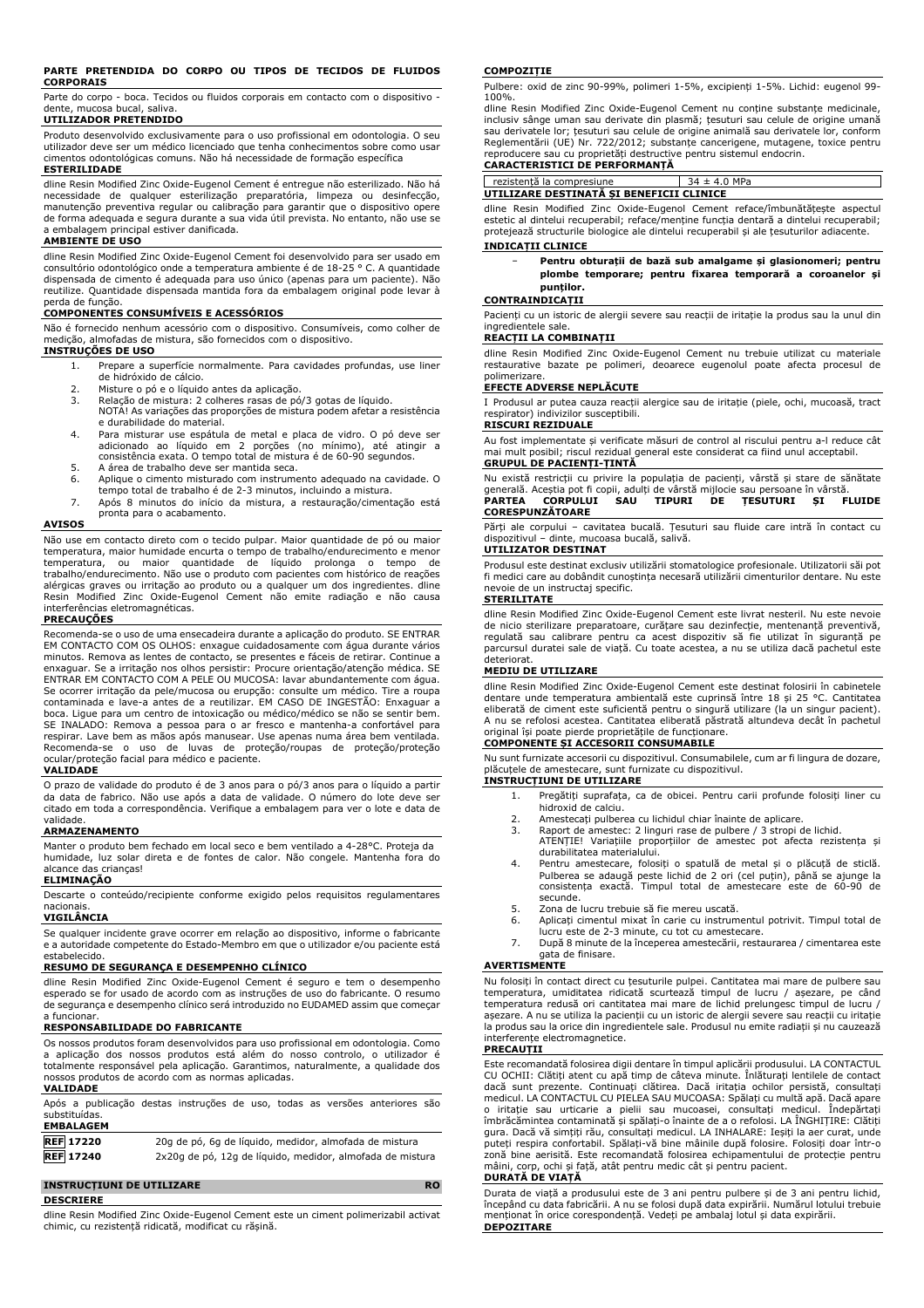**PARTE PRETENDIDA DO CORPO OU TIPOS DE TECIDOS DE FLUIDOS CORPORAIS**

Parte do corpo - boca. Tecidos ou fluidos corporais em contacto com o dispositivo - dente, mucosa bucal, saliva.

**UTILIZADOR PRETENDIDO**

Produto desenvolvido exclusivamente para o uso profissional em odontologia. O seu utilizador deve ser um médico licenciado que tenha conhecimentos sobre como usar cimentos odontológicas comuns. Não há necessidade de formação específica

**ESTERILIDADE**

dline Resin Modified Zinc Oxide-Eugenol Cement é entregue não esterilizado. Não há necessidade de qualquer esterilização preparatória, limpeza ou desinfecção, manutenção preventiva regular ou calibração para garantir que o dispositivo opere de forma adequada e segura durante a sua vida útil prevista. No entanto, não use se a embalagem principal estiver danificada.

**AMBIENTE DE USO**

dline Resin Modified Zinc Oxide-Eugenol Cement foi desenvolvido para ser usado em consultório odontológico onde a temperatura ambiente é de 18-25 ° C. A quantidade dispensada de cimento é adequada para uso único (apenas para um paciente). Não reutilize. Quantidade dispensada mantida fora da embalagem original pode levar à perda de função.

**COMPONENTES CONSUMÍVEIS E ACESSÓRIOS**

Não é fornecido nenhum acessório com o dispositivo. Consumíveis, como colher de medição, almofadas de mistura, são fornecidos com o dispositivo.

**INSTRUÇÕES DE USO**

1. Prepare a superfície normalmente. Para cavidades profundas, use liner de hidróxido de cálcio.
2. Misture o pó e o líquido antes da aplicação.
3. Relação de mistura: 2 colheres rasas de pó/3 gotas de líquido.
   NOTA! As variações das proporções de mistura podem afetar a resistência e durabilidade do material.
4. Para misturar use espátula de metal e placa de vidro. O pó deve ser adicionado ao líquido em 2 porções (no mínimo), até atingir a consistência exata. O tempo total de mistura é de 60-90 segundos.
5. A área de trabalho deve ser mantida seca.
6. Aplique o cimento misturado com instrumento adequado na cavidade. O tempo total de trabalho é de 2-3 minutos, incluindo a mistura.
7. Após 8 minutos do início da mistura, a restauração/cimentação está pronta para o acabamento.

**AVISOS**

Não use em contacto direto com o tecido pulpar. Maior quantidade de pó ou maior temperatura, maior humidade encurta o tempo de trabalho/endurecimento e menor temperatura, ou maior quantidade de líquido prolonga o tempo de trabalho/endurecimento. Não use o produto com pacientes com histórico de reações alérgicas graves ou irritação ao produto ou a qualquer um dos ingredientes. dline Resin Modified Zinc Oxide-Eugenol Cement não emite radiação e não causa interferências eletromagnéticas.

**PRECAUÇÕES**

Recomenda-se o uso de uma ensecadeira durante a aplicação do produto. SE ENTRAR EM CONTACTO COM OS OLHOS: enxague cuidadosamente com água durante vários minutos. Remova as lentes de contacto, se presentes e fáceis de retirar. Continue a enxaguar. Se a irritação nos olhos persistir: Procure orientação/atenção médica. SE ENTRAR EM CONTACTO COM A PELE OU MUCOSA: lavar abundantemente com água. Se ocorrer irritação da pele/mucosa ou erupção: consulte um médico. Tire a roupa contaminada e lave-a antes de a reutilizar. EM CASO DE INGESTÃO: Enxaguar a boca. Ligue para um centro de intoxicação ou médico/médico se não se sentir bem. SE INALADO: Remova a pessoa para o ar fresco e mantenha-a confortável para respirar. Lave bem as mãos após manusear. Use apenas numa área bem ventilada. Recomenda-se o uso de luvas de proteção/roupas de proteção/proteção ocular/proteção facial para médico e paciente.

**VALIDADE**

O prazo de validade do produto é de 3 anos para o pó/3 anos para o líquido a partir da data de fabrico. Não use após a data de validade. O número do lote deve ser citado em toda a correspondência. Verifique a embalagem para ver o lote e data de validade.

**ARMAZENAMENTO**

Manter o produto bem fechado em local seco e bem ventilado a 4-28°C. Proteja da humidade, luz solar direta e de fontes de calor. Não congele. Mantenha fora do alcance das crianças!

**ELIMINAÇÃO**

Descarte o conteúdo/recipiente conforme exigido pelos requisitos regulamentares nacionais.

**VIGILÂNCIA**

Se qualquer incidente grave ocorrer em relação ao dispositivo, informe o fabricante e a autoridade competente do Estado-Membro em que o utilizador e/ou paciente está estabelecido.

**RESUMO DE SEGURANÇA E DESEMPENHO CLÍNICO**

dline Resin Modified Zinc Oxide-Eugenol Cement é seguro e tem o desempenho esperado se for usado de acordo com as instruções de uso do fabricante. O resumo de segurança e desempenho clínico será introduzido no EUDAMED assim que começar a funcionar.

**RESPONSABILIDADE DO FABRICANTE**

Os nossos produtos foram desenvolvidos para uso profissional em odontologia. Como a aplicação dos nossos produtos está além do nosso controlo, o utilizador é totalmente responsável pela aplicação. Garantimos, naturalmente, a qualidade dos nossos produtos de acordo com as normas aplicadas.

**VALIDADE**

Após a publicação destas instruções de uso, todas as versões anteriores são substituídas.

**EMBALAGEM**

| | |
|---|---|
| REF 17220 | 20g de pó, 6g de líquido, medidor, almofada de mistura |
| REF 17240 | 2x20g de pó, 12g de líquido, medidor, almofada de mistura |

## INSTRUCȚIUNI DE UTILIZARE — RO

**DESCRIERE**

dline Resin Modified Zinc Oxide-Eugenol Cement este un ciment polimerizabil activat chimic, cu rezistență ridicată, modificat cu rășină.

**COMPOZIȚIE**

Pulbere: oxid de zinc 90-99%, polimeri 1-5%, excipienți 1-5%. Lichid: eugenol 99-100%.
dline Resin Modified Zinc Oxide-Eugenol Cement nu conține substanțe medicinale, inclusiv sânge uman sau derivate din plasmă; țesuturi sau celule de origine umană sau derivatele lor; țesuturi sau celule de origine animală sau derivatele lor, conform Reglementării (UE) Nr. 722/2012; substanțe cancerigene, mutagene, toxice pentru reproducere sau cu proprietăți destructive pentru sistemul endocrin.

**CARACTERISTICI DE PERFORMANȚĂ**

| | |
|---|---|
| rezistență la compresiune | 34 ± 4.0 MPa |

**UTILIZARE DESTINATĂ ȘI BENEFICII CLINICE**

dline Resin Modified Zinc Oxide-Eugenol Cement reface/îmbunătățește aspectul estetic al dintelui recuperabil; reface/menține funcția dentară a dintelui recuperabil; protejează structurile biologice ale dintelui recuperabil și ale țesuturilor adiacente.

**INDICAȚII CLINICE**

- **Pentru obturații de bază sub amalgame și glasionomeri; pentru plombe temporare; pentru fixarea temporară a coroanelor și punților.**

**CONTRAINDICAȚII**

Pacienți cu un istoric de alergii severe sau reacții de iritație la produs sau la unul din ingredientele sale.

**REACȚII LA COMBINAȚII**

dline Resin Modified Zinc Oxide-Eugenol Cement nu trebuie utilizat cu materiale restaurative bazate pe polimeri, deoarece eugenolul poate afecta procesul de polimerizare.

**EFECTE ADVERSE NEPLĂCUTE**

I Produsul ar putea cauza reacții alergice sau de iritație (piele, ochi, mucoasă, tract respirator) indivizilor susceptibili.

**RISCURI REZIDUALE**

Au fost implementate și verificate măsuri de control al riscului pentru a-l reduce cât mai mult posibil; riscul rezidual general este considerat ca fiind unul acceptabil.

**GRUPUL DE PACIENȚI-ȚINTĂ**

Nu există restricții cu privire la populația de pacienți, vârstă și stare de sănătate generală. Aceștia pot fi copii, adulți de vârstă mijlocie sau persoane în vârstă.

**PARTEA CORPULUI SAU TIPURI DE ȚESUTURI ȘI FLUIDE CORESPUNZĂTOARE**

Părți ale corpului – cavitatea bucală. Țesuturi sau fluide care intră în contact cu dispozitivul – dinte, mucoasa bucală, salivă.

**UTILIZATOR DESTINAT**

Produsul este destinat exclusiv utilizării stomatologice profesionale. Utilizatorii săi pot fi medici care au dobândit cunoștința necesară utilizării cimenturilor dentare. Nu este nevoie de un instructaj specific.

**STERILITATE**

dline Resin Modified Zinc Oxide-Eugenol Cement este livrat nesteril. Nu este nevoie de nicio sterilizare preparatoare, curățare sau dezinfecție, mentenanță preventivă, regulată sau calibrare pentru ca acest dispozitiv să fie utilizat în siguranță pe parcursul duratei sale de viață. Cu toate acestea, a nu se utiliza dacă pachetul este deteriorat.

**MEDIU DE UTILIZARE**

dline Resin Modified Zinc Oxide-Eugenol Cement este destinat folosirii în cabinetele dentare unde temperatura ambientală este cuprinsă între 18 și 25 °C. Cantitatea eliberată de ciment este suficientă pentru o singură utilizare (la un singur pacient). A nu se refolosi acesta. Cantitatea eliberată păstrată altundeva decât în pachetul original își poate pierde proprietățile de funcționare.

**COMPONENTE ȘI ACCESORII CONSUMABILE**

Nu sunt furnizate accesorii cu dispozitivul. Consumabilele, cum ar fi lingura de dozare, plăcuțele de amestecare, sunt furnizate cu dispozitivul.

**INSTRUCȚIUNI DE UTILIZARE**

1. Pregătiți suprafața, ca de obicei. Pentru carii profunde folosiți liner cu hidroxid de calciu.
2. Amestecați pulberea cu lichidul chiar înainte de aplicare.
3. Raport de amestec: 2 linguri rase de pulbere / 3 stropi de lichid.
   ATENȚIE! Variațiile proporțiilor de amestec pot afecta rezistența și durabilitatea materialului.
4. Pentru amestecare, folosiți o spatulă de metal și o plăcuță de sticlă. Pulberea se adaugă peste lichid de 2 ori (cel puțin), până se ajunge la consistența exactă. Timpul total de amestecare este de 60-90 de secunde.
5. Zona de lucru trebuie să fie mereu uscată.
6. Aplicați cimentul mixat în carie cu instrumentul potrivit. Timpul total de lucru este de 2-3 minute, cu tot cu amestecare.
7. După 8 minute de la începerea amestecării, restaurarea / cimentarea este gata de finisare.

**AVERTISMENTE**

Nu folosiți în contact direct cu țesuturile pulpei. Cantitatea mai mare de pulbere sau temperatura, umiditatea ridicată scurtează timpul de lucru / așezare, pe când temperatura redusă ori cantitatea mai mare de lichid prelungesc timpul de lucru / așezare. A nu se utiliza la pacienții cu un istoric de alergii severe sau reacții cu iritație la produs sau la orice din ingredientele sale. Produsul nu emite radiații și nu cauzează interferențe electromagnetice.

**PRECAUȚII**

Este recomandată folosirea digii dentare în timpul aplicării produsului. LA CONTACTUL CU OCHII: Clătiți atent cu apă timp de câteva minute. Înlăturați lentilele de contact dacă sunt prezente. Continuați clătirea. Dacă iritația ochilor persistă, consultați medicul. LA CONTACTUL CU PIELEA SAU MUCOASA: Spălați cu multă apă. Dacă apare o iritație sau urticarie a pielii sau mucoasei, consultați medicul. Îndepărtați îmbrăcămintea contaminată și spălați-o înainte de a o refolosi. LA ÎNGHIȚIRE: Clătiți gura. Dacă vă simțiți rău, consultați medicul. LA INHALARE: Ieșiți la aer curat, unde puteți respira confortabil. Spălați-vă bine mâinile după folosire. Folosiți doar într-o zonă bine aerisită. Este recomandată folosirea echipamentului de protecție pentru mâini, corp, ochi și față, atât pentru medic cât și pentru pacient.

**DURATĂ DE VIAȚĂ**

Durata de viață a produsului este de 3 ani pentru pulbere și de 3 ani pentru lichid, începând cu data fabricării. A nu se folosi după data expirării. Numărul lotului trebuie menționat în orice corespondență. Vedeți pe ambalaj lotul și data expirării.

**DEPOZITARE**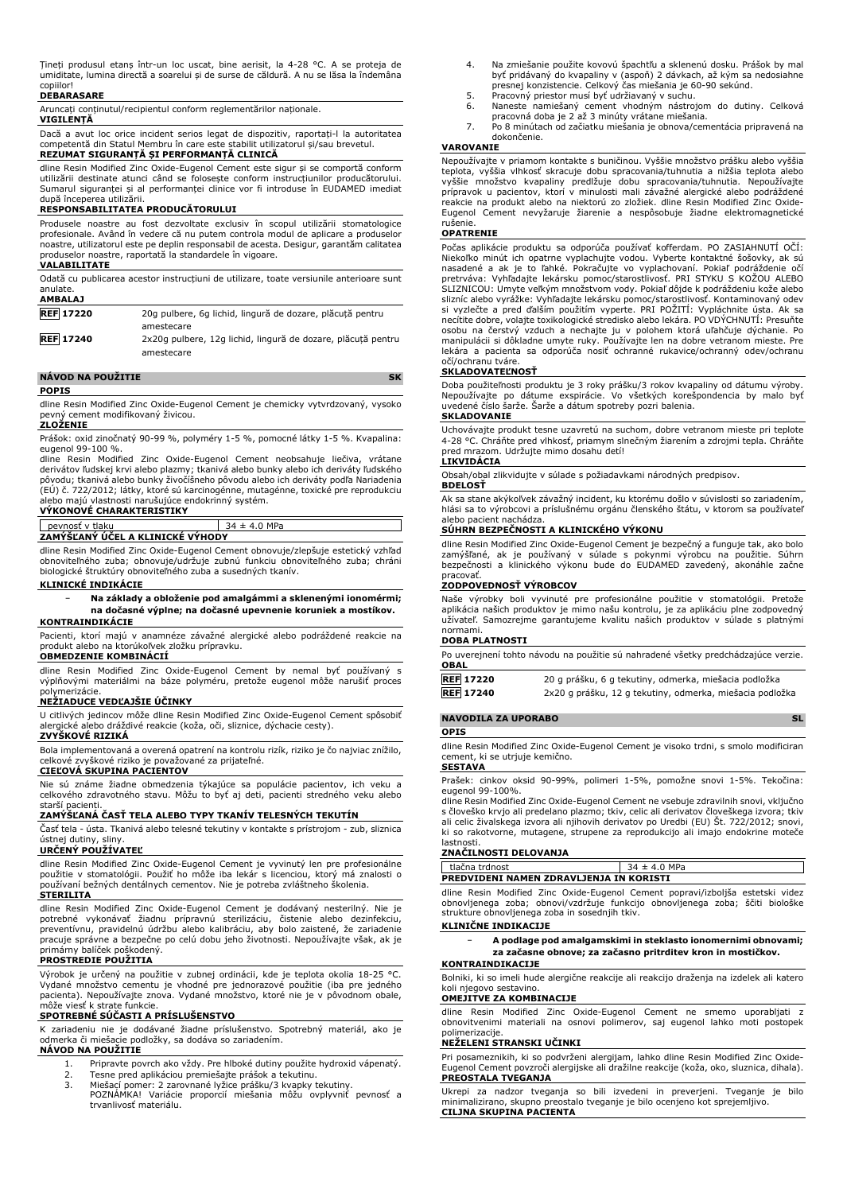Țineți produsul etanș într-un loc uscat, bine aerisit, la 4-28 °C. A se proteja de umiditate, lumina directă a soarelui și de surse de căldură. A nu se lăsa la îndemâna copiilor!

**DEBARASARE**

Aruncați conținutul/recipientul conform reglementărilor naționale.

**VIGILENȚĂ**

Dacă a avut loc orice incident serios legat de dispozitiv, raportați-l la autoritatea competentă din Statul Membru în care este stabilit utilizatorul și/sau brevetul.

**REZUMAT SIGURANȚĂ ȘI PERFORMANȚĂ CLINICĂ**

dline Resin Modified Zinc Oxide-Eugenol Cement este sigur și se comportă conform utilizării destinate atunci când se folosește conform instrucțiunilor producătorului. Sumarul siguranței și al performanței clinice vor fi introduse în EUDAMED imediat după începerea utilizării.

**RESPONSABILITATEA PRODUCĂTORULUI**

Produsele noastre au fost dezvoltate exclusiv în scopul utilizării stomatologice profesionale. Având în vedere că nu putem controla modul de aplicare a produselor noastre, utilizatorul este pe deplin responsabil de acesta. Desigur, garantăm calitatea produselor noastre, raportată la standardele în vigoare.

**VALABILITATE**

Odată cu publicarea acestor instrucțiuni de utilizare, toate versiunile anterioare sunt anulate.

**AMBALAJ**

| | |
|---|---|
| **REF** 17220 | 20g pulbere, 6g lichid, lingură de dozare, plăcuță pentru amestecare |
| **REF** 17240 | 2x20g pulbere, 12g lichid, lingură de dozare, plăcuță pentru amestecare |

## NÁVOD NA POUŽITIE SK

**POPIS**

dline Resin Modified Zinc Oxide-Eugenol Cement je chemicky vytvrdzovaný, vysoko pevný cement modifikovaný živicou.

**ZLOŽENIE**

Prášok: oxid zinočnatý 90-99 %, polyméry 1-5 %, pomocné látky 1-5 %. Kvapalina: eugenol 99-100 %.

dline Resin Modified Zinc Oxide-Eugenol Cement neobsahuje liečivá, vrátane derivátov ľudskej krvi alebo plazmy; tkanivá alebo bunky alebo ich deriváty ľudského pôvodu; tkanivá alebo bunky živočíšneho pôvodu alebo ich deriváty podľa Nariadenia (EÚ) č. 722/2012; látky, ktoré sú karcinogénne, mutagénne, toxické pre reprodukciu alebo majú vlastnosti narušujúce endokrinný systém.

**VÝKONOVÉ CHARAKTERISTIKY**

| | |
|---|---|
| pevnosť v tlaku | 34 ± 4.0 MPa |

**ZAMÝŠĽANÝ ÚČEL A KLINICKÉ VÝHODY**

dline Resin Modified Zinc Oxide-Eugenol Cement obnovuje/zlepšuje estetický vzhľad obnoviteľného zuba; obnovuje/udržuje zubnú funkciu obnoviteľného zuba; chráni biologické štruktúry obnoviteľného zuba a susedných tkanív.

**KLINICKÉ INDIKÁCIE**

- **Na základy a obloženie pod amalgámmi a sklenenými ionomérmi; na dočasné výplne; na dočasné upevnenie koruniek a mostíkov.**

**KONTRAINDIKÁCIE**

Pacienti, ktorí majú v anamnéze závažné alergické alebo podráždené reakcie na produkt alebo na ktorúkoľvek zložku prípravku.

**OBMEDZENIE KOMBINÁCIÍ**

dline Resin Modified Zinc Oxide-Eugenol Cement by nemal byť používaný s výplňovými materiálmi na báze polyméru, pretože eugenol môže narušiť proces polymerizácie.

**NEŽIADUCE VEDĽAJŠIE ÚČINKY**

U citlivých jedincov môže dline Resin Modified Zinc Oxide-Eugenol Cement spôsobiť alergické alebo dráždivé reakcie (koža, oči, sliznice, dýchacie cesty).

**ZVYŠKOVÉ RIZIKÁ**

Bola implementovaná a overená opatrení na kontrolu rizík, riziko je čo najviac znížilo, celkové zvyškové riziko je považované za prijateľné.

**CIEĽOVÁ SKUPINA PACIENTOV**

Nie sú známe žiadne obmedzenia týkajúce sa populácie pacientov, ich veku a celkového zdravotného stavu. Môžu to byť aj deti, pacienti stredného veku alebo starší pacienti.

**ZAMÝŠĽANÁ ČASŤ TELA ALEBO TYPY TKANÍV TELESNÝCH TEKUTÍN**

Časť tela - ústa. Tkanivá alebo telesné tekutiny v kontakte s prístrojom - zub, sliznica ústnej dutiny, sliny.

**URČENÝ POUŽÍVATEĽ**

dline Resin Modified Zinc Oxide-Eugenol Cement je vyvinutý len pre profesionálne použitie v stomatológii. Použiť ho môže iba lekár s licenciou, ktorý má znalosti o používaní bežných dentálnych cementov. Nie je potreba zvláštneho školenia.

**STERILITA**

dline Resin Modified Zinc Oxide-Eugenol Cement je dodávaný nesterilný. Nie je potrebné vykonávať žiadnu prípravnú sterilizáciu, čistenie alebo dezinfekciu, preventívnu, pravidelnú údržbu alebo kalibráciu, aby bolo zaistené, že zariadenie pracuje správne a bezpečne po celú dobu jeho životnosti. Nepoužívajte však, ak je primárny balíček poškodený.

**PROSTREDIE POUŽITIA**

Výrobok je určený na použitie v zubnej ordinácii, kde je teplota okolia 18-25 °C. Vydané množstvo cementu je vhodné pre jednorazové použitie (iba pre jedného pacienta). Nepoužívajte znova. Vydané množstvo, ktoré nie je v pôvodnom obale, môže viesť k strate funkcie.

**SPOTREBNÉ SÚČASTI A PRÍSLUŠENSTVO**

K zariadeniu nie je dodávané žiadne príslušenstvo. Spotrebný materiál, ako je odmerka či miešacie podložky, sa dodáva so zariadením.

**NÁVOD NA POUŽITIE**

1. Pripravte povrch ako vždy. Pre hlboké dutiny použite hydroxid vápenatý.
2. Tesne pred aplikáciou premiešajte prášok a tekutinu.
3. Miešací pomer: 2 zarovnané lyžice prášku/3 kvapky tekutiny.
   POZNÁMKA! Variácie proporcií miešania môžu ovplyvniť pevnosť a trvanlivosť materiálu.
4. Na zmiešanie použite kovovú špachtľu a sklenenú dosku. Prášok by mal byť pridávaný do kvapaliny v (aspoň) 2 dávkach, až kým sa nedosiahne presnej konzistencie. Celkový čas miešania je 60-90 sekúnd.
5. Pracovný priestor musí byť udržiavaný v suchu.
6. Naneste namiešaný cement vhodným nástrojom do dutiny. Celková pracovná doba je 2 až 3 minúty vrátane miešania.
7. Po 8 minútach od začiatku miešania je obnova/cementácia pripravená na dokončenie.

**VAROVANIE**

Nepoužívajte v priamom kontakte s buničinou. Vyššie množstvo prášku alebo vyššia teplota, vyššia vlhkosť skracuje dobu spracovania/tuhnutia a nižšia teplota alebo vyššie množstvo kvapaliny predlžuje dobu spracovania/tuhnutia. Nepoužívajte prípravok u pacientov, ktorí v minulosti mali závažné alergické alebo podráždené reakcie na produkt alebo na niektorú zo zložiek. dline Resin Modified Zinc Oxide-Eugenol Cement nevyžaruje žiarenie a nespôsobuje žiadne elektromagnetické rušenie.

**OPATRENIE**

Počas aplikácie produktu sa odporúča používať kofferdam. PO ZASIAHNUTÍ OČÍ: Niekoľko minút ich opatrne vyplachujte vodou. Vyberte kontaktné šošovky, ak sú nasadené a ak je to ľahké. Pokračujte vo vyplachovaní. Pokiaľ podráždenie očí pretrváva: Vyhľadajte lekársku pomoc/starostlivosť. PRI STYKU S KOŽOU ALEBO SLIZNICOU: Umyte veľkým množstvom vody. Pokiaľ dôjde k podráždeniu kože alebo slizníc alebo vyrážke: Vyhľadajte lekársku pomoc/starostlivosť. Kontaminovaný odev si vyzlečte a pred ďalším použitím vyperte. PRI POŽITÍ: Vypláchnite ústa. Ak sa necítite dobre, volajte toxikologické stredisko alebo lekára. PO VDÝCHNUTÍ: Presuňte osobu na čerstvý vzduch a nechajte ju v polohem ktorá uľahčuje dýchanie. Po manipulácii si dôkladne umyte ruky. Používajte len na dobre vetranom mieste. Pre lekára a pacienta sa odporúča nosiť ochranné rukavice/ochranný odev/ochranu očí/ochranu tváre.

**SKLADOVATEĽNOSŤ**

Doba použiteľnosti produktu je 3 roky prášku/3 rokov kvapaliny od dátumu výroby. Nepoužívajte po dátume exspirácie. Vo všetkých korešpondencia by malo byť uvedené číslo šarže. Šarže a dátum spotreby pozri balenia.

**SKLADOVANIE**

Uchovávajte produkt tesne uzavretú na suchom, dobre vetranom mieste pri teplote 4-28 °C. Chráňte pred vlhkosťou, priamym slnečným žiarením a zdrojmi tepla. Chráňte pred mrazom. Udržujte mimo dosahu detí!

**LIKVIDÁCIA**

Obsah/obal zlikvidujte v súlade s požiadavkami národných predpisov.

**BDELOSŤ**

Ak sa stane akýkoľvek závažný incident, ku ktorému došlo v súvislosti so zariadením, hlási sa to výrobcovi a príslušnému orgánu členského štátu, v ktorom sa používateľ alebo pacient nachádza.

**SÚHRN BEZPEČNOSTI A KLINICKÉHO VÝKONU**

dline Resin Modified Zinc Oxide-Eugenol Cement je bezpečný a funguje tak, ako bolo zamýšľané, ak je používaný v súlade s pokynmi výrobcu na použitie. Súhrn bezpečnosti a klinického výkonu bude do EUDAMED zavedený, akonáhle začne pracovať.

**ZODPOVEDNOSŤ VÝROBCOV**

Naše výrobky boli vyvinuté pre profesionálne použitie v stomatológii. Pretože aplikácia našich produktov je mimo našu kontrolu, je za aplikáciu plne zodpovedný užívateľ. Samozrejme garantujeme kvalitu našich produktov v súlade s platnými normami.

**DOBA PLATNOSTI**

Po uverejnení tohto návodu na použitie sú nahradené všetky predchádzajúce verzie.

**OBAL**

| | |
|---|---|
| **REF** 17220 | 20 g prášku, 6 g tekutiny, odmerka, miešacia podložka |
| **REF** 17240 | 2x20 g prášku, 12 g tekutiny, odmerka, miešacia podložka |

## NAVODILA ZA UPORABO SL

**OPIS**

dline Resin Modified Zinc Oxide-Eugenol Cement je visoko trdni, s smolo modificiran cement, ki se utrjuje kemično.

**SESTAVA**

Prašek: cinkov oksid 90-99%, polimeri 1-5%, pomožne snovi 1-5%. Tekočina: eugenol 99-100%.

dline Resin Modified Zinc Oxide-Eugenol Cement ne vsebuje zdravilnih snovi, vključno s človeško krvjo ali predelano plazmo; tkiv, celic ali derivatov človeškega izvora; tkiv ali celic živalskega izvora ali njihovih derivatov po Uredbi (EU) Št. 722/2012; snovi, ki so rakotvorne, mutagene, strupene za reprodukcijo ali imajo endokrine moteče lastnosti.

**ZNAČILNOSTI DELOVANJA**

| | |
|---|---|
| tlačna trdnost | 34 ± 4.0 MPa |

**PREDVIDENI NAMEN ZDRAVLJENJA IN KORISTI**

dline Resin Modified Zinc Oxide-Eugenol Cement popravi/izboljša estetski videz obnovljenega zoba; obnovi/vzdržuje funkcijo obnovljenega zoba; ščiti biološke strukture obnovljenega zoba in sosednjih tkiv.

**KLINIČNE INDIKACIJE**

- **A podlage pod amalgamskimi in steklasto ionomernimi obnovami; za začasne obnove; za začasno pritrditev kron in mostičkov.**

**KONTRAINDIKACIJE**

Bolniki, ki so imeli hude alergične reakcije ali reakcijo draženja na izdelek ali katero koli njegovo sestavino.

**OMEJITVE ZA KOMBINACIJE**

dline Resin Modified Zinc Oxide-Eugenol Cement ne smemo uporabljati z obnovitvenimi materiali na osnovi polimerov, saj eugenol lahko moti postopek polimerizacije.

**NEŽELENI STRANSKI UČINKI**

Pri posameznikih, ki so podvrženi alergijam, lahko dline Resin Modified Zinc Oxide-Eugenol Cement povzroči alergijske ali dražilne reakcije (koža, oko, sluznica, dihala).

**PREOSTALA TVEGANJA**

Ukrepi za nadzor tveganja so bili izvedeni in preverjeni. Tveganje je bilo minimalizirano, skupno preostalo tveganje je bilo ocenjeno kot sprejemljivo.

**CILJNA SKUPINA PACIENTA**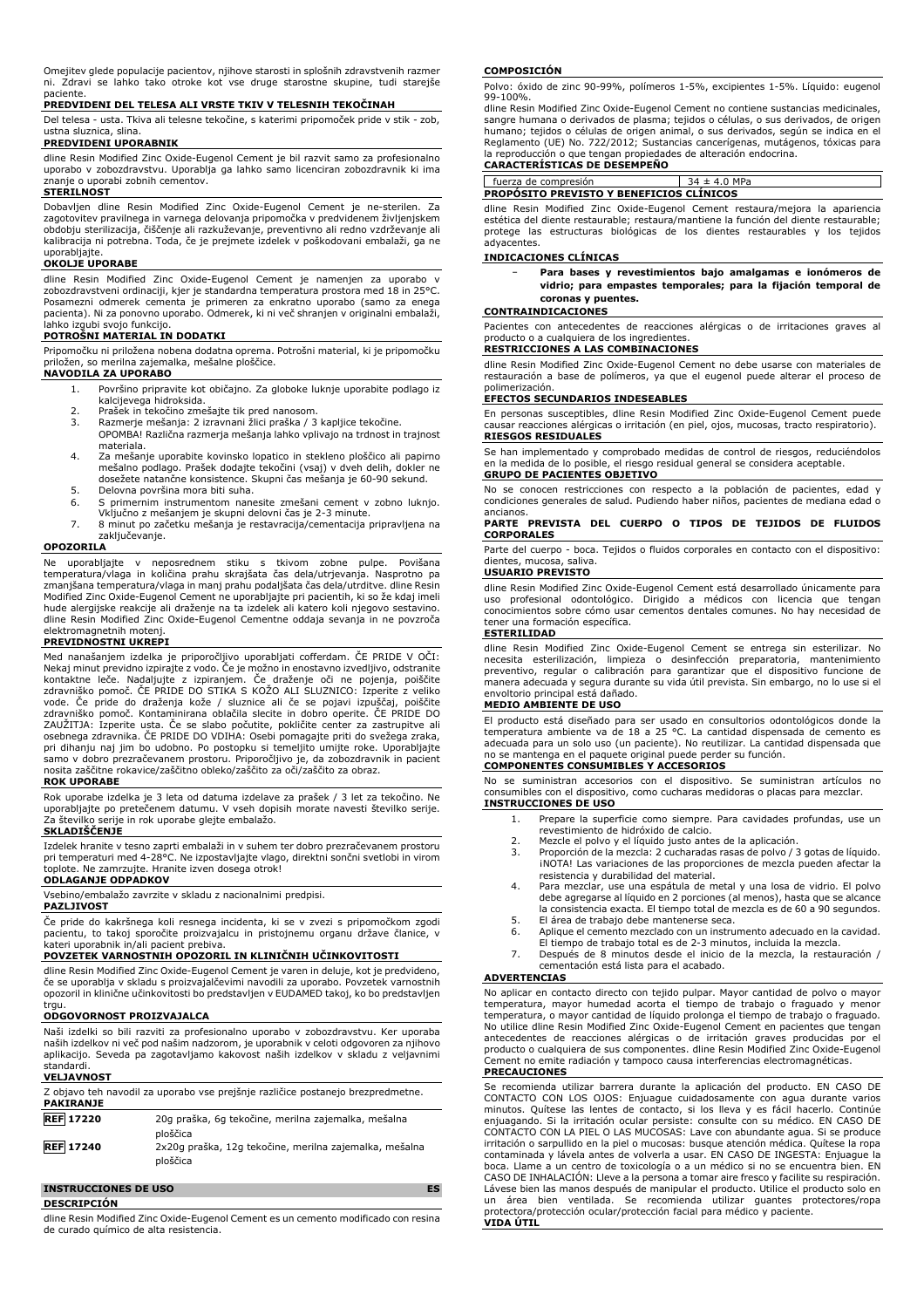Omejitev glede populacije pacientov, njihove starosti in splošnih zdravstvenih razmer ni. Zdravi se lahko tako otroke kot vse druge starostne skupine, tudi starejše paciente.

**PREDVIDENI DEL TELESA ALI VRSTE TKIV V TELESNIH TEKOČINAH**

Del telesa - usta. Tkiva ali telesne tekočine, s katerimi pripomoček pride v stik - zob, ustna sluznica, slina.

**PREDVIDENI UPORABNIK**

dline Resin Modified Zinc Oxide-Eugenol Cement je bil razvit samo za profesionalno uporabo v zobozdravstvu. Uporablja ga lahko samo licenciran zobozdravnik ki ima znanje o uporabi zobnih cementov.

**STERILNOST**

Dobavljen dline Resin Modified Zinc Oxide-Eugenol Cement je ne-sterilen. Za zagotovitev pravilnega in varnega delovanja pripomočka v predvidenem življenjskem obdobju sterilizacija, čiščenje ali razkuževanje, preventivno ali redno vzdrževanje ali kalibracija ni potrebna. Toda, če je prejmete izdelek v poškodovani embalaži, ga ne uporabljajte.

**OKOLJE UPORABE**

dline Resin Modified Zinc Oxide-Eugenol Cement je namenjen za uporabo v zobozdravstveni ordinaciji, kjer je standardna temperatura prostora med 18 in 25°C. Posamezni odmerek cementa je primeren za enkratno uporabo (samo za enega pacienta). Ni za ponovno uporabo. Odmerek, ki ni več shranjen v originalni embalaži, lahko izgubi svojo funkcijo.

**POTROŠNI MATERIAL IN DODATKI**

Pripomočku ni priložena nobena dodatna oprema. Potrošni material, ki je pripomočku priložen, so merilna zajemalka, mešalne ploščice.

**NAVODILA ZA UPORABO**

1. Površino pripravite kot običajno. Za globoke luknje uporabite podlago iz kalcijevega hidroksida.
2. Prašek in tekočino zmešajte tik pred nanosom.
3. Razmerje mešanja: 2 izravnani žlici praška / 3 kapljice tekočine. OPOMBA! Različna razmerja mešanja lahko vplivajo na trdnost in trajnost materiala.
4. Za mešanje uporabite kovinsko lopatico in stekleno ploščico ali papirno mešalno podlago. Prašek dodajte tekočini (vsaj) v dveh delih, dokler ne dosežete natančne konsistence. Skupni čas mešanja je 60-90 sekund.
5. Delovna površina mora biti suha.
6. S primernim instrumentom nanesite zmešani cement v zobno luknjo. Vključno z mešanjem je skupni delovni čas je 2-3 minute.
7. 8 minut po začetku mešanja je restavracija/cementacija pripravljena na zaključevanje.

**OPOZORILA**

Ne uporabljajte v neposrednem stiku s tkivom zobne pulpe. Povišana temperatura/vlaga in količina prahu skrajšata čas dela/utrjevanja. Nasprotno pa zmanjšana temperatura/vlaga in manj prahu podaljšata čas dela/utrditve. dline Resin Modified Zinc Oxide-Eugenol Cement ne uporabljajte pri pacientih, ki so že kdaj imeli hude alergijske reakcije ali draženje na ta izdelek ali katero koli njegovo sestavino. dline Resin Modified Zinc Oxide-Eugenol Cementne oddaja sevanja in ne povzroča elektromagnetnih motenj.

**PREVIDNOSTNI UKREPI**

Med nanašanjem izdelka je priporočljivo uporabljati cofferdam. ČE PRIDE V OČI: Nekaj minut previdno izpirajte z vodo. Če je možno in enostavno izvedljivo, odstranite kontaktne leče. Nadaljujte z izpiranjem. Če draženje oči ne pojenja, poiščite zdravniško pomoč. ČE PRIDE DO STIKA S KOŽO ALI SLUZNICO: Izperite z veliko vode. Če pride do draženja kože / sluznice ali če se pojavi izpuščaj, poiščite zdravniško pomoč. Kontaminirana oblačila slecite in dobro operite. ČE PRIDE DO ZAUŽITJA: Izperite usta. Če se slabo počutite, pokličite center za zastrupitve ali osebnega zdravnika. ČE PRIDE DO VDIHA: Osebi pomagajte priti do svežega zraka, pri dihanju naj jim bo udobno. Po postopku si temeljito umijte roke. Uporabljajte samo v dobro prezračevanem prostoru. Priporočljivo je, da zobozdravnik in pacient nosita zaščitne rokavice/zaščitno obleko/zaščito za oči/zaščito za obraz.

**ROK UPORABE**

Rok uporabe izdelka je 3 leta od datuma izdelave za prašek / 3 let za tekočino. Ne uporabljajte po pretečenem datumu. V vseh dopisih morate navesti številko serije. Za številko serije in rok uporabe glejte embalažo.

**SKLADIŠČENJE**

Izdelek hranite v tesno zaprti embalaži in v suhem ter dobro prezračevanem prostoru pri temperaturi med 4-28°C. Ne izpostavljajte vlagi, direktni sončni svetlobi in virom toplote. Ne zamrzujte. Hranite izven dosega otrok!

**ODLAGANJE ODPADKOV**

Vsebino/embalažo zavrzite v skladu z nacionalnimi predpisi.

**PAZLJIVOST**

Če pride do kakršnega koli resnega incidenta, ki se v zvezi s pripomočkom zgodi pacientu, to takoj sporočite proizvajalcu in pristojnemu organu države članice, v kateri uporabnik in/ali pacient prebiva.

**POVZETEK VARNOSTNIH OPOZORIL IN KLINIČNIH UČINKOVITOSTI**

dline Resin Modified Zinc Oxide-Eugenol Cement je varen in deluje, kot je predvideno, če se uporablja v skladu s proizvajalčevimi navodili za uporabo. Povzetek varnostnih opozoril in klinični učinkovitosti bo predstavljen v EUDAMED tako, ko bo predstavljen trgu.

**ODGOVORNOST PROIZVAJALCA**

Naši izdelki so bili razviti za profesionalno uporabo v zobozdravstvu. Ker uporaba naših izdelkov ni več pod našim nadzorom, je uporabnik v celoti odgovoren za njihovo aplikacijo. Seveda pa zagotavljamo kakovost naših izdelkov v skladu z veljavnimi standardi.

**VELJAVNOST**

Z objavo teh navodil za uporabo vse prejšnje različice postanejo brezpredmetne.

**PAKIRANJE**

| | |
|---|---|
| **REF** 17220 | 20g praška, 6g tekočine, merilna zajemalka, mešalna ploščica |
| **REF** 17240 | 2x20g praška, 12g tekočine, merilna zajemalka, mešalna ploščica |

## INSTRUCCIONES DE USO — ES

**DESCRIPCIÓN**

dline Resin Modified Zinc Oxide-Eugenol Cement es un cemento modificado con resina de curado químico de alta resistencia.

**COMPOSICIÓN**

Polvo: óxido de zinc 90-99%, polímeros 1-5%, excipientes 1-5%. Líquido: eugenol 99-100%.

dline Resin Modified Zinc Oxide-Eugenol Cement no contiene sustancias medicinales, sangre humana o derivados de plasma; tejidos o células, o sus derivados, de origen humano; tejidos o células de origen animal, o sus derivados, según se indica en el Reglamento (UE) No. 722/2012; Sustancias cancerígenas, mutágenos, tóxicas para la reproducción o que tengan propiedades de alteración endocrina.

**CARACTERÍSTICAS DE DESEMPEÑO**

| | |
|---|---|
| fuerza de compresión | 34 ± 4.0 MPa |

**PROPÓSITO PREVISTO Y BENEFICIOS CLÍNICOS**

dline Resin Modified Zinc Oxide-Eugenol Cement restaura/mejora la apariencia estética del diente restaurable; restaura/mantiene la función del diente restaurable; protege las estructuras biológicas de los dientes restaurables y los tejidos adyacentes.

**INDICACIONES CLÍNICAS**

- **Para bases y revestimientos bajo amalgamas e ionómeros de vidrio; para empastes temporales; para la fijación temporal de coronas y puentes.**

**CONTRAINDICACIONES**

Pacientes con antecedentes de reacciones alérgicas o de irritaciones graves al producto o a cualquiera de los ingredientes.

**RESTRICCIONES A LAS COMBINACIONES**

dline Resin Modified Zinc Oxide-Eugenol Cement no debe usarse con materiales de restauración a base de polímeros, ya que el eugenol puede alterar el proceso de polimerización.

**EFECTOS SECUNDARIOS INDESEABLES**

En personas susceptibles, dline Resin Modified Zinc Oxide-Eugenol Cement puede causar reacciones alérgicas o irritación (en piel, ojos, mucosas, tracto respiratorio).

**RIESGOS RESIDUALES**

Se han implementado y comprobado medidas de control de riesgos, reduciéndolos en la medida de lo posible, el riesgo residual general se considera aceptable.

**GRUPO DE PACIENTES OBJETIVO**

No se conocen restricciones con respecto a la población de pacientes, edad y condiciones generales de salud. Pudiendo haber niños, pacientes de mediana edad o ancianos.

**PARTE PREVISTA DEL CUERPO O TIPOS DE TEJIDOS DE FLUIDOS CORPORALES**

Parte del cuerpo - boca. Tejidos o fluidos corporales en contacto con el dispositivo: dientes, mucosa, saliva.

**USUARIO PREVISTO**

dline Resin Modified Zinc Oxide-Eugenol Cement está desarrollado únicamente para uso profesional odontológico. Dirigido a médicos con licencia que tengan conocimientos sobre cómo usar cementos dentales comunes. No hay necesidad de tener una formación específica.

**ESTERILIDAD**

dline Resin Modified Zinc Oxide-Eugenol Cement se entrega sin esterilizar. No necesita esterilización, limpieza o desinfección preparatoria, mantenimiento preventivo, regular o calibración para garantizar que el dispositivo funcione de manera adecuada y segura durante su vida útil prevista. Sin embargo, no lo use si el envoltorio principal está dañado.

**MEDIO AMBIENTE DE USO**

El producto está diseñado para ser usado en consultorios odontológicos donde la temperatura ambiente va de 18 a 25 °C. La cantidad dispensada de cemento es adecuada para un solo uso (un paciente). No reutilizar. La cantidad dispensada que no se mantenga en el paquete original puede perder su función.

**COMPONENTES CONSUMIBLES Y ACCESORIOS**

No se suministran accesorios con el dispositivo. Se suministran artículos no consumibles con el dispositivo, como cucharas medidoras o placas para mezclar.

**INSTRUCCIONES DE USO**

1. Prepare la superficie como siempre. Para cavidades profundas, use un revestimiento de hidróxido de calcio.
2. Mezcle el polvo y el líquido justo antes de la aplicación.
3. Proporción de la mezcla: 2 cucharadas rasas de polvo / 3 gotas de líquido. ¡NOTA! Las variaciones de las proporciones de mezcla pueden afectar la resistencia y durabilidad del material.
4. Para mezclar, use una espátula de metal y una losa de vidrio. El polvo debe agregarse al líquido en 2 porciones (al menos), hasta que se alcance la consistencia exacta. El tiempo total de mezcla es de 60 a 90 segundos.
5. El área de trabajo debe mantenerse seca.
6. Aplique el cemento mezclado con un instrumento adecuado en la cavidad. El tiempo de trabajo total es de 2-3 minutos, incluida la mezcla.
7. Después de 8 minutos desde el inicio de la mezcla, la restauración / cementación está lista para el acabado.

**ADVERTENCIAS**

No aplicar en contacto directo con tejido pulpar. Mayor cantidad de polvo o mayor temperatura, mayor humedad acorta el tiempo de trabajo o fraguado y menor temperatura, o mayor cantidad de líquido prolonga el tiempo de trabajo o fraguado. No utilice dline Resin Modified Zinc Oxide-Eugenol Cement en pacientes que tengan antecedentes de reacciones alérgicas o de irritación graves producidas por el producto o cualquiera de sus componentes. dline Resin Modified Zinc Oxide-Eugenol Cement no emite radiación y tampoco causa interferencias electromagnéticas.

**PRECAUCIONES**

Se recomienda utilizar barrera durante la aplicación del producto. EN CASO DE CONTACTO CON LOS OJOS: Enjuague cuidadosamente con agua durante varios minutos. Quítese las lentes de contacto, si los lleva y es fácil hacerlo. Continúe enjuagando. Si la irritación ocular persiste: consulte con su médico. EN CASO DE CONTACTO CON LA PIEL O LAS MUCOSAS: Lave con abundante agua. Si se produce irritación o sarpullido en la piel o mucosas: busque atención médica. Quítese la ropa contaminada y lávela antes de volverla a usar. EN CASO DE INGESTA: Enjuague la boca. Llame a un centro de toxicología o a un médico si no se encuentra bien. EN CASO DE INHALACIÓN: Lleve a la persona a tomar aire fresco y facilite su respiración. Lávese bien las manos después de manipular el producto. Utilice el producto solo en un área bien ventilada. Se recomienda utilizar guantes protectores/ropa protectora/protección ocular/protección facial para médico y paciente.

**VIDA ÚTIL**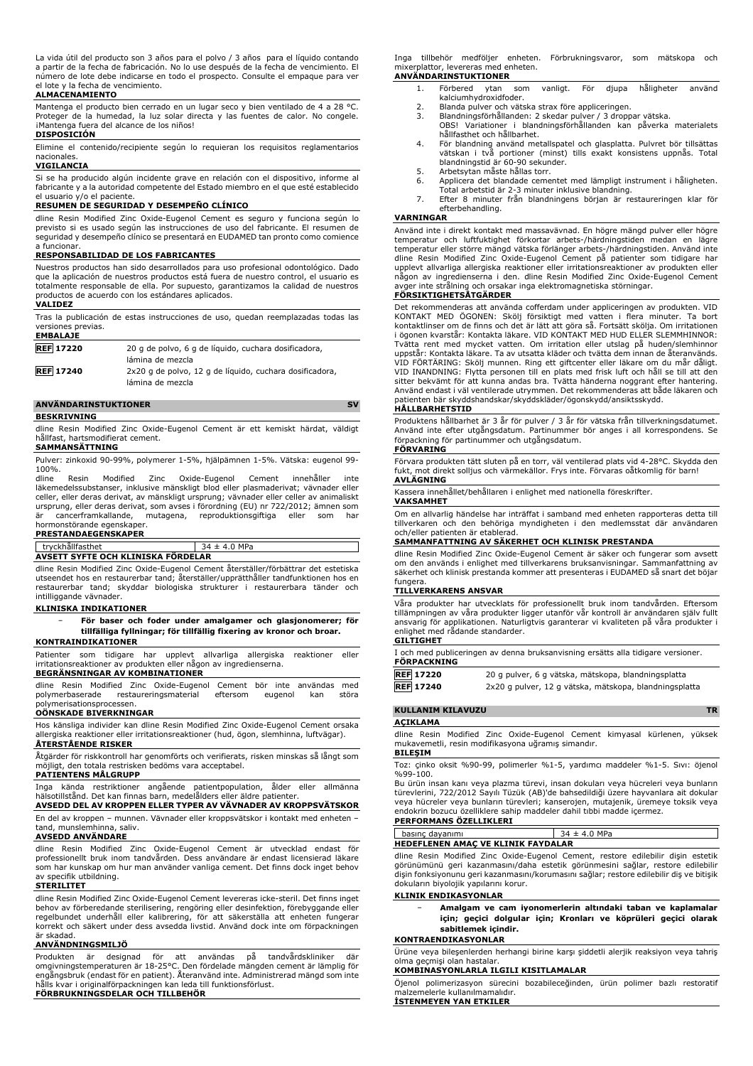La vida útil del producto son 3 años para el polvo / 3 años para el líquido contando a partir de la fecha de fabricación. No lo use después de la fecha de vencimiento. El número de lote debe indicarse en todo el prospecto. Consulte el empaque para ver el lote y la fecha de vencimiento.

**ALMACENAMIENTO**

Mantenga el producto bien cerrado en un lugar seco y bien ventilado de 4 a 28 °C. Proteger de la humedad, la luz solar directa y las fuentes de calor. No congele. ¡Mantenga fuera del alcance de los niños!

**DISPOSICIÓN**

Elimine el contenido/recipiente según lo requieran los requisitos reglamentarios nacionales.

**VIGILANCIA**

Si se ha producido algún incidente grave en relación con el dispositivo, informe al fabricante y a la autoridad competente del Estado miembro en el que esté establecido el usuario y/o el paciente.

**RESUMEN DE SEGURIDAD Y DESEMPEÑO CLÍNICO**

dline Resin Modified Zinc Oxide-Eugenol Cement es seguro y funciona según lo previsto si es usado según las instrucciones de uso del fabricante. El resumen de seguridad y desempeño clínico se presentará en EUDAMED tan pronto como comience a funcionar.

**RESPONSABILIDAD DE LOS FABRICANTES**

Nuestros productos han sido desarrollados para uso profesional odontológico. Dado que la aplicación de nuestros productos está fuera de nuestro control, el usuario es totalmente responsable de ella. Por supuesto, garantizamos la calidad de nuestros productos de acuerdo con los estándares aplicados.

**VALIDEZ**

Tras la publicación de estas instrucciones de uso, quedan reemplazadas todas las versiones previas.

**EMBALAJE**

| | |
|---|---|
| REF 17220 | 20 g de polvo, 6 g de líquido, cuchara dosificadora, lámina de mezcla |
| REF 17240 | 2x20 g de polvo, 12 g de líquido, cuchara dosificadora, lámina de mezcla |

## ANVÄNDARINSTUKTIONER SV

**BESKRIVNING**

dline Resin Modified Zinc Oxide-Eugenol Cement är ett kemiskt härdat, väldigt hållfast, hartsmodifierat cement.

**SAMMANSÄTTNING**

Pulver: zinkoxid 90-99%, polymerer 1-5%, hjälpämnen 1-5%. Vätska: eugenol 99-100%.

dline Resin Modified Zinc Oxide-Eugenol Cement innehåller inte läkemedelssubstanser, inklusive mänskligt blod eller plasmaderivat; vävnader eller celler, eller deras derivat, av mänskligt ursprung; vävnader eller celler av animaliskt ursprung, eller deras derivat, som avses i förordning (EU) nr 722/2012; ämnen som är cancerframkallande, mutagena, reproduktionsgiftiga eller som har hormonstörande egenskaper.

**PRESTANDAEGENSKAPER**

| | |
|---|---|
| tryckhållfasthet | 34 ± 4.0 MPa |

**AVSETT SYFTE OCH KLINISKA FÖRDELAR**

dline Resin Modified Zinc Oxide-Eugenol Cement återställer/förbättrar det estetiska utseendet hos en restaurerbar tand; återställer/upprätthåller tandfunktionen hos en restaurerbar tand; skyddar biologiska strukturer i restaurerbara tänder och intilliggande vävnader.

**KLINISKA INDIKATIONER**

- **För baser och foder under amalgamer och glasjonomerer; för tillfälliga fyllningar; för tillfällig fixering av kronor och broar.**

**KONTRAINDIKATIONER**

Patienter som tidigare har upplevt allvarliga allergiska reaktioner eller irritationsreaktioner av produkten eller någon av ingredienserna.

**BEGRÄNSNINGAR AV KOMBINATIONER**

dline Resin Modified Zinc Oxide-Eugenol Cement bör inte användas med polymerbaserade restaureringsmaterial eftersom eugenol kan störa polymerisationsprocessen.

**OÖNSKADE BIVERKNINGAR**

Hos känsliga individer kan dline Resin Modified Zinc Oxide-Eugenol Cement orsaka allergiska reaktioner eller irritationsreaktioner (hud, ögon, slemhinna, luftvägar).

**ÅTERSTÅENDE RISKER**

Åtgärder för riskkontroll har genomförts och verifierats, risken minskas så långt som möjligt, den totala restrisken bedöms vara acceptabel.

**PATIENTENS MÅLGRUPP**

Inga kända restriktioner angående patientpopulation, ålder eller allmänna hälsotillstånd. Det kan finnas barn, medelålders eller äldre patienter.

**AVSEDD DEL AV KROPPEN ELLER TYPER AV VÄVNADER AV KROPPSVÄTSKOR**

En del av kroppen – munnen. Vävnader eller kroppsvätskor i kontakt med enheten – tand, munslemhinna, saliv.

**AVSEDD ANVÄNDARE**

dline Resin Modified Zinc Oxide-Eugenol Cement är utvecklad endast för professionellt bruk inom tandvården. Dess användare är endast licensierad läkare som har kunskap om hur man använder vanliga cement. Det finns dock inget behov av specifik utbildning.

**STERILITET**

dline Resin Modified Zinc Oxide-Eugenol Cement levereras icke-steril. Det finns inget behov av förberedande sterilisering, rengöring eller desinfektion, förebyggande eller regelbundet underhåll eller kalibrering, för att säkerställa att enheten fungerar korrekt och säkert under dess avsedda livstid. Använd dock inte om förpackningen är skadad.

**ANVÄNDNINGSMILJÖ**

Produkten är designad för att användas på tandvårdskliniker där omgivningstemperaturen är 18-25°C. Den fördelade mängden cement är lämplig för engångsbruk (endast för en patient). Återanvänd inte. Administrerad mängd som inte hålls kvar i originalförpackningen kan leda till funktionsförlust.

**FÖRBRUKNINGSDELAR OCH TILLBEHÖR**

Inga tillbehör medföljer enheten. Förbrukningsvaror, som mätskopa och mixerplattor, levereras med enheten.

**ANVÄNDARINSTUKTIONER**

1. Förbered ytan som vanligt. För djupa håligheter använd kalciumhydroxidfoder.
2. Blanda pulver och vätska strax före appliceringen.
3. Blandningsförhållanden: 2 skedar pulver / 3 droppar vätska. OBS! Variationer i blandningsförhållanden kan påverka materialets hållfasthet och hållbarhet.
4. För blandning använd metallspatel och glasplatta. Pulvret bör tillsättas vätskan i två portioner (minst) tills exakt konsistens uppnås. Total blandningstid är 60-90 sekunder.
5. Arbetsytan måste hållas torr.
6. Applicera det blandade cementet med lämpligt instrument i håligheten. Total arbetstid är 2-3 minuter inklusive blandning.
7. Efter 8 minuter från blandningens början är restaureringen klar för efterbehandling.

**VARNINGAR**

Använd inte i direkt kontakt med massavävnad. En högre mängd pulver eller högre temperatur och luftfuktighet förkortar arbets-/härdningstiden medan en lägre temperatur eller större mängd vätska förlänger arbets-/härdningstiden. Använd inte dline Resin Modified Zinc Oxide-Eugenol Cement på patienter som tidigare har upplevt allvarliga allergiska reaktioner eller irritationsreaktioner av produkten eller någon av ingredienserna i den. dline Resin Modified Zinc Oxide-Eugenol Cement avger inte strålning och orsakar inga elektromagnetiska störningar.

**FÖRSIKTIGHETSÅTGÄRDER**

Det rekommenderas att använda cofferdam under appliceringen av produkten. VID KONTAKT MED ÖGONEN: Skölj försiktigt med vatten i flera minuter. Ta bort kontaktlinser om de finns och det är lätt att göra så. Fortsätt skölja. Om irritationen i ögonen kvarstår: Kontakta läkare. VID KONTAKT MED HUD ELLER SLEMHINNOR: Tvätta rent med mycket vatten. Om irritation eller utslag på huden/slemhinnor uppstår: Kontakta läkare. Ta av utsatta kläder och tvätta dem innan de återanvänds. VID FÖRTÄRING: Skölj munnen. Ring ett giftcenter eller läkare om du mår dåligt. VID INANDNING: Flytta personen till en plats med frisk luft och håll se till att den sitter bekvämt för att kunna andas bra. Tvätta händerna noggrant efter hantering. Använd endast i väl ventilerade utrymmen. Det rekommenderas att både läkaren och patienten bär skyddshandskar/skyddskläder/ögonskydd/ansiktsskydd.

**HÅLLBARHETSTID**

Produktens hållbarhet är 3 år för pulver / 3 år för vätska från tillverkningsdatumet. Använd inte efter utgångsdatum. Partinummer bör anges i all korrespondens. Se förpackning för partinummer och utgångsdatum.

**FÖRVARING**

Förvara produkten tätt sluten på en torr, väl ventilerad plats vid 4-28°C. Skydda den fukt, mot direkt solljus och värmekällor. Frys inte. Förvaras oåtkomlig för barn!

**AVLÄGNING**

Kassera innehållet/behållaren i enlighet med nationella föreskrifter.

**VAKSAMHET**

Om en allvarlig händelse har inträffat i samband med enheten rapporteras detta till tillverkaren och den behöriga myndigheten i den medlemsstat där användaren och/eller patienten är etablerad.

**SAMMANFATTNING AV SÄKERHET OCH KLINISK PRESTANDA**

dline Resin Modified Zinc Oxide-Eugenol Cement är säker och fungerar som avsett om den används i enlighet med tillverkarens bruksanvisningar. Sammanfattning av säkerhet och klinisk prestanda kommer att presenteras i EUDAMED så snart det börjar fungera.

**TILLVERKARENS ANSVAR**

Våra produkter har utvecklats för professionellt bruk inom tandvården. Eftersom tillämpningen av våra produkter ligger utanför vår kontroll är användaren själv fullt ansvarig för applikationen. Naturligtvis garanterar vi kvaliteten på våra produkter i enlighet med rådande standarder.

**GILTIGHET**

I och med publiceringen av denna bruksanvisning ersätts alla tidigare versioner.

**FÖRPACKNING**

| | |
|---|---|
| REF 17220 | 20 g pulver, 6 g vätska, mätskopa, blandningsplatta |
| REF 17240 | 2x20 g pulver, 12 g vätska, mätskopa, blandningsplatta |

## KULLANIM KILAVUZU TR

**AÇIKLAMA**

dline Resin Modified Zinc Oxide-Eugenol Cement kimyasal kürlenen, yüksek mukavemetli, resin modifikasyona uğramış simandır.

**BILEŞIM**

Toz: çinko oksit %90-99, polimerler %1-5, yardımcı maddeler %1-5. Sıvı: öjenol %99-100.

Bu ürün insan kanı veya plazma türevi, insan dokuları veya hücreleri veya bunların türevlerini, 722/2012 Sayılı Tüzük (AB)'de bahsedildiği üzere hayvanlara ait dokular veya hücreler veya bunların türevleri; kanserojen, mutajenik, üremeye toksik veya endokrin bozucu özelliklere sahip maddeler dahil tıbbi madde içermez.

**PERFORMANS ÖZELLIKLERI**

| | |
|---|---|
| basınç dayanımı | 34 ± 4.0 MPa |

**HEDEFLENEN AMAÇ VE KLINIK FAYDALAR**

dline Resin Modified Zinc Oxide-Eugenol Cement, restore edilebilir dişin estetik görünümünü geri kazanmasını/daha estetik görünmesini sağlar, restore edilebilir dişin fonksiyonunu geri kazanmasını/korumasını sağlar; restore edilebilir diş ve bitişik dokuların biyolojik yapılarını korur.

**KLINIK ENDIKASYONLAR**

- **Amalgam ve cam iyonomerlerin altındaki taban ve kaplamalar için; geçici dolgular için; Kronları ve köprüleri geçici olarak sabitlemek içindir.**

**KONTRAENDIKASYONLAR**

Ürüne veya bileşenlerden herhangi birine karşı şiddetli alerjik reaksiyon veya tahriş olma geçmişi olan hastalar.

**KOMBINASYONLARLA ILGILI KISITLAMALAR**

Öjenol polimerizasyon sürecini bozabileceğinden, ürün polimer bazlı restoratif malzemelerle kullanılmamalıdır.

**İSTENMEYEN YAN ETKILER**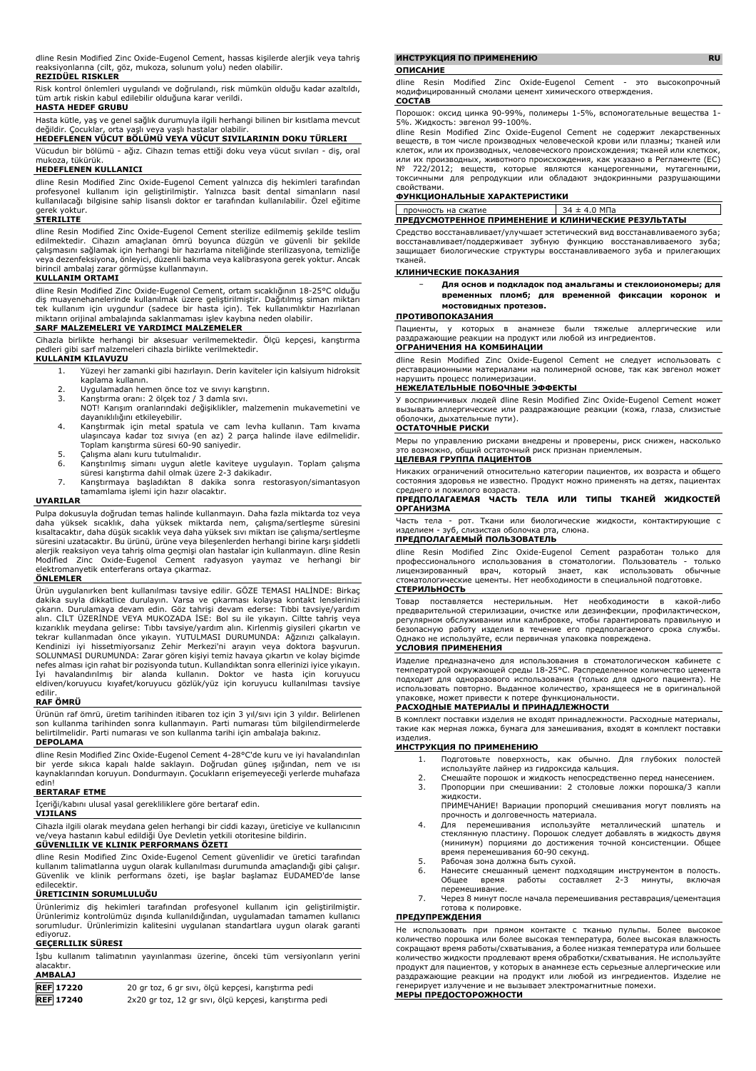dline Resin Modified Zinc Oxide-Eugenol Cement, hassas kişilerde alerjik veya tahriş reaksiyonlarına (cilt, göz, mukoza, solunum yolu) neden olabilir.

**REZIDÜEL RISKLER**

Risk kontrol önlemleri uygulandı ve doğrulandı, risk mümkün olduğu kadar azaltıldı, tüm artık riskin kabul edilebilir olduğuna karar verildi.

**HASTA HEDEF GRUBU**

Hasta kütle, yaş ve genel sağlık durumuyla ilgili herhangi bilinen bir kısıtlama mevcut değildir. Çocuklar, orta yaşlı veya yaşlı hastalar olabilir.

**HEDEFLENEN VÜCUT BÖLÜMÜ VEYA VÜCUT SIVILARININ DOKU TÜRLERI**

Vücudun bir bölümü - ağız. Cihazın temas ettiği doku veya vücut sıvıları - diş, oral mukoza, tükürük.

**HEDEFLENEN KULLANICI**

dline Resin Modified Zinc Oxide-Eugenol Cement yalnızca diş hekimleri tarafından profesyonel kullanım için geliştirilmiştir. Yalnızca basit dental simanların nasıl kullanılacağı bilgisine sahip lisanslı doktor er tarafından kullanılabilir. Özel eğitime gerek yoktur.

**STERILITE**

dline Resin Modified Zinc Oxide-Eugenol Cement sterilize edilmemiş şekilde teslim edilmektedir. Cihazın amaçlanan ömrü boyunca düzgün ve güvenli bir şekilde çalışmasını sağlamak için herhangi bir hazırlama niteliğinde sterilizasyona, temizliğe veya dezenfeksiyona, önleyici, düzenli bakıma veya kalibrasyona gerek yoktur. Ancak birincil ambalaj zarar görmüşse kullanmayın.

**KULLANIM ORTAMI**

dline Resin Modified Zinc Oxide-Eugenol Cement, ortam sıcaklığının 18-25°C olduğu diş muayenehanelerinde kullanılmak üzere geliştirilmiştir. Dağıtılmış siman miktarı tek kullanım için uygundur (sadece bir hasta için). Tek kullanımlıktır Hazırlanan miktarın orijinal ambalajında saklanmaması işlev kaybına neden olabilir.

**SARF MALZEMELERI VE YARDIMCI MALZEMELER**

Cihazla birlikte herhangi bir aksesuar verilmemektedir. Ölçü kepçesi, karıştırma pedleri gibi sarf malzemeleri cihazla birlikte verilmektedir.

**KULLANIM KILAVUZU**

1. Yüzeyi her zamanki gibi hazırlayın. Derin kaviteler için kalsiyum hidroksit kaplama kullanın.
2. Uygulamadan hemen önce toz ve sıvıyı karıştırın.
3. Karıştırma oranı: 2 ölçek toz / 3 damla sıvı.
   NOT! Karışım oranlarındaki değişiklikler, malzemenin mukavemetini ve dayanıklılığını etkileyebilir.
4. Karıştırmak için metal spatula ve cam levha kullanın. Tam kıvama ulaşıncaya kadar toz sıvıya (en az) 2 parça halinde ilave edilmelidir. Toplam karıştırma süresi 60-90 saniyedir.
5. Çalışma alanı kuru tutulmalıdır.
6. Karıştırılmış simanı uygun aletle kaviteye uygulayın. Toplam çalışma süresi karıştırma dahil olmak üzere 2-3 dakikadır.
7. Karıştırmaya başladıktan 8 dakika sonra restorasyon/simantasyon tamamlama işlemi için hazır olacaktır.

**UYARILAR**

Pulpa dokusuyla doğrudan temas halinde kullanmayın. Daha fazla miktarda toz veya daha yüksek sıcaklık, daha yüksek miktarda nem, çalışma/sertleşme süresini kısaltacaktır, daha düşük sıcaklık veya daha yüksek sıvı miktarı ise çalışma/sertleşme süresini uzatacaktır. Bu ürünü, ürüne veya bileşenlerden herhangi birine karşı şiddetli alerjik reaksiyon veya tahriş olma geçmişi olan hastalar için kullanmayın. dline Resin Modified Zinc Oxide-Eugenol Cement radyasyon yaymaz ve herhangi bir elektromanyetik enterferans ortaya çıkarmaz.

**ÖNLEMLER**

Ürün uygulanırken bent kullanılması tavsiye edilir. GÖZE TEMASI HALİNDE: Birkaç dakika suyla dikkatlice durulayın. Varsa ve çıkarması kolaysa kontakt lenslerinizi çıkarın. Durulamaya devam edin. Göz tahrişi devam ederse: Tıbbi tavsiye/yardım alın. CİLT ÜZERİNDE VEYA MUKOZADA İSE: Bol su ile yıkayın. Ciltte tahriş veya kızarıklık meydana gelirse: Tıbbi tavsiye/yardım alın. Kirlenmiş giysileri çıkartın ve tekrar kullanmadan önce yıkayın. YUTULMASI DURUMUNDA: Ağzınızı çalkalayın. Kendinizi iyi hissetmiyorsanız Zehir Merkezi'ni arayın veya doktora başvurun. SOLUNMASI DURUMUNDA: Zarar gören kişiyi temiz havaya çıkartın ve kolay biçimde nefes alması için rahat bir pozisyonda tutun. Kullandıktan sonra ellerinizi iyice yıkayın. İyi havalandırılmış bir alanda kullanın. Doktor ve hasta için koruyucu eldiven/koruyucu kıyafet/koruyucu gözlük/yüz için koruyucu kullanılması tavsiye edilir.

**RAF ÖMRÜ**

Ürünün raf ömrü, üretim tarihinden itibaren toz için 3 yıl/sıvı için 3 yıldır. Belirlenen son kullanma tarihinden sonra kullanmayın. Parti numarası tüm bilgilendirmelerde belirtilmelidir. Parti numarası ve son kullanma tarihi için ambalaja bakınız.

**DEPOLAMA**

dline Resin Modified Zinc Oxide-Eugenol Cement 4-28°C'de kuru ve iyi havalandırılan bir yerde sıkıca kapalı halde saklayın. Doğrudan güneş ışığından, nem ve ısı kaynaklarından koruyun. Dondurmayın. Çocukların erişemeyeceği yerlerde muhafaza edin!

**BERTARAF ETME**

İçeriği/kabını ulusal yasal gerekliliklere göre bertaraf edin.

**VIJILANS**

Cihazla ilgili olarak meydana gelen herhangi bir ciddi kazayı, üreticiye ve kullanıcının ve/veya hastanın kabul edildiği Üye Devletin yetkili otoritesine bildirin.

**GÜVENLILIK VE KLINIK PERFORMANS ÖZETI**

dline Resin Modified Zinc Oxide-Eugenol Cement güvenlidir ve üretici tarafından kullanım talimatlarına uygun olarak kullanılması durumunda amaçlandığı gibi çalışır. Güvenlik ve klinik performans özeti, işe başlar başlamaz EUDAMED'de lanse edilecektir.

**ÜRETICININ SORUMLULUĞU**

Ürünlerimiz diş hekimleri tarafından profesyonel kullanım için geliştirilmiştir. Ürünlerimiz kontrolümüz dışında kullanıldığından, uygulamadan tamamen kullanıcı sorumludur. Ürünlerimizin kalitesini uygulanan standartlara uygun olarak garanti ediyoruz.

**GEÇERLILIK SÜRESI**

İşbu kullanım talimatının yayınlanması üzerine, önceki tüm versiyonların yerini alacaktır.

**AMBALAJ**

| | |
|---|---|
| REF 17220 | 20 gr toz, 6 gr sıvı, ölçü kepçesi, karıştırma pedi |
| REF 17240 | 2x20 gr toz, 12 gr sıvı, ölçü kepçesi, karıştırma pedi |

## ИНСТРУКЦИЯ ПО ПРИМЕНЕНИЮ RU

**ОПИСАНИЕ**

dline Resin Modified Zinc Oxide-Eugenol Cement - это высокопрочный модифицированный смолами цемент химического отверждения.

**СОСТАВ**

Порошок: оксид цинка 90-99%, полимеры 1-5%, вспомогательные вещества 1-5%. Жидкость: эвгенол 99-100%.

dline Resin Modified Zinc Oxide-Eugenol Cement не содержит лекарственных веществ, в том числе производных человеческой крови или плазмы; тканей или клеток, или их производных, человеческого происхождения; тканей или клеток, или их производных, животного происхождения, как указано в Регламенте (ЕС) № 722/2012; веществ, которые являются канцерогенными, мутагенными, токсичными для репродукции или обладают эндокринными разрушающими свойствами.

**ФУНКЦИОНАЛЬНЫЕ ХАРАКТЕРИСТИКИ**

| | |
|---|---|
| прочность на сжатие | 34 ± 4.0 МПа |

**ПРЕДУСМОТРЕННОЕ ПРИМЕНЕНИЕ И КЛИНИЧЕСКИЕ РЕЗУЛЬТАТЫ**

Средство восстанавливает/улучшает эстетический вид восстанавливаемого зуба; восстанавливает/поддерживает зубную функцию восстанавливаемого зуба; защищает биологические структуры восстанавливаемого зуба и прилегающих тканей.

**КЛИНИЧЕСКИЕ ПОКАЗАНИЯ**

- **Для основ и подкладок под амальгамы и стеклоиономеры; для временных пломб; для временной фиксации коронок и мостовидных протезов.**

**ПРОТИВОПОКАЗАНИЯ**

Пациенты, у которых в анамнезе были тяжелые аллергические или раздражающие реакции на продукт или любой из ингредиентов.

**ОГРАНИЧЕНИЯ НА КОМБИНАЦИИ**

dline Resin Modified Zinc Oxide-Eugenol Cement не следует использовать с реставрационными материалами на полимерной основе, так как эвгенол может нарушить процесс полимеризации.

**НЕЖЕЛАТЕЛЬНЫЕ ПОБОЧНЫЕ ЭФФЕКТЫ**

У восприимчивых людей dline Resin Modified Zinc Oxide-Eugenol Cement может вызывать аллергические или раздражающие реакции (кожа, глаза, слизистые оболочки, дыхательные пути).

**ОСТАТОЧНЫЕ РИСКИ**

Меры по управлению рисками внедрены и проверены, риск снижен, насколько это возможно, общий остаточный риск признан приемлемым.

**ЦЕЛЕВАЯ ГРУППА ПАЦИЕНТОВ**

Никаких ограничений относительно категории пациентов, их возраста и общего состояния здоровья не известно. Продукт можно применять на детях, пациентах среднего и пожилого возраста.

**ПРЕДПОЛАГАЕМАЯ ЧАСТЬ ТЕЛА ИЛИ ТИПЫ ТКАНЕЙ ЖИДКОСТЕЙ ОРГАНИЗМА**

Часть тела - рот. Ткани или биологические жидкости, контактирующие с изделием - зуб, слизистая оболочка рта, слюна.

**ПРЕДПОЛАГАЕМЫЙ ПОЛЬЗОВАТЕЛЬ**

dline Resin Modified Zinc Oxide-Eugenol Cement разработан только для профессионального использования в стоматологии. Пользователь - только лицензированный врач, который знает, как использовать обычные стоматологические цементы. Нет необходимости в специальной подготовке.

**СТЕРИЛЬНОСТЬ**

Товар поставляется нестерильным. Нет необходимости в какой-либо предварительной стерилизации, очистке или дезинфекции, профилактическом, регулярном обслуживании или калибровке, чтобы гарантировать правильную и безопасную работу изделия в течение его предполагаемого срока службы. Однако не используйте, если первичная упаковка повреждена.

**УСЛОВИЯ ПРИМЕНЕНИЯ**

Изделие предназначено для использования в стоматологическом кабинете с температурой окружающей среды 18-25°C. Распределенное количество цемента подходит для одноразового использования (только для одного пациента). Не использовать повторно. Выданное количество, хранящееся не в оригинальной упаковке, может привести к потере функциональности.

**РАСХОДНЫЕ МАТЕРИАЛЫ И ПРИНАДЛЕЖНОСТИ**

В комплект поставки изделия не входят принадлежности. Расходные материалы, такие как мерная ложка, бумага для замешивания, входят в комплект поставки изделия.

**ИНСТРУКЦИЯ ПО ПРИМЕНЕНИЮ**

1. Подготовьте поверхность, как обычно. Для глубоких полостей используйте лайнер из гидроксида кальция.
2. Смешайте порошок и жидкость непосредственно перед нанесением.
3. Пропорции при смешивании: 2 столовые ложки порошка/3 капли жидкости.
   ПРИМЕЧАНИЕ! Вариации пропорций смешивания могут повлиять на прочность и долговечность материала.
4. Для перемешивания используйте металлический шпатель и стеклянную пластину. Порошок следует добавлять в жидкость двумя (минимум) порциями до достижения точной консистенции. Общее время перемешивания 60-90 секунд.
5. Рабочая зона должна быть сухой.
6. Нанесите смешанный цемент подходящим инструментом в полость. Общее время работы составляет 2-3 минуты, включая перемешивание.
7. Через 8 минут после начала перемешивания реставрация/цементация готова к полировке.

**ПРЕДУПРЕЖДЕНИЯ**

Не использовать при прямом контакте с тканью пульпы. Более высокое количество порошка или более высокая температура, более высокая влажность сокращают время работы/схватывания, а более низкая температура или большее количество жидкости продлевают время обработки/схватывания. Не используйте продукт для пациентов, у которых в анамнезе есть серьезные аллергические или раздражающие реакции на продукт или любой из ингредиентов. Изделие не генерирует излучение и не вызывает электромагнитные помехи.

**МЕРЫ ПРЕДОСТОРОЖНОСТИ**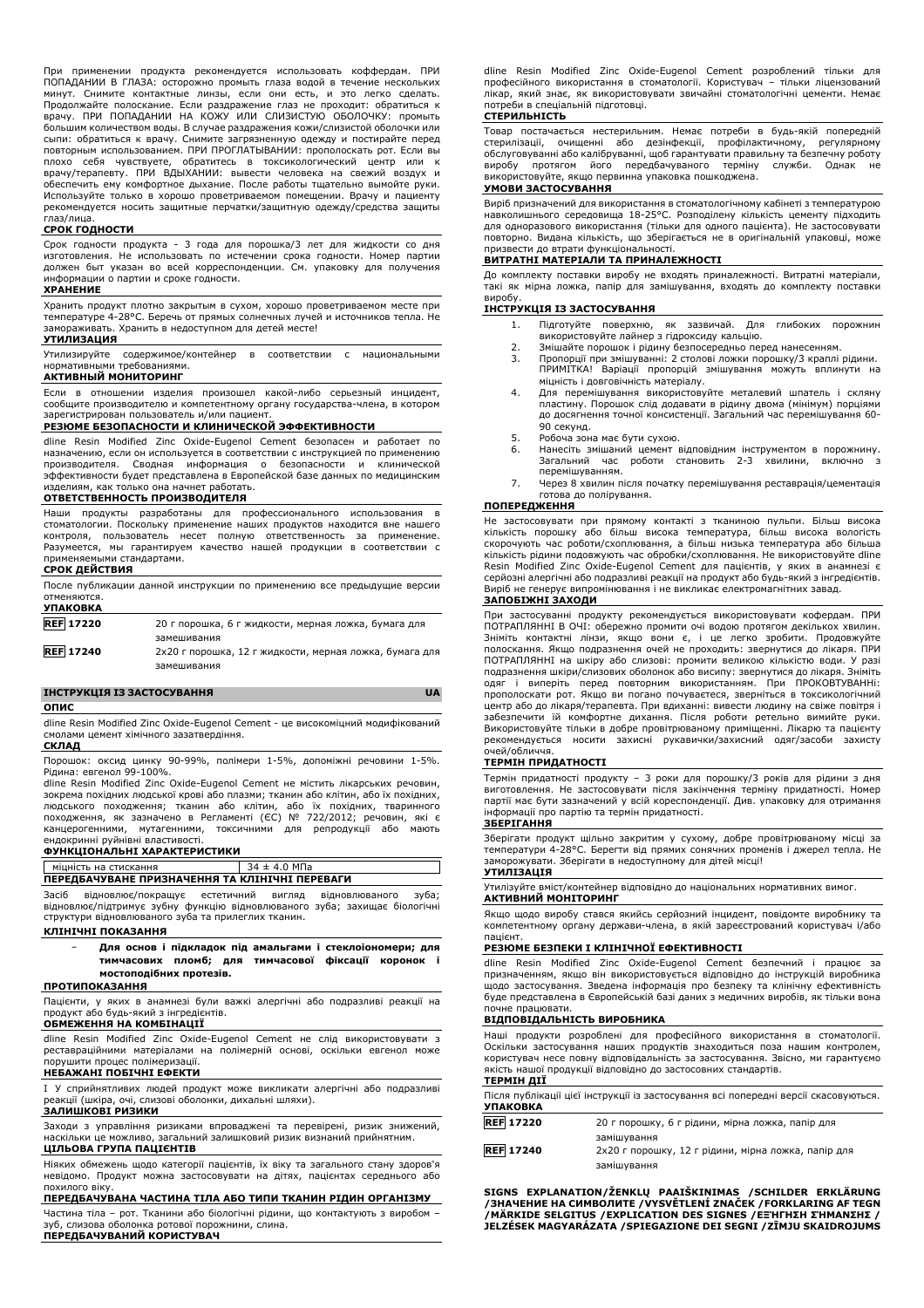При применении продукта рекомендуется использовать коффердам. ПРИ ПОПАДАНИИ В ГЛАЗА: осторожно промыть глаза водой в течение нескольких минут. Снимите контактные линзы, если они есть, и это легко сделать. Продолжайте полоскание. Если раздражение глаз не проходит: обратиться к врачу. ПРИ ПОПАДАНИИ НА КОЖУ ИЛИ СЛИЗИСТУЮ ОБОЛОЧКУ: промыть большим количеством воды. В случае раздражения кожи/слизистой оболочки или сыпи: обратиться к врачу. Снимите загрязненную одежду и постирайте перед повторным использованием. ПРИ ПРОГЛАТЫВАНИИ: прополоскать рот. Если вы плохо себя чувствуете, обратитесь в токсикологический центр или к врачу/терапевту. ПРИ ВДЫХАНИИ: вывести человека на свежий воздух и обеспечить ему комфортное дыхание. После работы тщательно вымойте руки. Используйте только в хорошо проветриваемом помещении. Врачу и пациенту рекомендуется носить защитные перчатки/защитную одежду/средства защиты глаз/лица.

**СРОК ГОДНОСТИ**

Срок годности продукта - 3 года для порошка/3 лет для жидкости со дня изготовления. Не использовать по истечении срока годности. Номер партии должен быт указан во всей корреспонденции. См. упаковку для получения информации о партии и сроке годности.

**ХРАНЕНИЕ**

Хранить продукт плотно закрытым в сухом, хорошо проветриваемом месте при температуре 4-28°C. Беречь от прямых солнечных лучей и источников тепла. Не замораживать. Хранить в недоступном для детей месте!

**УТИЛИЗАЦИЯ**

Утилизируйте содержимое/контейнер в соответствии с национальными нормативным требованиями.

**АКТИВНЫЙ МОНИТОРИНГ**

Если в отношении изделия произошел какой-либо серьезный инцидент, сообщите производителю и компетентному органу государства-члена, в котором зарегистрирован пользователь и/или пациент.

**РЕЗЮМЕ БЕЗОПАСНОСТИ И КЛИНИЧЕСКОЙ ЭФФЕКТИВНОСТИ**

dline Resin Modified Zinc Oxide-Eugenol Cement безопасен и работает по назначению, если он используется в соответствии с инструкцией по применению производителя. Сводная информация о безопасности и клинической эффективности будет представлена в Европейской базе данных по медицинским изделиям, как только она начнет работать.

**ОТВЕТСТВЕННОСТЬ ПРОИЗВОДИТЕЛЯ**

Наши продукты разработаны для профессионального использования в стоматологии. Поскольку применение наших продуктов находится вне нашего контроля, пользователь несет полную ответственность за применение. Разумеется, мы гарантируем качество нашей продукции в соответствии с применяемыми стандартами.

**СРОК ДЕЙСТВИЯ**

После публикации данной инструкции по применению все предыдущие версии отменяются.

**УПАКОВКА**

| | |
|---|---|
| REF 17220 | 20 г порошка, 6 г жидкости, мерная ложка, бумага для замешивания |
| REF 17240 | 2x20 г порошка, 12 г жидкости, мерная ложка, бумага для замешивания |

## ІНСТРУКЦІЯ ІЗ ЗАСТОСУВАННЯ UA

**ОПИС**

dline Resin Modified Zinc Oxide-Eugenol Cement - це високоміцний модифікований смолами цемент хімічного затвердіння.

**СКЛАД**

Порошок: оксид цинку 90-99%, полімери 1-5%, допоміжні речовини 1-5%. Рідина: евгенол 99-100%.

dline Resin Modified Zinc Oxide-Eugenol Cement не містить лікарських речовин, зокрема похідних людської крові або плазми; тканин або клітин, або їх похідних, людського походження; тканин або клітин, або їх похідних, тваринного походження, як зазначено в Регламенті (ЄС) № 722/2012; речовин, які є канцерогенними, мутагенними, токсичними для репродукції або мають ендокринні руйнівні властивості.

**ФУНКЦІОНАЛЬНІ ХАРАКТЕРИСТИКИ**

| | |
|---|---|
| міцність на стискання | 34 ± 4.0 МПа |

**ПЕРЕДБАЧУВАНЕ ПРИЗНАЧЕННЯ ТА КЛІНІЧНІ ПЕРЕВАГИ**

Засіб відновлює/покращує естетичний вигляд відновлюваного зуба; відновлює/підтримує зубну функцію відновлюваного зуба; захищає біологічні структури відновлюваного зуба та прилеглих тканин.

**КЛІНІЧНІ ПОКАЗАННЯ**

- **Для основ і підкладок під амальгами і склоіономери; для тимчасових пломб; для тимчасової фіксації коронок і мостоподібних протезів.**

**ПРОТИПОКАЗАННЯ**

Пацієнти, у яких в анамнезі були важкі алергічні або подразливі реакції на продукт або будь-який з інгредієнтів.

**ОБМЕЖЕННЯ НА КОМБІНАЦІЇ**

dline Resin Modified Zinc Oxide-Eugenol Cement не слід використовувати з реставраційними матеріалами на полімерній основі, оскільки евгенол може порушити процес полімеризації.

**НЕБАЖАНІ ПОБІЧНІ ЕФЕКТИ**

І У сприйнятливих людей продукт може викликати алергічні або подразливі реакції (шкіра, очі, слизові оболонки, дихальні шляхи).

**ЗАЛИШКОВІ РИЗИКИ**

Заходи з управління ризиками впроваджені та перевірені, ризик знижений, наскільки це можливо, загальний залишковий ризик визнаний прийнятним.

**ЦІЛЬОВА ГРУПА ПАЦІЄНТІВ**

Ніяких обмежень щодо категорії пацієнтів, їх віку та загального стану здоров'я невідомо. Продукт можна застосовувати на дітях, пацієнтах середнього або похилого віку.

**ПЕРЕДБАЧУВАНА ЧАСТИНА ТІЛА АБО ТИПИ ТКАНИН РІДИН ОРГАНІЗМУ**

Частина тіла – рот. Тканини або біологічні рідини, що контактують з виробом – зуб, слизова оболонка ротової порожнини, слина.

**ПЕРЕДБАЧУВАНИЙ КОРИСТУВАЧ**

dline Resin Modified Zinc Oxide-Eugenol Cement розроблений тільки для професійного використання в стоматології. Користувач – тільки ліцензований лікар, який знає, як використовувати звичайні стоматологічні цементи. Немає потреби в спеціальній підготовці.

**СТЕРИЛЬНІСТЬ**

Товар постачається нестерильним. Немає потреби в будь-якій попередній стерилізації, очищенні або дезінфекції, профілактичному, регулярному обслуговуванні або калібруванні, щоб гарантувати правильну та безпечну роботу виробу протягом його передбачуваного терміну служби. Однак не використовуйте, якщо первинна упаковка пошкоджена.

**УМОВИ ЗАСТОСУВАННЯ**

Виріб призначений для використання в стоматологічному кабінеті з температурою навколишнього середовища 18-25°C. Розподілену кількість цементу підходить для одноразового використання (тільки для одного пацієнта). Не застосовувати повторно. Видана кількість, що зберігається не в оригінальній упаковці, може призвести до втрати функціональності.

**ВИТРАТНІ МАТЕРІАЛИ ТА ПРИНАЛЕЖНОСТІ**

До комплекту поставки виробу не входять приналежності. Витратні матеріали, такі як мірна ложка, папір для замішування, входять до комплекту поставки виробу.

**ІНСТРУКЦІЯ ІЗ ЗАСТОСУВАННЯ**

1. Підготуйте поверхню, як зазвичай. Для глибоких порожнин використовуйте лайнер з гідроксидом кальцію.
2. Змішайте порошок і рідину безпосередньо перед нанесенням.
3. Пропорції при змішуванні: 2 столові ложки порошку/3 краплі рідини. ПРИМІТКА! Варіації пропорцій змішування можуть вплинути на міцність і довговічність матеріалу.
4. Для перемішування використовуйте металевий шпатель і скляну пластину. Порошок слід додавати в рідину двома (мінімум) порціями до досягнення точної консистенції. Загальний час перемішування 60-90 секунд.
5. Робоча зона має бути сухою.
6. Нанесіть змішаний цемент відповідним інструментом в порожнину. Загальний час роботи становить 2-3 хвилини, включно з перемішуванням.
7. Через 8 хвилин після початку перемішування реставрація/цементація готова до полірування.

**ПОПЕРЕДЖЕННЯ**

Не застосовувати при прямому контакті з тканиною пульпи. Більш висока кількість порошку або більш висока температура, більш висока вологість скорочують час роботи/схоплювання, а більш низька температура або більша кількість рідини подовжують час обробки/схоплювання. Не використовуйте dline Resin Modified Zinc Oxide-Eugenol Cement для пацієнтів, у яких в анамнезі є серйозні алергічні або подразливі реакції на продукт або будь-який з інгредієнтів. Виріб не генерує випромінювання і не викликає електромагнітних завад.

**ЗАПОБІЖНІ ЗАХОДИ**

При застосуванні продукту рекомендується використовувати кофердам. ПРИ ПОТРАПЛЯННІ В ОЧІ: обережно промити очі водою протягом декількох хвилин. Зніміть контактні лінзи, якщо вони є, і це легко зробити. Продовжуйте полоскання. Якщо подразнення очей не проходить: звернутися до лікаря. ПРИ ПОТРАПЛЯННІ на шкіру або слизові: промити великою кількістю води. У разі подразнення шкіри/слизових оболонок або висипу: звернутися до лікаря. Зніміть одяг і виперіть перед повторним використанням. При ПРОКОВТУВАННІ: прополоскати рот. Якщо ви погано почуваєтеся, зверніться в токсикологічний центр або до лікаря/терапевта. При вдиханні: вивести людину на свіже повітря і забезпечити їй комфортне дихання. Після роботи ретельно вимийте руки. Використовуйте тільки в добре провітрюваному приміщенні. Лікарю та пацієнту рекомендується носити захисні рукавички/захисний одяг/засоби захисту очей/обличчя.

**ТЕРМІН ПРИДАТНОСТІ**

Термін придатності продукту – 3 роки для порошку/3 років для рідини з дня виготовлення. Не застосовувати після закінчення терміну придатності. Номер партії має бути зазначений у всій кореспонденції. Див. упаковку для отримання інформації про партію та термін придатності.

**ЗБЕРІГАННЯ**

Зберігати продукт щільно закритим у сухому, добре провітрюваному місці за температури 4-28°C. Берегти від прямих сонячних променів і джерел тепла. Не заморожувати. Зберігати в недоступному для дітей місці!

**УТИЛІЗАЦІЯ**

Утилізуйте вміст/контейнер відповідно до національних нормативних вимог.

**АКТИВНИЙ МОНІТОРИНГ**

Якщо щодо виробу стався якийсь серйозний інцидент, повідомте виробнику та компетентному органу держави-члена, в якій зареєстрований користувач і/або пацієнт.

**РЕЗЮМЕ БЕЗПЕКИ І КЛІНІЧНОЇ ЕФЕКТИВНОСТІ**

dline Resin Modified Zinc Oxide-Eugenol Cement безпечний і працює за призначенням, якщо він використовується відповідно до інструкцій виробника щодо застосування. Зведена інформація про безпеку та клінічну ефективність буде представлена в Європейській базі даних з медичних виробів, як тільки вона почне працювати.

**ВІДПОВІДАЛЬНІСТЬ ВИРОБНИКА**

Наші продукти розроблені для професійного використання в стоматології. Оскільки застосування наших продуктів знаходиться поза нашим контролем, користувач несе повну відповідальність за застосування. Звісно, ми гарантуємо якість нашої продукції відповідно до застосовних стандартів.

**ТЕРМІН ДІЇ**

Після публікації цієї інструкції із застосування всі попередні версії скасовуються.

**УПАКОВКА**

| | |
|---|---|
| REF 17220 | 20 г порошку, 6 г рідини, мірна ложка, папір для замішування |
| REF 17240 | 2x20 г порошку, 12 г рідини, мірна ложка, папір для замішування |

**SIGNS EXPLANATION/ŽENKLŲ PAAIŠKINIMAS /SCHILDER ERKLÄRUNG /ЗНАЧЕНИЕ НА СИМВОЛИТЕ /VYSVĚTLENÍ ZNAČEK /FORKLARING AF TEGN /MÄRKIDE SELGITUS /EXPLICATION DES SIGNES /ΕΞΗΓΗΣΗ ΣΗΜΑΝΣΗΣ / JELZÉSEK MAGYARÁZATA /SPIEGAZIONE DEI SEGNI /ZĪMJU SKAIDROJUMS**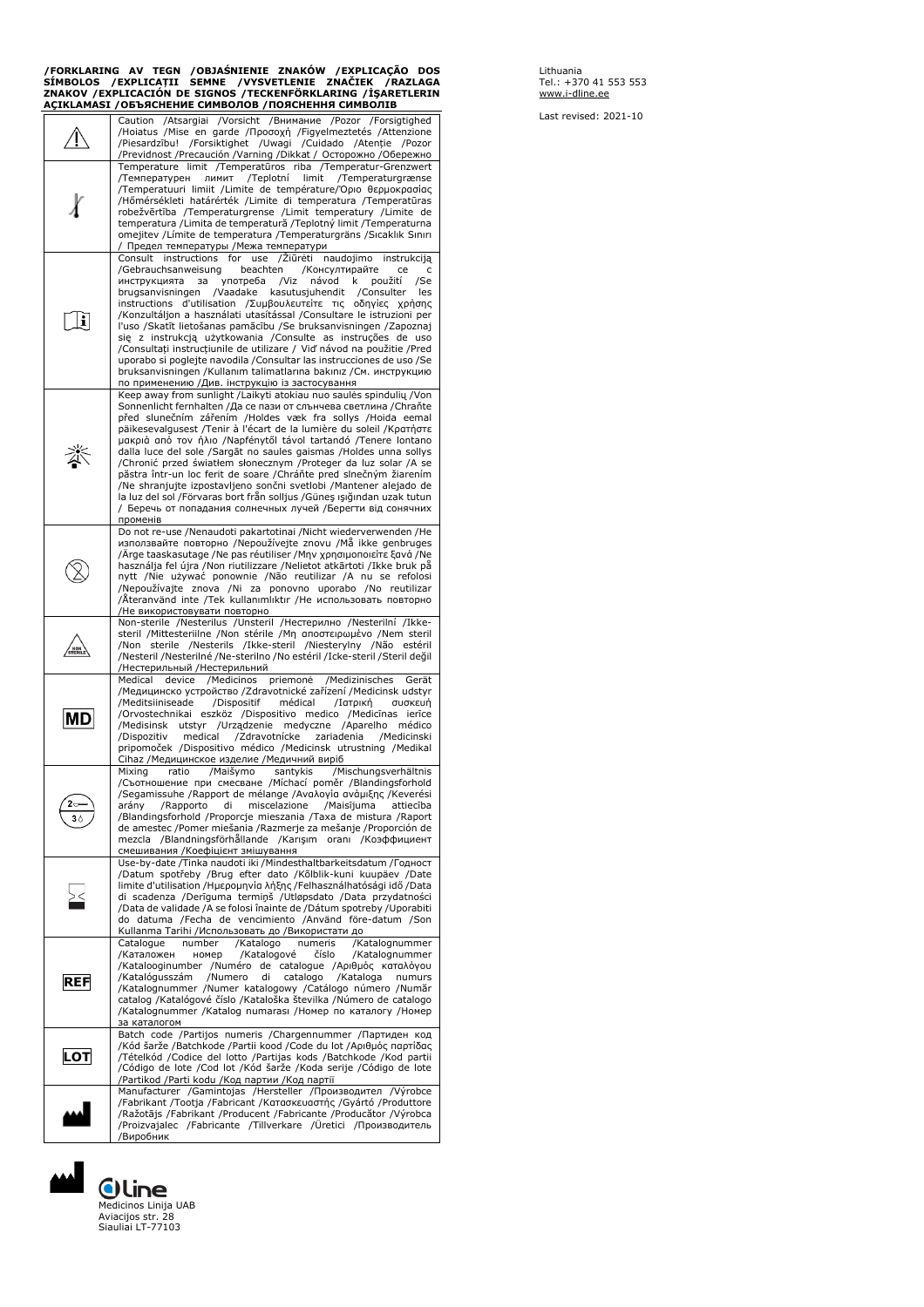**/FORKLARING AV TEGN /OBJAŚNIENIE ZNAKÓW /EXPLICAÇÃO DOS SÍMBOLOS /EXPLICAȚII SEMNE /VYSVETLENIE ZNAČIEK /RAZLAGA ZNAKOV /EXPLICACIÓN DE SIGNOS /TECKENFÖRKLARING /İŞARETLERIN AÇIKLAMASI /ОБЪЯСНЕНИЕ СИМВОЛОВ /ПОЯСНЕННЯ СИМВОЛІВ**

| | |
|---|---|
| ⚠ | Caution /Atsargiai /Vorsicht /Внимание /Pozor /Forsigtighed /Hoiatus /Mise en garde /Προσοχή /Figyelmeztetés /Attenzione /Piesardzību! /Forsiktighet /Uwagi /Cuidado /Atenție /Pozor /Previdnost /Precaución /Varning /Dikkat / Осторожно /Обережно |
| | Temperature limit /Temperatūros riba /Temperatur-Grenzwert /Температурен лимит /Teplotní limit /Temperaturgrænse /Temperatuuri limiit /Limite de température/Όριο θερμοκρασίας /Hőmérsékleti határérték /Limite di temperatura /Temperatūras robežvērtība /Temperaturgrense /Limit temperatury /Limite de temperatura /Limita de temperatură /Teplotný limit /Temperaturna omejitev /Límite de temperatura /Temperaturgräns /Sıcaklık Sınırı / Предел температуры /Межа температури |
| | Consult instructions for use /Žiūrėti naudojimo instrukciją /Gebrauchsanweisung beachten /Консултирайте се с инструкцията за употреба /Viz návod k použití /Se brugsanvisningen /Vaadake kasutusjuhendit /Consulter les instructions d'utilisation /Συμβουλευτείτε τις οδηγίες χρήσης /Konzultáljon a használati utasítással /Consultare le istruzioni per l'uso /Skatīt lietošanas pamācību /Se bruksanvisningen /Zapoznaj się z instrukcją użytkowania /Consulte as instruções de uso /Consultați instrucțiunile de utilizare / Viď návod na použitie /Pred uporabo si poglejte navodila /Consultar las instrucciones de uso /Se bruksanvisningen /Kullanım talimatlarına bakınız /См. инструкцию по применению /Див. інструкцію із застосування |
| | Keep away from sunlight /Laikyti atokiau nuo saulės spindulių /Von Sonnenlicht fernhalten /Да се пази от слънчева светлина /Chraňte před slunečním zářením /Holdes væk fra sollys /Hoida eemal päikesevalgusest /Tenir à l'écart de la lumière du soleil /Κρατήστε μακριά από τον ήλιο /Napfénytől távol tartandó /Tenere lontano dalla luce del sole /Sargāt no saules gaismas /Holdes unna sollys /Chronić przed światłem słonecznym /Proteger da luz solar /A se păstra într-un loc ferit de soare /Chráňte pred slnečným žiarením /Ne shranjujte izpostavljeno sončni svetlobi /Mantener alejado de la luz del sol /Förvaras bort från solljus /Güneş ışığından uzak tutun / Беречь от попадания солнечных лучей /Берегти від сонячних променів |
| | Do not re-use /Nenaudoti pakartotinai /Nicht wiederverwenden /Не използвайте повторно /Nepoužívejte znovu /Må ikke genbruges /Ärge taaskasutage /Ne pas réutiliser /Μην χρησιμοποιείτε ξανά /Ne használja fel újra /Non riutilizzare /Nelietot atkārtoti /Ikke bruk på nytt /Nie używać ponownie /Não reutilizar /A nu se refolosi /Nepoužívajte znova /Ni za ponovno uporabo /No reutilizar /Återanvänd inte /Tek kullanımlıktır /Не использовать повторно /Не використовувати повторно |
| NON STERILE | Non-sterile /Nesterilus /Unsteril /Нестерилно /Nesterilní /Ikke-steril /Mittesteriilne /Non stérile /Μη αποστειρωμένο /Nem steril /Non sterile /Nesterils /Ikke-steril /Niesterylny /Não estéril /Nesteril /Nesterilné /Ne-sterilno /No estéril /Icke-steril /Steril değil /Нестерильный /Нестерильний |
| MD | Medical device /Medicinos priemonė /Medizinisches Gerät /Медицинско устройство /Zdravotnické zařízení /Medicinsk udstyr /Meditsiiniseade /Dispositif médical /Ιατρική συσκευή /Orvostechnikai eszköz /Dispositivo medico /Medicīnas ierīce /Medisinsk utstyr /Urządzenie medyczne /Aparelho médico /Dispozitiv medical /Zdravotnícke zariadenia /Medicinski pripomoček /Dispositivo médico /Medicinsk utrustning /Medikal Cihaz /Медицинское изделие /Медичний виріб |
| 2 3 | Mixing ratio /Maišymo santykis /Mischungsverhältnis /Съотношение при смесване /Míchací poměr /Blandingsforhold /Segamissuhe /Rapport de mélange /Αναλογία ανάμιξης /Keverési arány /Rapporto di miscelazione /Maisījuma attiecība /Blandingsforhold /Proporcje mieszania /Taxa de mistura /Raport de amestec /Pomer miešania /Razmerje za mešanje /Proporción de mezcla /Blandningsförhållande /Karışım oranı /Коэффициент смешивания /Коефіцієнт змішування |
| | Use-by-date /Tinka naudoti iki /Mindesthaltbarkeitsdatum /Годност /Datum spotřeby /Brug efter dato /Kõlblik-kuni kuupäev /Date limite d'utilisation /Ημερομηνία λήξης /Felhasználhatósági idő /Data di scadenza /Derīguma termiņš /Utløpsdato /Data przydatności /Data de validade /A se folosi înainte de /Dátum spotreby /Uporabiti do datuma /Fecha de vencimiento /Använd före-datum /Son Kullanma Tarihi /Использовать до /Використати до |
| REF | Catalogue number /Katalogo numeris /Katalognummer /Каталожен номер /Katalogové číslo /Katalognummer /Kataloogi number /Numéro de catalogue /Αριθμός καταλόγου /Katalógusszám /Numero di catalogo /Kataloga numurs /Katalognummer /Numer katalogowy /Catálogo número /Număr catalog /Katalógové číslo /Kataloška številka /Número de catalogo /Katalognummer /Katalog numarası /Номер по каталогу /Номер за каталогом |
| LOT | Batch code /Partijos numeris /Chargennummer /Партиден код /Kód šarže /Batchkode /Partii kood /Code du lot /Αριθμός παρτίδας /Tételkód /Codice del lotto /Partijas kods /Batchkode /Kod partii /Código de lote /Cod lot /Kód šarže /Koda serije /Código de lote /Partikod /Parti kodu /Код партии /Код партії |
| | Manufacturer /Gamintojas /Hersteller /Производител /Výrobce /Fabrikant /Tootja /Fabricant /Κατασκευαστής /Gyártó /Produttore /Ražotājs /Fabrikant /Producent /Fabricante /Producător /Výrobca /Proizvajalec /Fabricante /Tillverkare /Üretici /Производитель /Виробник |

Line
Medicinos Linija UAB
Aviacijos str. 28
Siauliai LT-77103
Lithuania
Tel.: +370 41 553 553
www.i-dline.ee

Last revised: 2021-10